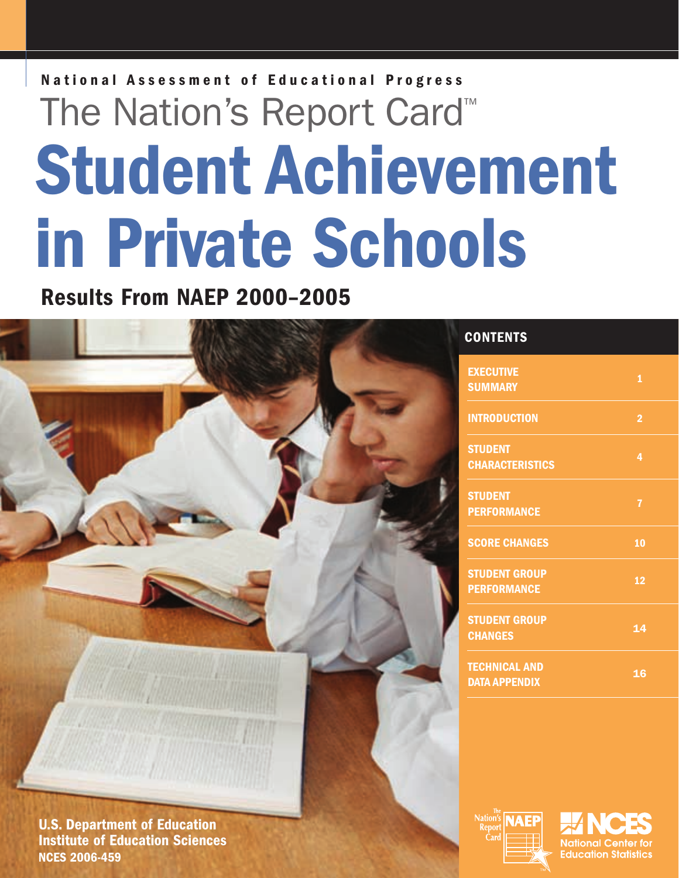National Assessment of Educational Progress

The Nation's Report Card™

# Student Achievement in Private Schools

## Results From NAEP 2000–2005

### CONTENTS

| Section | Page |
| --- | --- |
| EXECUTIVE SUMMARY | 1 |
| INTRODUCTION | 2 |
| STUDENT CHARACTERISTICS | 4 |
| STUDENT PERFORMANCE | 7 |
| SCORE CHANGES | 10 |
| STUDENT GROUP PERFORMANCE | 12 |
| STUDENT GROUP CHANGES | 14 |
| TECHNICAL AND DATA APPENDIX | 16 |

**U.S. Department of Education**
**Institute of Education Sciences**
**NCES 2006-459**

The Nation's Report Card NAEP

NCES National Center for Education Statistics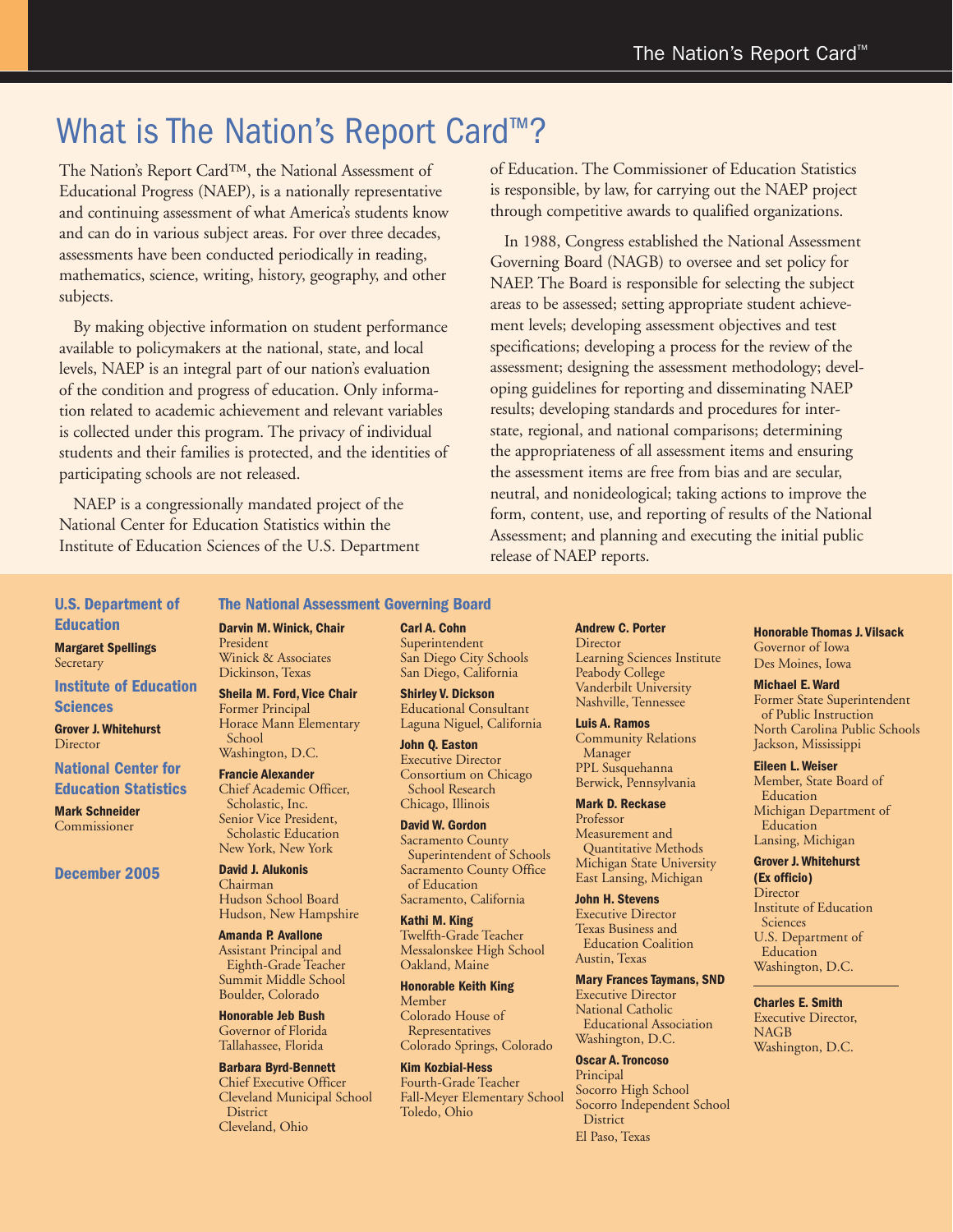# What is The Nation's Report Card™?

The Nation's Report Card™, the National Assessment of Educational Progress (NAEP), is a nationally representative and continuing assessment of what America's students know and can do in various subject areas. For over three decades, assessments have been conducted periodically in reading, mathematics, science, writing, history, geography, and other subjects.

By making objective information on student performance available to policymakers at the national, state, and local levels, NAEP is an integral part of our nation's evaluation of the condition and progress of education. Only information related to academic achievement and relevant variables is collected under this program. The privacy of individual students and their families is protected, and the identities of participating schools are not released.

NAEP is a congressionally mandated project of the National Center for Education Statistics within the Institute of Education Sciences of the U.S. Department of Education. The Commissioner of Education Statistics is responsible, by law, for carrying out the NAEP project through competitive awards to qualified organizations.

In 1988, Congress established the National Assessment Governing Board (NAGB) to oversee and set policy for NAEP. The Board is responsible for selecting the subject areas to be assessed; setting appropriate student achievement levels; developing assessment objectives and test specifications; developing a process for the review of the assessment; designing the assessment methodology; developing guidelines for reporting and disseminating NAEP results; developing standards and procedures for interstate, regional, and national comparisons; determining the appropriateness of all assessment items and ensuring the assessment items are free from bias and are secular, neutral, and nonideological; taking actions to improve the form, content, use, and reporting of results of the National Assessment; and planning and executing the initial public release of NAEP reports.

### U.S. Department of Education

**Margaret Spellings**
Secretary

### Institute of Education Sciences

**Grover J. Whitehurst**
Director

### National Center for Education Statistics

**Mark Schneider**
Commissioner

**December 2005**

### The National Assessment Governing Board

**Darvin M. Winick, Chair**
President
Winick & Associates
Dickinson, Texas

**Sheila M. Ford, Vice Chair**
Former Principal
Horace Mann Elementary School
Washington, D.C.

**Francie Alexander**
Chief Academic Officer, Scholastic, Inc.
Senior Vice President, Scholastic Education
New York, New York

**David J. Alukonis**
Chairman
Hudson School Board
Hudson, New Hampshire

**Amanda P. Avallone**
Assistant Principal and Eighth-Grade Teacher
Summit Middle School
Boulder, Colorado

**Honorable Jeb Bush**
Governor of Florida
Tallahassee, Florida

**Barbara Byrd-Bennett**
Chief Executive Officer
Cleveland Municipal School District
Cleveland, Ohio

**Carl A. Cohn**
Superintendent
San Diego City Schools
San Diego, California

**Shirley V. Dickson**
Educational Consultant
Laguna Niguel, California

**John Q. Easton**
Executive Director
Consortium on Chicago School Research
Chicago, Illinois

**David W. Gordon**
Sacramento County Superintendent of Schools
Sacramento County Office of Education
Sacramento, California

**Kathi M. King**
Twelfth-Grade Teacher
Messalonskee High School
Oakland, Maine

**Honorable Keith King**
Member
Colorado House of Representatives
Colorado Springs, Colorado

**Kim Kozbial-Hess**
Fourth-Grade Teacher
Fall-Meyer Elementary School
Toledo, Ohio

**Andrew C. Porter**
Director
Learning Sciences Institute
Peabody College
Vanderbilt University
Nashville, Tennessee

**Luis A. Ramos**
Community Relations Manager
PPL Susquehanna
Berwick, Pennsylvania

**Mark D. Reckase**
Professor
Measurement and Quantitative Methods
Michigan State University
East Lansing, Michigan

**John H. Stevens**
Executive Director
Texas Business and Education Coalition
Austin, Texas

**Mary Frances Taymans, SND**
Executive Director
National Catholic Educational Association
Washington, D.C.

**Oscar A. Troncoso**
Principal
Socorro High School
Socorro Independent School District
El Paso, Texas

**Honorable Thomas J. Vilsack**
Governor of Iowa
Des Moines, Iowa

**Michael E. Ward**
Former State Superintendent of Public Instruction
North Carolina Public Schools
Jackson, Mississippi

**Eileen L. Weiser**
Member, State Board of Education
Michigan Department of Education
Lansing, Michigan

**Grover J. Whitehurst (Ex officio)**
Director
Institute of Education Sciences
U.S. Department of Education
Washington, D.C.

---

**Charles E. Smith**
Executive Director, NAGB
Washington, D.C.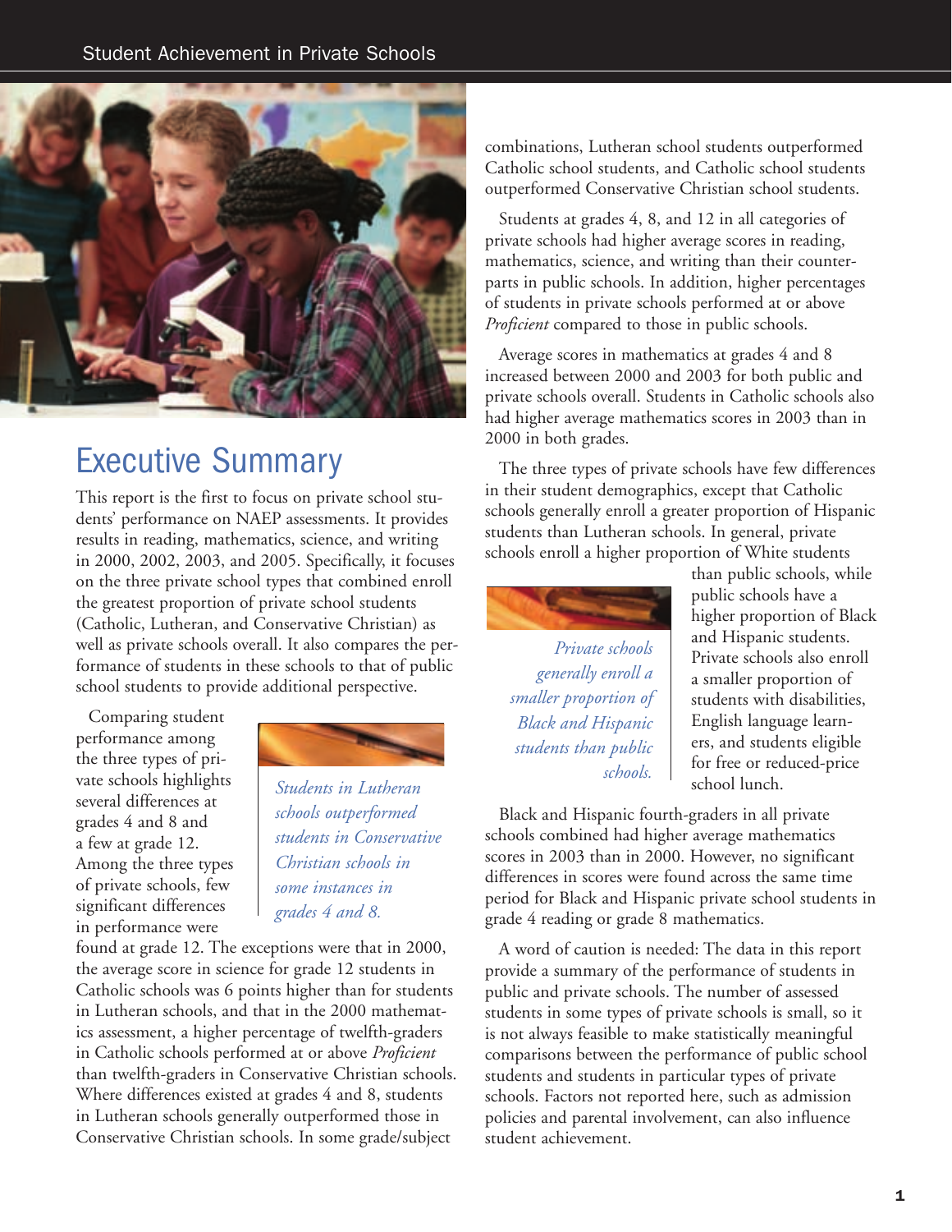# Executive Summary

This report is the first to focus on private school students' performance on NAEP assessments. It provides results in reading, mathematics, science, and writing in 2000, 2002, 2003, and 2005. Specifically, it focuses on the three private school types that combined enroll the greatest proportion of private school students (Catholic, Lutheran, and Conservative Christian) as well as private schools overall. It also compares the performance of students in these schools to that of public school students to provide additional perspective.

*Students in Lutheran schools outperformed students in Conservative Christian schools in some instances in grades 4 and 8.*

Comparing student performance among the three types of private schools highlights several differences at grades 4 and 8 and a few at grade 12. Among the three types of private schools, few significant differences in performance were found at grade 12. The exceptions were that in 2000, the average score in science for grade 12 students in Catholic schools was 6 points higher than for students in Lutheran schools, and that in the 2000 mathematics assessment, a higher percentage of twelfth-graders in Catholic schools performed at or above *Proficient* than twelfth-graders in Conservative Christian schools. Where differences existed at grades 4 and 8, students in Lutheran schools generally outperformed those in Conservative Christian schools. In some grade/subject combinations, Lutheran school students outperformed Catholic school students, and Catholic school students outperformed Conservative Christian school students.

Students at grades 4, 8, and 12 in all categories of private schools had higher average scores in reading, mathematics, science, and writing than their counterparts in public schools. In addition, higher percentages of students in private schools performed at or above *Proficient* compared to those in public schools.

Average scores in mathematics at grades 4 and 8 increased between 2000 and 2003 for both public and private schools overall. Students in Catholic schools also had higher average mathematics scores in 2003 than in 2000 in both grades.

The three types of private schools have few differences in their student demographics, except that Catholic schools generally enroll a greater proportion of Hispanic students than Lutheran schools. In general, private schools enroll a higher proportion of White students than public schools, while public schools have a higher proportion of Black and Hispanic students. Private schools also enroll a smaller proportion of students with disabilities, English language learners, and students eligible for free or reduced-price school lunch.

*Private schools generally enroll a smaller proportion of Black and Hispanic students than public schools.*

Black and Hispanic fourth-graders in all private schools combined had higher average mathematics scores in 2003 than in 2000. However, no significant differences in scores were found across the same time period for Black and Hispanic private school students in grade 4 reading or grade 8 mathematics.

A word of caution is needed: The data in this report provide a summary of the performance of students in public and private schools. The number of assessed students in some types of private schools is small, so it is not always feasible to make statistically meaningful comparisons between the performance of public school students and students in particular types of private schools. Factors not reported here, such as admission policies and parental involvement, can also influence student achievement.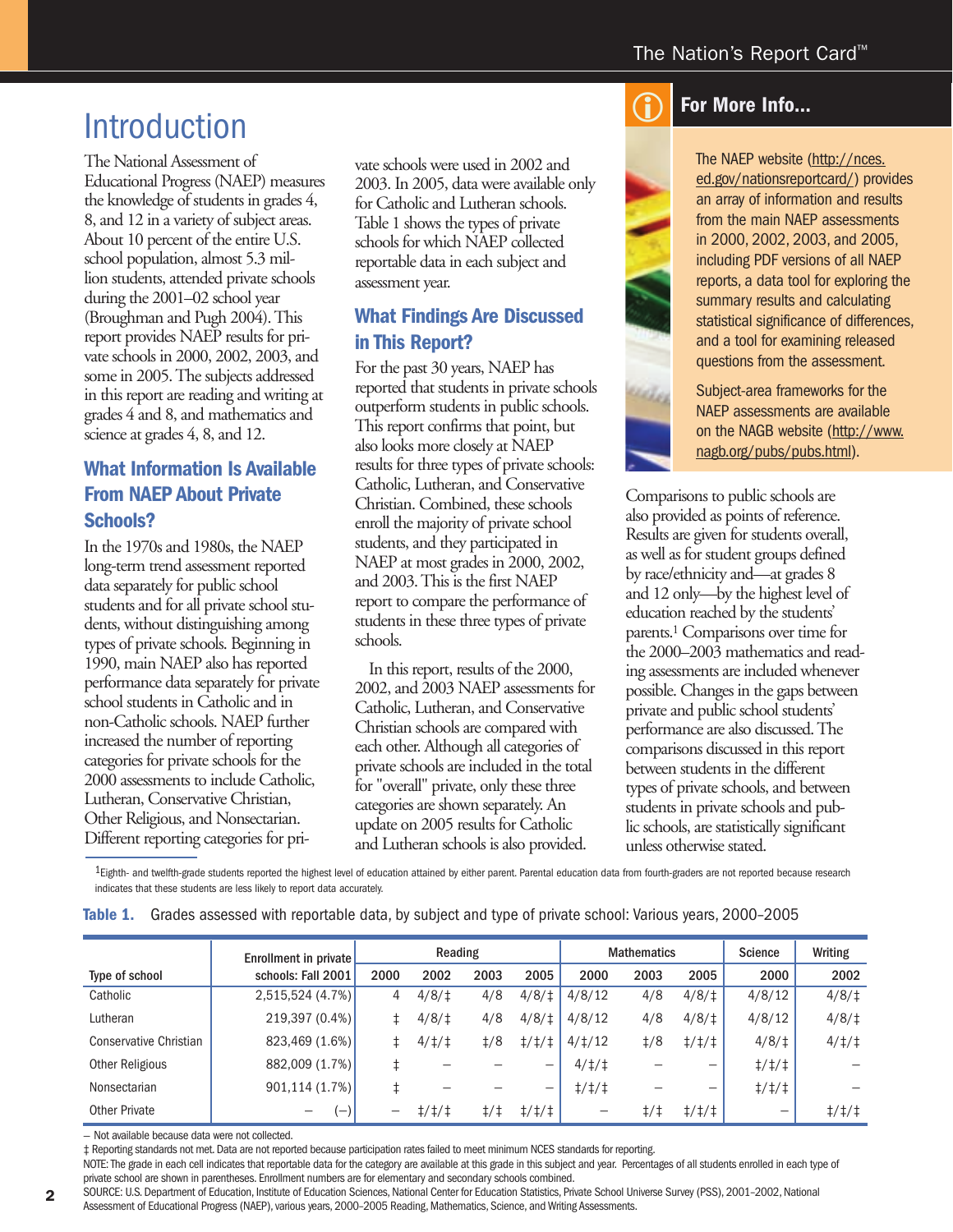# Introduction

The National Assessment of Educational Progress (NAEP) measures the knowledge of students in grades 4, 8, and 12 in a variety of subject areas. About 10 percent of the entire U.S. school population, almost 5.3 million students, attended private schools during the 2001–02 school year (Broughman and Pugh 2004). This report provides NAEP results for private schools in 2000, 2002, 2003, and some in 2005. The subjects addressed in this report are reading and writing at grades 4 and 8, and mathematics and science at grades 4, 8, and 12.

## What Information Is Available From NAEP About Private Schools?

In the 1970s and 1980s, the NAEP long-term trend assessment reported data separately for public school students and for all private school students, without distinguishing among types of private schools. Beginning in 1990, main NAEP also has reported performance data separately for private school students in Catholic and in non-Catholic schools. NAEP further increased the number of reporting categories for private schools for the 2000 assessments to include Catholic, Lutheran, Conservative Christian, Other Religious, and Nonsectarian. Different reporting categories for private schools were used in 2002 and 2003. In 2005, data were available only for Catholic and Lutheran schools. Table 1 shows the types of private schools for which NAEP collected reportable data in each subject and assessment year.

## What Findings Are Discussed in This Report?

For the past 30 years, NAEP has reported that students in private schools outperform students in public schools. This report confirms that point, but also looks more closely at NAEP results for three types of private schools: Catholic, Lutheran, and Conservative Christian. Combined, these schools enroll the majority of private school students, and they participated in NAEP at most grades in 2000, 2002, and 2003. This is the first NAEP report to compare the performance of students in these three types of private schools.

In this report, results of the 2000, 2002, and 2003 NAEP assessments for Catholic, Lutheran, and Conservative Christian schools are compared with each other. Although all categories of private schools are included in the total for "overall" private, only these three categories are shown separately. An update on 2005 results for Catholic and Lutheran schools is also provided.

Comparisons to public schools are also provided as points of reference. Results are given for students overall, as well as for student groups defined by race/ethnicity and—at grades 8 and 12 only—by the highest level of education reached by the students' parents.[1] Comparisons over time for the 2000–2003 mathematics and reading assessments are included whenever possible. Changes in the gaps between private and public school students' performance are also discussed. The comparisons discussed in this report between students in the different types of private schools, and between students in private schools and public schools, are statistically significant unless otherwise stated.

## For More Info...

The NAEP website (http://nces.ed.gov/nationsreportcard/) provides an array of information and results from the main NAEP assessments in 2000, 2002, 2003, and 2005, including PDF versions of all NAEP reports, a data tool for exploring the summary results and calculating statistical significance of differences, and a tool for examining released questions from the assessment.

Subject-area frameworks for the NAEP assessments are available on the NAGB website (http://www.nagb.org/pubs/pubs.html).

[1]Eighth- and twelfth-grade students reported the highest level of education attained by either parent. Parental education data from fourth-graders are not reported because research indicates that these students are less likely to report data accurately.

**Table 1.** Grades assessed with reportable data, by subject and type of private school: Various years, 2000–2005

| Type of school | Enrollment in private schools: Fall 2001 | Reading 2000 | Reading 2002 | Reading 2003 | Reading 2005 | Mathematics 2000 | Mathematics 2003 | Mathematics 2005 | Science 2000 | Writing 2002 |
|---|---|---|---|---|---|---|---|---|---|---|
| Catholic | 2,515,524 (4.7%) | 4 | 4/8/‡ | 4/8 | 4/8/‡ | 4/8/12 | 4/8 | 4/8/‡ | 4/8/12 | 4/8/‡ |
| Lutheran | 219,397 (0.4%) | ‡ | 4/8/‡ | 4/8 | 4/8/‡ | 4/8/12 | 4/8 | 4/8/‡ | 4/8/12 | 4/8/‡ |
| Conservative Christian | 823,469 (1.6%) | ‡ | 4/‡/‡ | ‡/8 | ‡/‡/‡ | 4/‡/12 | ‡/8 | ‡/‡/‡ | 4/8/‡ | 4/‡/‡ |
| Other Religious | 882,009 (1.7%) | ‡ | — | — | — | 4/‡/‡ | — | — | ‡/‡/‡ | — |
| Nonsectarian | 901,114 (1.7%) | ‡ | — | — | — | ‡/‡/‡ | — | — | ‡/‡/‡ | — |
| Other Private | — (—) | — | ‡/‡/‡ | ‡/‡ | ‡/‡/‡ | — | ‡/‡ | ‡/‡/‡ | — | ‡/‡/‡ |

— Not available because data were not collected.

‡ Reporting standards not met. Data are not reported because participation rates failed to meet minimum NCES standards for reporting.

NOTE: The grade in each cell indicates that reportable data for the category are available at this grade in this subject and year. Percentages of all students enrolled in each type of private school are shown in parentheses. Enrollment numbers are for elementary and secondary schools combined.

SOURCE: U.S. Department of Education, Institute of Education Sciences, National Center for Education Statistics, Private School Universe Survey (PSS), 2001–2002, National Assessment of Educational Progress (NAEP), various years, 2000–2005 Reading, Mathematics, Science, and Writing Assessments.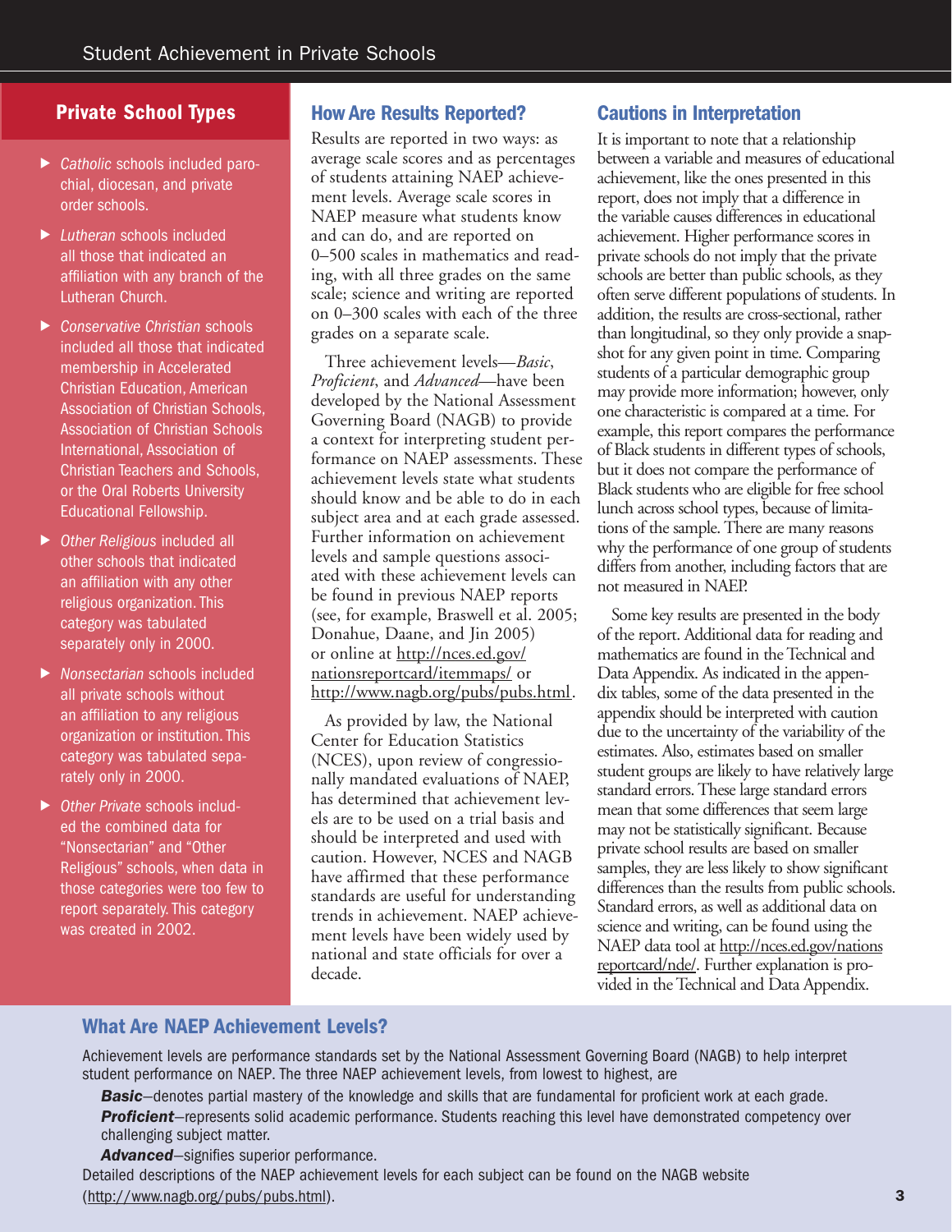## Private School Types

- *Catholic* schools included parochial, diocesan, and private order schools.
- *Lutheran* schools included all those that indicated an affiliation with any branch of the Lutheran Church.
- *Conservative Christian* schools included all those that indicated membership in Accelerated Christian Education, American Association of Christian Schools, Association of Christian Schools International, Association of Christian Teachers and Schools, or the Oral Roberts University Educational Fellowship.
- *Other Religious* included all other schools that indicated an affiliation with any other religious organization. This category was tabulated separately only in 2000.
- *Nonsectarian* schools included all private schools without an affiliation to any religious organization or institution. This category was tabulated separately only in 2000.
- *Other Private* schools included the combined data for "Nonsectarian" and "Other Religious" schools, when data in those categories were too few to report separately. This category was created in 2002.

## How Are Results Reported?

Results are reported in two ways: as average scale scores and as percentages of students attaining NAEP achievement levels. Average scale scores in NAEP measure what students know and can do, and are reported on 0–500 scales in mathematics and reading, with all three grades on the same scale; science and writing are reported on 0–300 scales with each of the three grades on a separate scale.

Three achievement levels—*Basic*, *Proficient*, and *Advanced*—have been developed by the National Assessment Governing Board (NAGB) to provide a context for interpreting student performance on NAEP assessments. These achievement levels state what students should know and be able to do in each subject area and at each grade assessed. Further information on achievement levels and sample questions associated with these achievement levels can be found in previous NAEP reports (see, for example, Braswell et al. 2005; Donahue, Daane, and Jin 2005) or online at http://nces.ed.gov/nationsreportcard/itemmaps/ or http://www.nagb.org/pubs/pubs.html.

As provided by law, the National Center for Education Statistics (NCES), upon review of congressionally mandated evaluations of NAEP, has determined that achievement levels are to be used on a trial basis and should be interpreted and used with caution. However, NCES and NAGB have affirmed that these performance standards are useful for understanding trends in achievement. NAEP achievement levels have been widely used by national and state officials for over a decade.

## Cautions in Interpretation

It is important to note that a relationship between a variable and measures of educational achievement, like the ones presented in this report, does not imply that a difference in the variable causes differences in educational achievement. Higher performance scores in private schools do not imply that the private schools are better than public schools, as they often serve different populations of students. In addition, the results are cross-sectional, rather than longitudinal, so they only provide a snapshot for any given point in time. Comparing students of a particular demographic group may provide more information; however, only one characteristic is compared at a time. For example, this report compares the performance of Black students in different types of schools, but it does not compare the performance of Black students who are eligible for free school lunch across school types, because of limitations of the sample. There are many reasons why the performance of one group of students differs from another, including factors that are not measured in NAEP.

Some key results are presented in the body of the report. Additional data for reading and mathematics are found in the Technical and Data Appendix. As indicated in the appendix tables, some of the data presented in the appendix should be interpreted with caution due to the uncertainty of the variability of the estimates. Also, estimates based on smaller student groups are likely to have relatively large standard errors. These large standard errors mean that some differences that seem large may not be statistically significant. Because private school results are based on smaller samples, they are less likely to show significant differences than the results from public schools. Standard errors, as well as additional data on science and writing, can be found using the NAEP data tool at http://nces.ed.gov/nationsreportcard/nde/. Further explanation is provided in the Technical and Data Appendix.

## What Are NAEP Achievement Levels?

Achievement levels are performance standards set by the National Assessment Governing Board (NAGB) to help interpret student performance on NAEP. The three NAEP achievement levels, from lowest to highest, are

***Basic***—denotes partial mastery of the knowledge and skills that are fundamental for proficient work at each grade.

***Proficient***—represents solid academic performance. Students reaching this level have demonstrated competency over challenging subject matter.

***Advanced***—signifies superior performance.

Detailed descriptions of the NAEP achievement levels for each subject can be found on the NAGB website (http://www.nagb.org/pubs/pubs.html).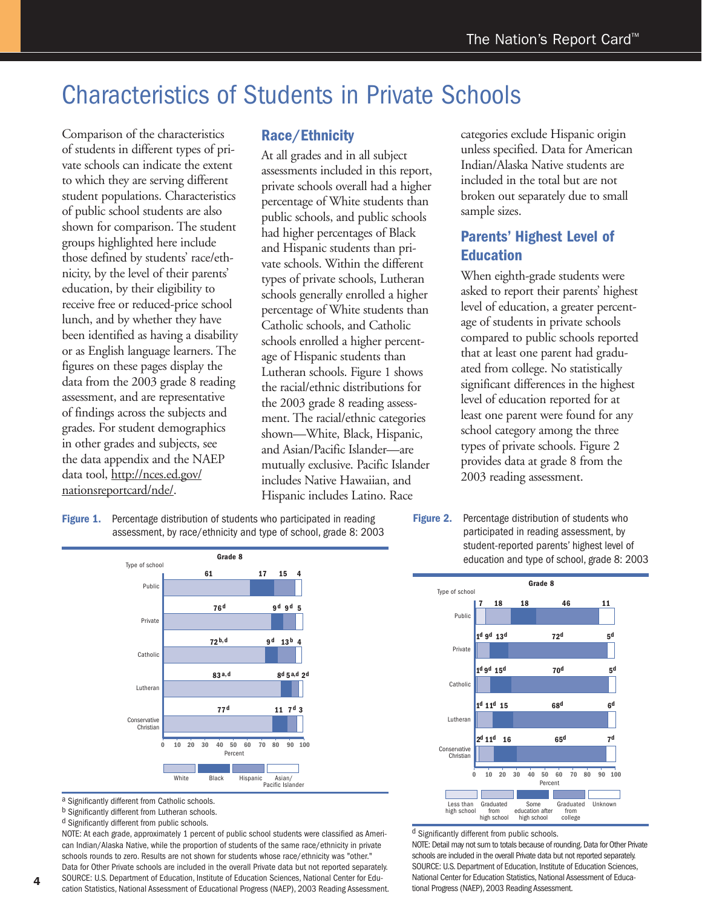# Characteristics of Students in Private Schools

Comparison of the characteristics of students in different types of private schools can indicate the extent to which they are serving different student populations. Characteristics of public school students are also shown for comparison. The student groups highlighted here include those defined by students' race/ethnicity, by the level of their parents' education, by their eligibility to receive free or reduced-price school lunch, and by whether they have been identified as having a disability or as English language learners. The figures on these pages display the data from the 2003 grade 8 reading assessment, and are representative of findings across the subjects and grades. For student demographics in other grades and subjects, see the data appendix and the NAEP data tool, http://nces.ed.gov/nationsreportcard/nde/.

## Race/Ethnicity

At all grades and in all subject assessments included in this report, private schools overall had a higher percentage of White students than public schools, and public schools had higher percentages of Black and Hispanic students than private schools. Within the different types of private schools, Lutheran schools generally enrolled a higher percentage of White students than Catholic schools, and Catholic schools enrolled a higher percentage of Hispanic students than Lutheran schools. Figure 1 shows the racial/ethnic distributions for the 2003 grade 8 reading assessment. The racial/ethnic categories shown—White, Black, Hispanic, and Asian/Pacific Islander—are mutually exclusive. Pacific Islander includes Native Hawaiian, and Hispanic includes Latino. Race categories exclude Hispanic origin unless specified. Data for American Indian/Alaska Native students are included in the total but are not broken out separately due to small sample sizes.

## Parents' Highest Level of Education

When eighth-grade students were asked to report their parents' highest level of education, a greater percentage of students in private schools compared to public schools reported that at least one parent had graduated from college. No statistically significant differences in the highest level of education reported for at least one parent were found for any school category among the three types of private schools. Figure 2 provides data at grade 8 from the 2003 reading assessment.

**Figure 1.** Percentage distribution of students who participated in reading assessment, by race/ethnicity and type of school, grade 8: 2003

Grade 8

| Type of school | White | Black | Hispanic | Asian/Pacific Islander |
|---|---|---|---|---|
| Public | 61 | 17 | 15 | 4 |
| Private | 76[d] | 9[d] | 9[d] | 5 |
| Catholic | 72[b,d] | 9[d] | 13[b] | 4 |
| Lutheran | 83[a,d] | 8[d] | 5[a,d] | 2[d] |
| Conservative Christian | 77[d] | 11 | 7[d] | 3 |

[a] Significantly different from Catholic schools.
[b] Significantly different from Lutheran schools.
[d] Significantly different from public schools.

NOTE: At each grade, approximately 1 percent of public school students were classified as American Indian/Alaska Native, while the proportion of students of the same race/ethnicity in private schools rounds to zero. Results are not shown for students whose race/ethnicity was "other." Data for Other Private schools are included in the overall Private data but not reported separately.
SOURCE: U.S. Department of Education, Institute of Education Sciences, National Center for Education Statistics, National Assessment of Educational Progress (NAEP), 2003 Reading Assessment.

**Figure 2.** Percentage distribution of students who participated in reading assessment, by student-reported parents' highest level of education and type of school, grade 8: 2003

Grade 8

| Type of school | Less than high school | Graduated from high school | Some education after high school | Graduated from college | Unknown |
|---|---|---|---|---|---|
| Public | 7 | 18 | 18 | 46 | 11 |
| Private | 1[d] | 9[d] | 13[d] | 72[d] | 5[d] |
| Catholic | 1[d] | 9[d] | 15[d] | 70[d] | 5[d] |
| Lutheran | 1[d] | 11[d] | 15 | 68[d] | 6[d] |
| Conservative Christian | 2[d] | 11[d] | 16 | 65[d] | 7[d] |

[d] Significantly different from public schools.

NOTE: Detail may not sum to totals because of rounding. Data for Other Private schools are included in the overall Private data but not reported separately.
SOURCE: U.S. Department of Education, Institute of Education Sciences, National Center for Education Statistics, National Assessment of Educational Progress (NAEP), 2003 Reading Assessment.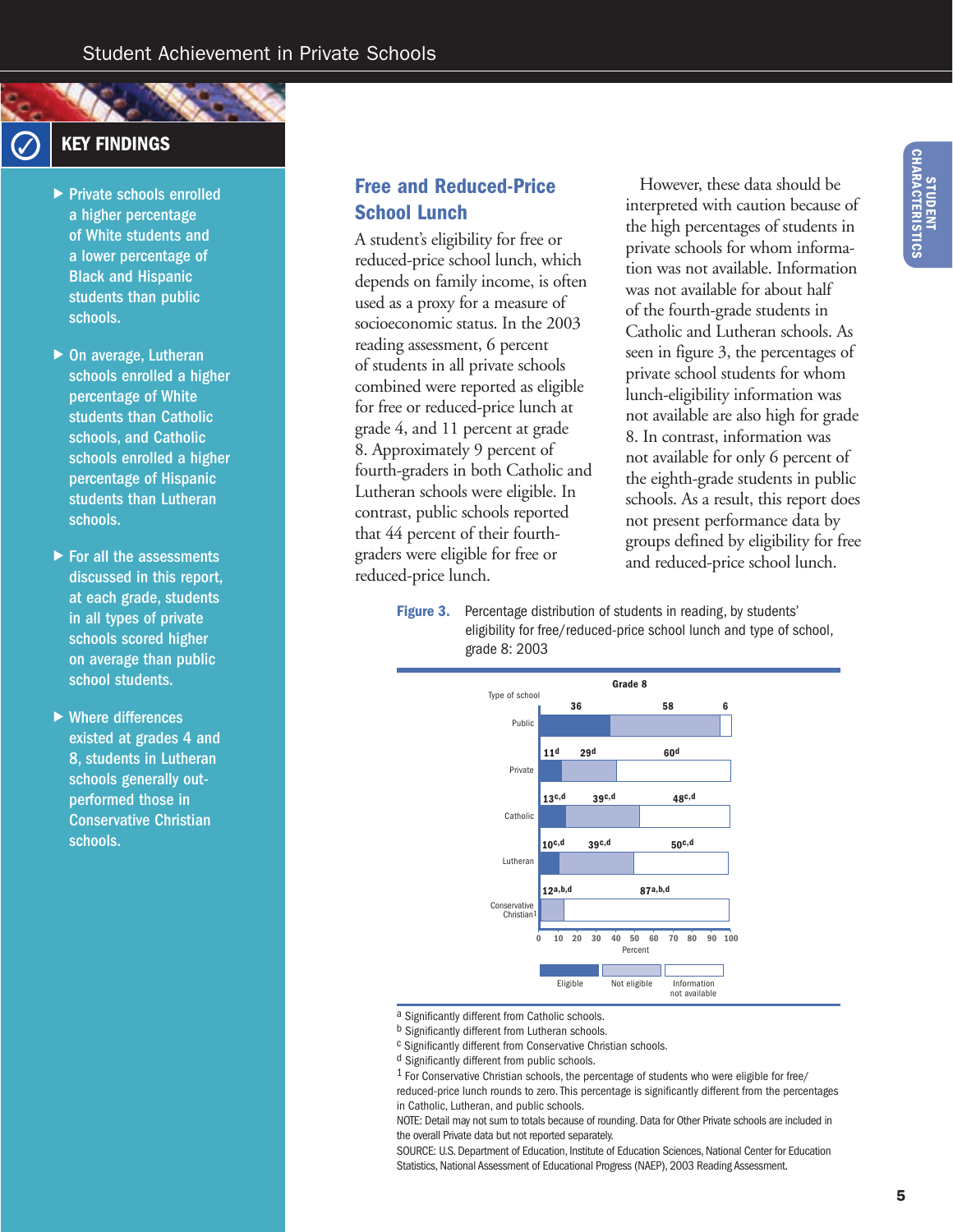## KEY FINDINGS

- Private schools enrolled a higher percentage of White students and a lower percentage of Black and Hispanic students than public schools.
- On average, Lutheran schools enrolled a higher percentage of White students than Catholic schools, and Catholic schools enrolled a higher percentage of Hispanic students than Lutheran schools.
- For all the assessments discussed in this report, at each grade, students in all types of private schools scored higher on average than public school students.
- Where differences existed at grades 4 and 8, students in Lutheran schools generally outperformed those in Conservative Christian schools.

## Free and Reduced-Price School Lunch

A student's eligibility for free or reduced-price school lunch, which depends on family income, is often used as a proxy for a measure of socioeconomic status. In the 2003 reading assessment, 6 percent of students in all private schools combined were reported as eligible for free or reduced-price lunch at grade 4, and 11 percent at grade 8. Approximately 9 percent of fourth-graders in both Catholic and Lutheran schools were eligible. In contrast, public schools reported that 44 percent of their fourth-graders were eligible for free or reduced-price lunch.

However, these data should be interpreted with caution because of the high percentages of students in private schools for whom information was not available. Information was not available for about half of the fourth-grade students in Catholic and Lutheran schools. As seen in figure 3, the percentages of private school students for whom lunch-eligibility information was not available are also high for grade 8. In contrast, information was not available for only 6 percent of the eighth-grade students in public schools. As a result, this report does not present performance data by groups defined by eligibility for free and reduced-price school lunch.

**Figure 3.** Percentage distribution of students in reading, by students' eligibility for free/reduced-price school lunch and type of school, grade 8: 2003

Grade 8

| Type of school | Eligible | Not eligible | Information not available |
|---|---|---|---|
| Public | 36 | 58 | 6 |
| Private | 11[d] | 29[d] | 60[d] |
| Catholic | 13[c,d] | 39[c,d] | 48[c,d] |
| Lutheran | 10[c,d] | 39[c,d] | 50[c,d] |
| Conservative Christian[1] | | 12[a,b,d] | 87[a,b,d] |

[a] Significantly different from Catholic schools.
[b] Significantly different from Lutheran schools.
[c] Significantly different from Conservative Christian schools.
[d] Significantly different from public schools.
[1] For Conservative Christian schools, the percentage of students who were eligible for free/reduced-price lunch rounds to zero. This percentage is significantly different from the percentages in Catholic, Lutheran, and public schools.
NOTE: Detail may not sum to totals because of rounding. Data for Other Private schools are included in the overall Private data but not reported separately.
SOURCE: U.S. Department of Education, Institute of Education Sciences, National Center for Education Statistics, National Assessment of Educational Progress (NAEP), 2003 Reading Assessment.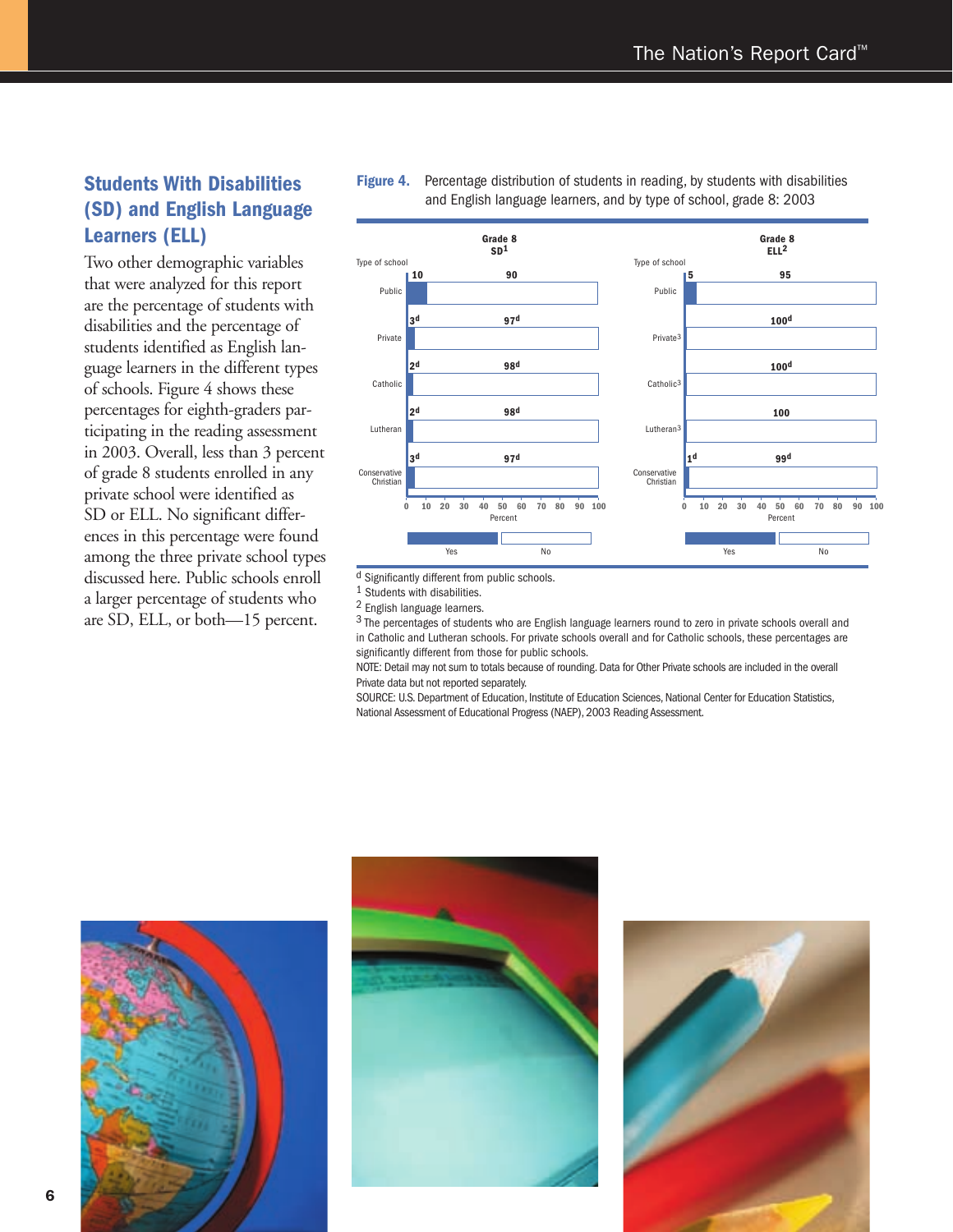## Students With Disabilities (SD) and English Language Learners (ELL)

Two other demographic variables that were analyzed for this report are the percentage of students with disabilities and the percentage of students identified as English language learners in the different types of schools. Figure 4 shows these percentages for eighth-graders participating in the reading assessment in 2003. Overall, less than 3 percent of grade 8 students enrolled in any private school were identified as SD or ELL. No significant differences in this percentage were found among the three private school types discussed here. Public schools enroll a larger percentage of students who are SD, ELL, or both—15 percent.

**Figure 4.** Percentage distribution of students in reading, by students with disabilities and English language learners, and by type of school, grade 8: 2003

| Type of school | Grade 8 SD[1] Yes | Grade 8 SD[1] No | Grade 8 ELL[2] Yes | Grade 8 ELL[2] No |
|---|---|---|---|---|
| Public | 10 | 90 | 5 | 95 |
| Private[3] | 3[d] | 97[d] | | 100[d] |
| Catholic[3] | 2[d] | 98[d] | | 100[d] |
| Lutheran[3] | 2[d] | 98[d] | | 100 |
| Conservative Christian | 3[d] | 97[d] | 1[d] | 99[d] |

[d] Significantly different from public schools.

[1] Students with disabilities.

[2] English language learners.

[3] The percentages of students who are English language learners round to zero in private schools overall and in Catholic and Lutheran schools. For private schools overall and for Catholic schools, these percentages are significantly different from those for public schools.

NOTE: Detail may not sum to totals because of rounding. Data for Other Private schools are included in the overall Private data but not reported separately.

SOURCE: U.S. Department of Education, Institute of Education Sciences, National Center for Education Statistics, National Assessment of Educational Progress (NAEP), 2003 Reading Assessment.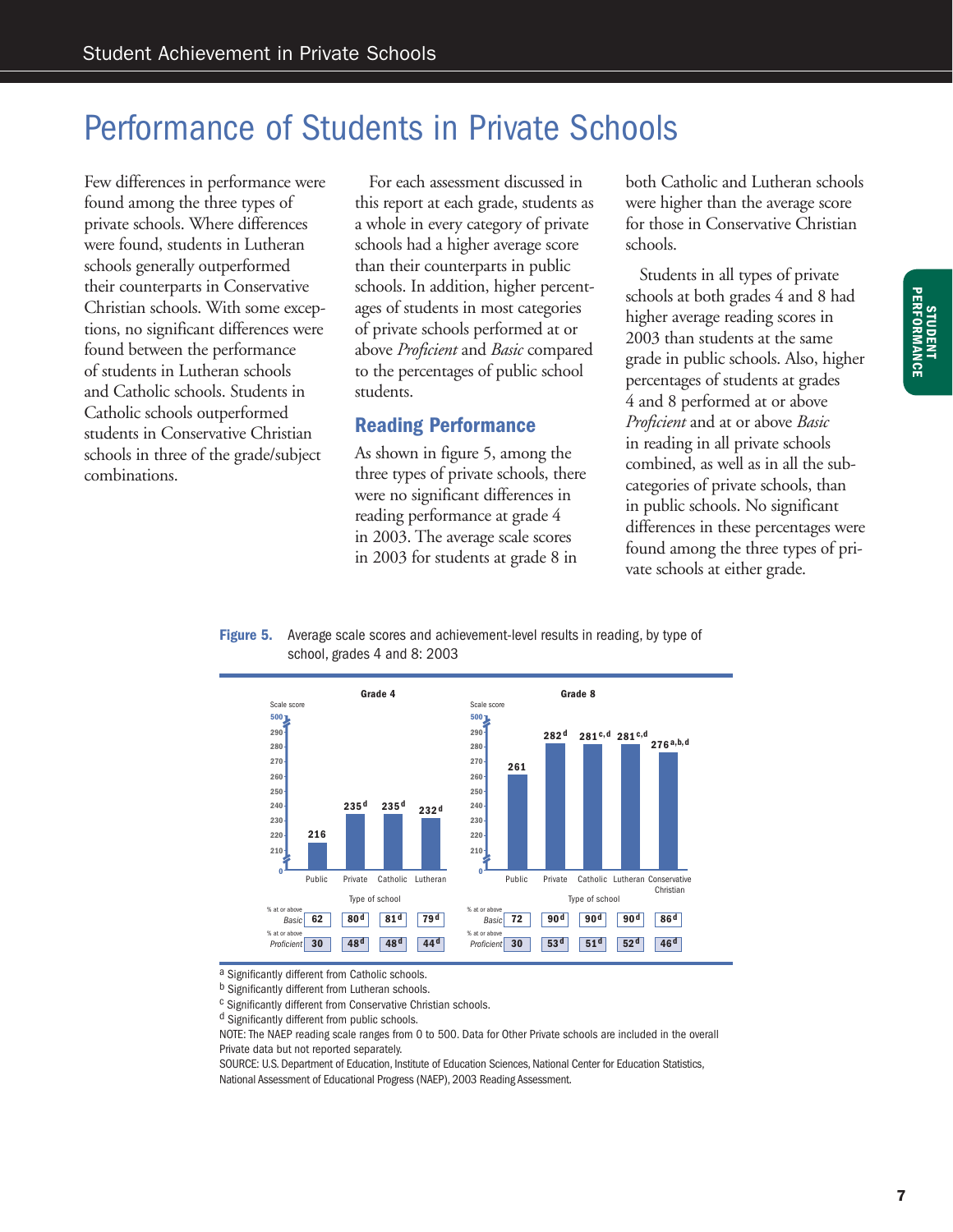# Performance of Students in Private Schools

Few differences in performance were found among the three types of private schools. Where differences were found, students in Lutheran schools generally outperformed their counterparts in Conservative Christian schools. With some exceptions, no significant differences were found between the performance of students in Lutheran schools and Catholic schools. Students in Catholic schools outperformed students in Conservative Christian schools in three of the grade/subject combinations.

For each assessment discussed in this report at each grade, students as a whole in every category of private schools had a higher average score than their counterparts in public schools. In addition, higher percentages of students in most categories of private schools performed at or above *Proficient* and *Basic* compared to the percentages of public school students.

## Reading Performance

As shown in figure 5, among the three types of private schools, there were no significant differences in reading performance at grade 4 in 2003. The average scale scores in 2003 for students at grade 8 in both Catholic and Lutheran schools were higher than the average score for those in Conservative Christian schools.

Students in all types of private schools at both grades 4 and 8 had higher average reading scores in 2003 than students at the same grade in public schools. Also, higher percentages of students at grades 4 and 8 performed at or above *Proficient* and at or above *Basic* in reading in all private schools combined, as well as in all the subcategories of private schools, than in public schools. No significant differences in these percentages were found among the three types of private schools at either grade.

**Figure 5.** Average scale scores and achievement-level results in reading, by type of school, grades 4 and 8: 2003

**Grade 4**

| Type of school | Scale score | % at or above *Basic* | % at or above *Proficient* |
|---|---|---|---|
| Public | 216 | 62 | 30 |
| Private | 235[d] | 80[d] | 48[d] |
| Catholic | 235[d] | 81[d] | 48[d] |
| Lutheran | 232[d] | 79[d] | 44[d] |

**Grade 8**

| Type of school | Scale score | % at or above *Basic* | % at or above *Proficient* |
|---|---|---|---|
| Public | 261 | 72 | 30 |
| Private | 282[d] | 90[d] | 53[d] |
| Catholic | 281[c,d] | 90[d] | 51[d] |
| Lutheran | 281[c,d] | 90[d] | 52[d] |
| Conservative Christian | 276[a,b,d] | 86[d] | 46[d] |

[a] Significantly different from Catholic schools.
[b] Significantly different from Lutheran schools.
[c] Significantly different from Conservative Christian schools.
[d] Significantly different from public schools.
NOTE: The NAEP reading scale ranges from 0 to 500. Data for Other Private schools are included in the overall Private data but not reported separately.
SOURCE: U.S. Department of Education, Institute of Education Sciences, National Center for Education Statistics, National Assessment of Educational Progress (NAEP), 2003 Reading Assessment.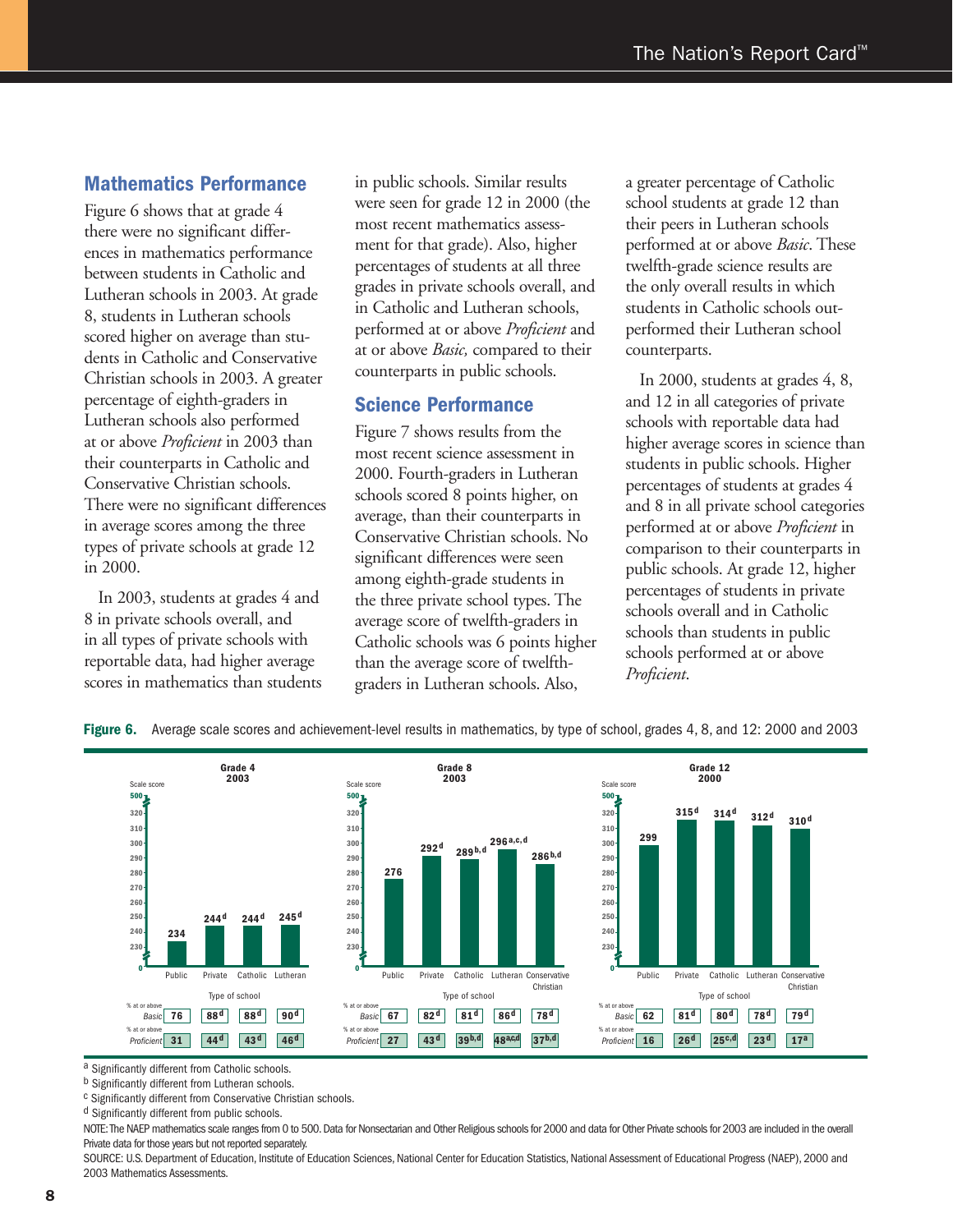## Mathematics Performance

Figure 6 shows that at grade 4 there were no significant differences in mathematics performance between students in Catholic and Lutheran schools in 2003. At grade 8, students in Lutheran schools scored higher on average than students in Catholic and Conservative Christian schools in 2003. A greater percentage of eighth-graders in Lutheran schools also performed at or above *Proficient* in 2003 than their counterparts in Catholic and Conservative Christian schools. There were no significant differences in average scores among the three types of private schools at grade 12 in 2000.

In 2003, students at grades 4 and 8 in private schools overall, and in all types of private schools with reportable data, had higher average scores in mathematics than students in public schools. Similar results were seen for grade 12 in 2000 (the most recent mathematics assessment for that grade). Also, higher percentages of students at all three grades in private schools overall, and in Catholic and Lutheran schools, performed at or above *Proficient* and at or above *Basic,* compared to their counterparts in public schools.

## Science Performance

Figure 7 shows results from the most recent science assessment in 2000. Fourth-graders in Lutheran schools scored 8 points higher, on average, than their counterparts in Conservative Christian schools. No significant differences were seen among eighth-grade students in the three private school types. The average score of twelfth-graders in Catholic schools was 6 points higher than the average score of twelfth-graders in Lutheran schools. Also, a greater percentage of Catholic school students at grade 12 than their peers in Lutheran schools performed at or above *Basic*. These twelfth-grade science results are the only overall results in which students in Catholic schools outperformed their Lutheran school counterparts.

In 2000, students at grades 4, 8, and 12 in all categories of private schools with reportable data had higher average scores in science than students in public schools. Higher percentages of students at grades 4 and 8 in all private school categories performed at or above *Proficient* in comparison to their counterparts in public schools. At grade 12, higher percentages of students in private schools overall and in Catholic schools than students in public schools performed at or above *Proficient.*

**Figure 6.** Average scale scores and achievement-level results in mathematics, by type of school, grades 4, 8, and 12: 2000 and 2003

**Grade 4, 2003**

| Type of school | Average scale score | % at or above Basic | % at or above Proficient |
|---|---|---|---|
| Public | 234 | 76 | 31 |
| Private | 244[d] | 88[d] | 44[d] |
| Catholic | 244[d] | 88[d] | 43[d] |
| Lutheran | 245[d] | 90[d] | 46[d] |

**Grade 8, 2003**

| Type of school | Average scale score | % at or above Basic | % at or above Proficient |
|---|---|---|---|
| Public | 276 | 67 | 27 |
| Private | 292[d] | 82[d] | 43[d] |
| Catholic | 289[b,d] | 81[d] | 39[b,d] |
| Lutheran | 296[a,c,d] | 86[d] | 48[a,c,d] |
| Conservative Christian | 286[b,d] | 78[d] | 37[b,d] |

**Grade 12, 2000**

| Type of school | Average scale score | % at or above Basic | % at or above Proficient |
|---|---|---|---|
| Public | 299 | 62 | 16 |
| Private | 315[d] | 81[d] | 26[d] |
| Catholic | 314[d] | 80[d] | 25[c,d] |
| Lutheran | 312[d] | 78[d] | 23[d] |
| Conservative Christian | 310[d] | 79[d] | 17[a] |

[a] Significantly different from Catholic schools.

[b] Significantly different from Lutheran schools.

[c] Significantly different from Conservative Christian schools.

[d] Significantly different from public schools.

NOTE: The NAEP mathematics scale ranges from 0 to 500. Data for Nonsectarian and Other Religious schools for 2000 and data for Other Private schools for 2003 are included in the overall Private data for those years but not reported separately.

SOURCE: U.S. Department of Education, Institute of Education Sciences, National Center for Education Statistics, National Assessment of Educational Progress (NAEP), 2000 and 2003 Mathematics Assessments.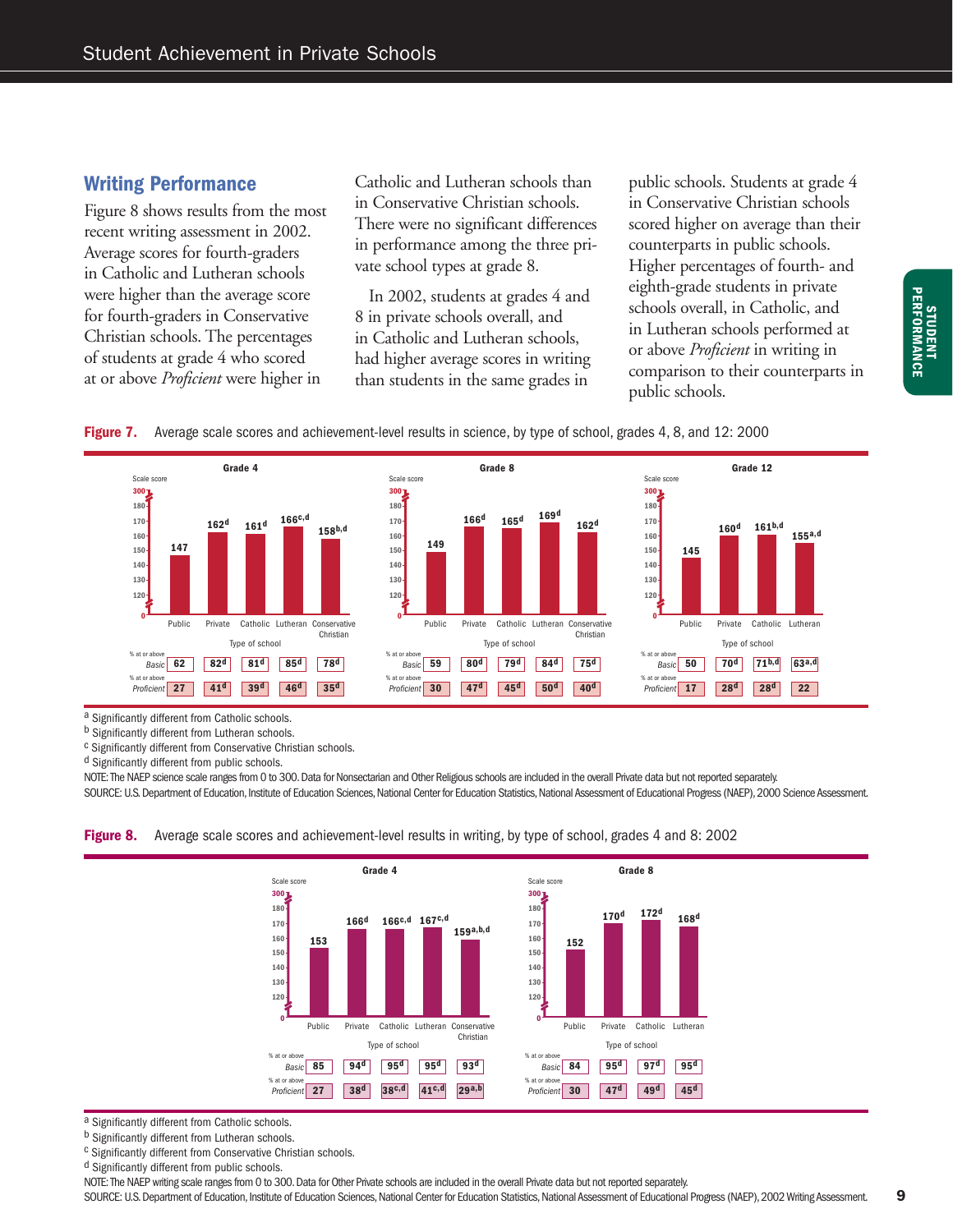## Writing Performance

Figure 8 shows results from the most recent writing assessment in 2002. Average scores for fourth-graders in Catholic and Lutheran schools were higher than the average score for fourth-graders in Conservative Christian schools. The percentages of students at grade 4 who scored at or above *Proficient* were higher in Catholic and Lutheran schools than in Conservative Christian schools. There were no significant differences in performance among the three private school types at grade 8.

In 2002, students at grades 4 and 8 in private schools overall, and in Catholic and Lutheran schools, had higher average scores in writing than students in the same grades in public schools. Students at grade 4 in Conservative Christian schools scored higher on average than their counterparts in public schools. Higher percentages of fourth- and eighth-grade students in private schools overall, in Catholic, and in Lutheran schools performed at or above *Proficient* in writing in comparison to their counterparts in public schools.

**Figure 7.** Average scale scores and achievement-level results in science, by type of school, grades 4, 8, and 12: 2000

**Grade 4**

| Type of school | Public | Private | Catholic | Lutheran | Conservative Christian |
|---|---|---|---|---|---|
| Scale score | 147 | 162[d] | 161[d] | 166[c,d] | 158[b,d] |
| % at or above *Basic* | 62 | 82[d] | 81[d] | 85[d] | 78[d] |
| % at or above *Proficient* | 27 | 41[d] | 39[d] | 46[d] | 35[d] |

**Grade 8**

| Type of school | Public | Private | Catholic | Lutheran | Conservative Christian |
|---|---|---|---|---|---|
| Scale score | 149 | 166[d] | 165[d] | 169[d] | 162[d] |
| % at or above *Basic* | 59 | 80[d] | 79[d] | 84[d] | 75[d] |
| % at or above *Proficient* | 30 | 47[d] | 45[d] | 50[d] | 40[d] |

**Grade 12**

| Type of school | Public | Private | Catholic | Lutheran |
|---|---|---|---|---|
| Scale score | 145 | 160[d] | 161[b,d] | 155[a,d] |
| % at or above *Basic* | 50 | 70[d] | 71[b,d] | 63[a,d] |
| % at or above *Proficient* | 17 | 28[d] | 28[d] | 22 |

[a] Significantly different from Catholic schools.
[b] Significantly different from Lutheran schools.
[c] Significantly different from Conservative Christian schools.
[d] Significantly different from public schools.

NOTE: The NAEP science scale ranges from 0 to 300. Data for Nonsectarian and Other Religious schools are included in the overall Private data but not reported separately.

SOURCE: U.S. Department of Education, Institute of Education Sciences, National Center for Education Statistics, National Assessment of Educational Progress (NAEP), 2000 Science Assessment.

**Figure 8.** Average scale scores and achievement-level results in writing, by type of school, grades 4 and 8: 2002

**Grade 4**

| Type of school | Public | Private | Catholic | Lutheran | Conservative Christian |
|---|---|---|---|---|---|
| Scale score | 153 | 166[d] | 166[c,d] | 167[c,d] | 159[a,b,d] |
| % at or above *Basic* | 85 | 94[d] | 95[d] | 95[d] | 93[d] |
| % at or above *Proficient* | 27 | 38[d] | 38[c,d] | 41[c,d] | 29[a,b] |

**Grade 8**

| Type of school | Public | Private | Catholic | Lutheran |
|---|---|---|---|---|
| Scale score | 152 | 170[d] | 172[d] | 168[d] |
| % at or above *Basic* | 84 | 95[d] | 97[d] | 95[d] |
| % at or above *Proficient* | 30 | 47[d] | 49[d] | 45[d] |

[a] Significantly different from Catholic schools.
[b] Significantly different from Lutheran schools.
[c] Significantly different from Conservative Christian schools.
[d] Significantly different from public schools.

NOTE: The NAEP writing scale ranges from 0 to 300. Data for Other Private schools are included in the overall Private data but not reported separately.

SOURCE: U.S. Department of Education, Institute of Education Sciences, National Center for Education Statistics, National Assessment of Educational Progress (NAEP), 2002 Writing Assessment.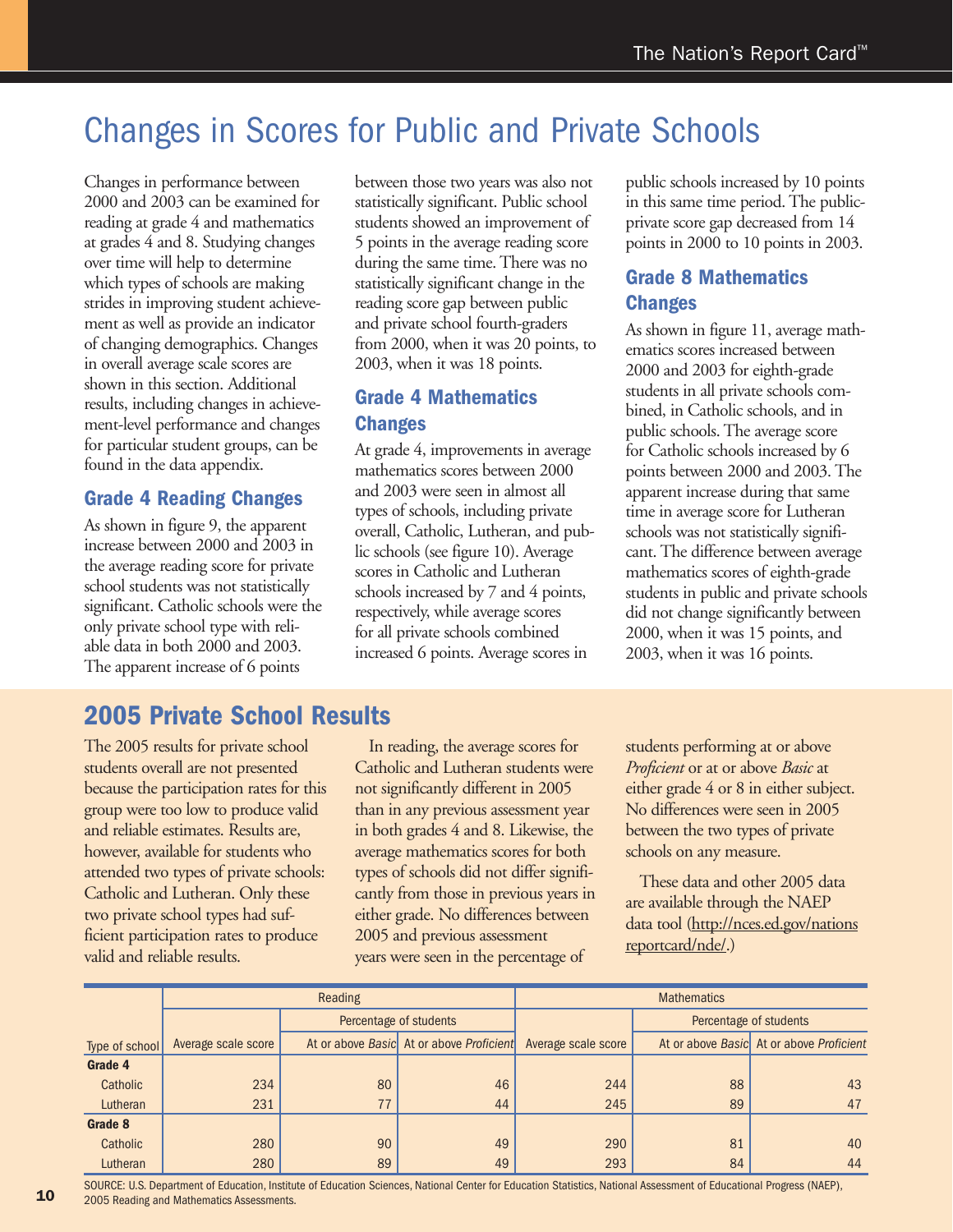# Changes in Scores for Public and Private Schools

Changes in performance between 2000 and 2003 can be examined for reading at grade 4 and mathematics at grades 4 and 8. Studying changes over time will help to determine which types of schools are making strides in improving student achievement as well as provide an indicator of changing demographics. Changes in overall average scale scores are shown in this section. Additional results, including changes in achievement-level performance and changes for particular student groups, can be found in the data appendix.

## Grade 4 Reading Changes

As shown in figure 9, the apparent increase between 2000 and 2003 in the average reading score for private school students was not statistically significant. Catholic schools were the only private school type with reliable data in both 2000 and 2003. The apparent increase of 6 points between those two years was also not statistically significant. Public school students showed an improvement of 5 points in the average reading score during the same time. There was no statistically significant change in the reading score gap between public and private school fourth-graders from 2000, when it was 20 points, to 2003, when it was 18 points.

## Grade 4 Mathematics Changes

At grade 4, improvements in average mathematics scores between 2000 and 2003 were seen in almost all types of schools, including private overall, Catholic, Lutheran, and public schools (see figure 10). Average scores in Catholic and Lutheran schools increased by 7 and 4 points, respectively, while average scores for all private schools combined increased 6 points. Average scores in public schools increased by 10 points in this same time period. The public-private score gap decreased from 14 points in 2000 to 10 points in 2003.

## Grade 8 Mathematics Changes

As shown in figure 11, average mathematics scores increased between 2000 and 2003 for eighth-grade students in all private schools combined, in Catholic schools, and in public schools. The average score for Catholic schools increased by 6 points between 2000 and 2003. The apparent increase during that same time in average score for Lutheran schools was not statistically significant. The difference between average mathematics scores of eighth-grade students in public and private schools did not change significantly between 2000, when it was 15 points, and 2003, when it was 16 points.

## 2005 Private School Results

The 2005 results for private school students overall are not presented because the participation rates for this group were too low to produce valid and reliable estimates. Results are, however, available for students who attended two types of private schools: Catholic and Lutheran. Only these two private school types had sufficient participation rates to produce valid and reliable results.

In reading, the average scores for Catholic and Lutheran students were not significantly different in 2005 than in any previous assessment year in both grades 4 and 8. Likewise, the average mathematics scores for both types of schools did not differ significantly from those in previous years in either grade. No differences between 2005 and previous assessment years were seen in the percentage of students performing at or above *Proficient* or at or above *Basic* at either grade 4 or 8 in either subject. No differences were seen in 2005 between the two types of private schools on any measure.

These data and other 2005 data are available through the NAEP data tool (http://nces.ed.gov/nationsreportcard/nde/.)

| | Reading | | | Mathematics | | |
|---|---|---|---|---|---|---|
| | | Percentage of students | | | Percentage of students | |
| Type of school | Average scale score | At or above *Basic* | At or above *Proficient* | Average scale score | At or above *Basic* | At or above *Proficient* |
| **Grade 4** | | | | | | |
| Catholic | 234 | 80 | 46 | 244 | 88 | 43 |
| Lutheran | 231 | 77 | 44 | 245 | 89 | 47 |
| **Grade 8** | | | | | | |
| Catholic | 280 | 90 | 49 | 290 | 81 | 40 |
| Lutheran | 280 | 89 | 49 | 293 | 84 | 44 |

SOURCE: U.S. Department of Education, Institute of Education Sciences, National Center for Education Statistics, National Assessment of Educational Progress (NAEP), 2005 Reading and Mathematics Assessments.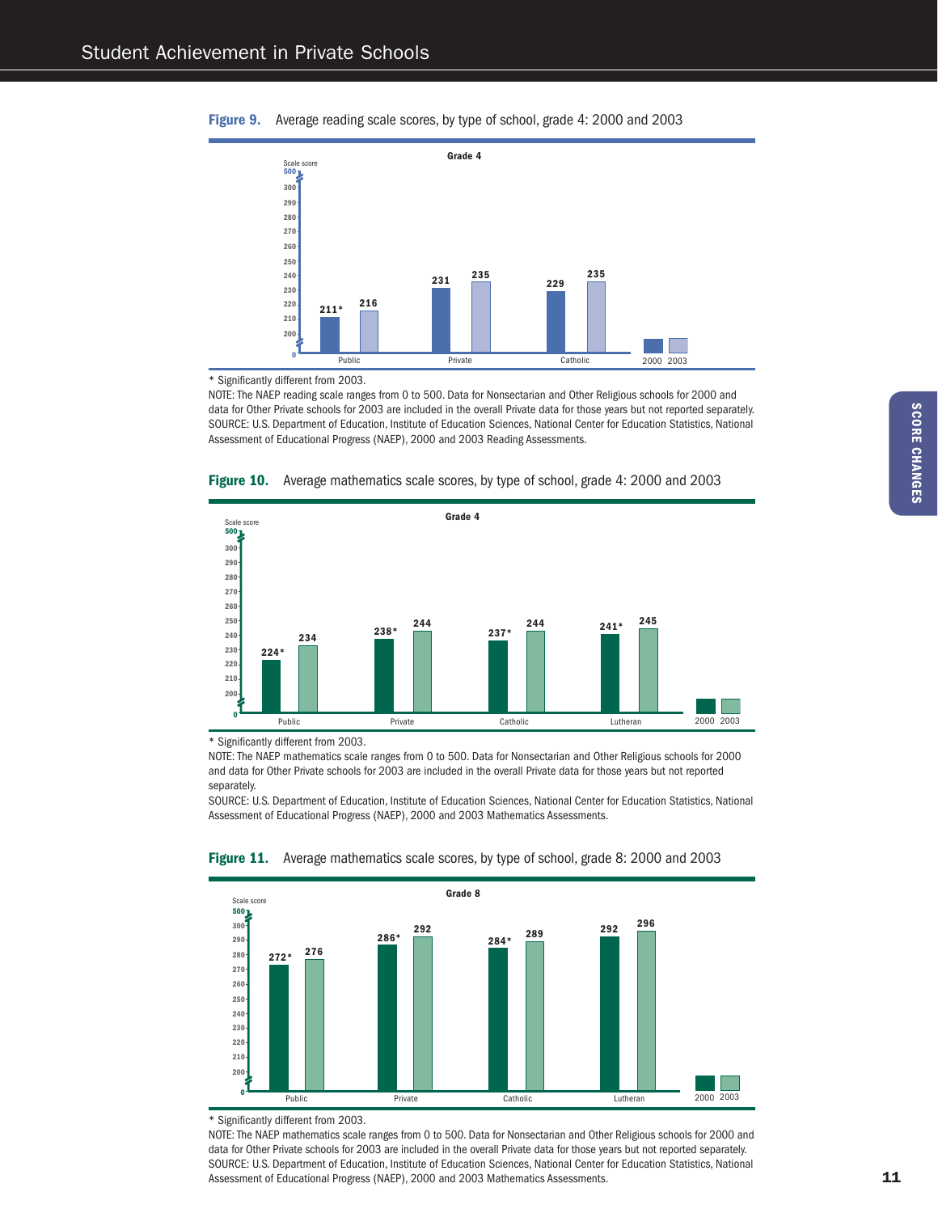**Figure 9.** Average reading scale scores, by type of school, grade 4: 2000 and 2003

Grade 4

| Type of school | 2000 | 2003 |
|---|---|---|
| Public | 211* | 216 |
| Private | 231 | 235 |
| Catholic | 229 | 235 |

\* Significantly different from 2003.

NOTE: The NAEP reading scale ranges from 0 to 500. Data for Nonsectarian and Other Religious schools for 2000 and data for Other Private schools for 2003 are included in the overall Private data for those years but not reported separately.

SOURCE: U.S. Department of Education, Institute of Education Sciences, National Center for Education Statistics, National Assessment of Educational Progress (NAEP), 2000 and 2003 Reading Assessments.

**Figure 10.** Average mathematics scale scores, by type of school, grade 4: 2000 and 2003

Grade 4

| Type of school | 2000 | 2003 |
|---|---|---|
| Public | 224* | 234 |
| Private | 238* | 244 |
| Catholic | 237* | 244 |
| Lutheran | 241* | 245 |

\* Significantly different from 2003.

NOTE: The NAEP mathematics scale ranges from 0 to 500. Data for Nonsectarian and Other Religious schools for 2000 and data for Other Private schools for 2003 are included in the overall Private data for those years but not reported separately.

SOURCE: U.S. Department of Education, Institute of Education Sciences, National Center for Education Statistics, National Assessment of Educational Progress (NAEP), 2000 and 2003 Mathematics Assessments.

**Figure 11.** Average mathematics scale scores, by type of school, grade 8: 2000 and 2003

Grade 8

| Type of school | 2000 | 2003 |
|---|---|---|
| Public | 272* | 276 |
| Private | 286* | 292 |
| Catholic | 284* | 289 |
| Lutheran | 292 | 296 |

\* Significantly different from 2003.

NOTE: The NAEP mathematics scale ranges from 0 to 500. Data for Nonsectarian and Other Religious schools for 2000 and data for Other Private schools for 2003 are included in the overall Private data for those years but not reported separately.

SOURCE: U.S. Department of Education, Institute of Education Sciences, National Center for Education Statistics, National Assessment of Educational Progress (NAEP), 2000 and 2003 Mathematics Assessments.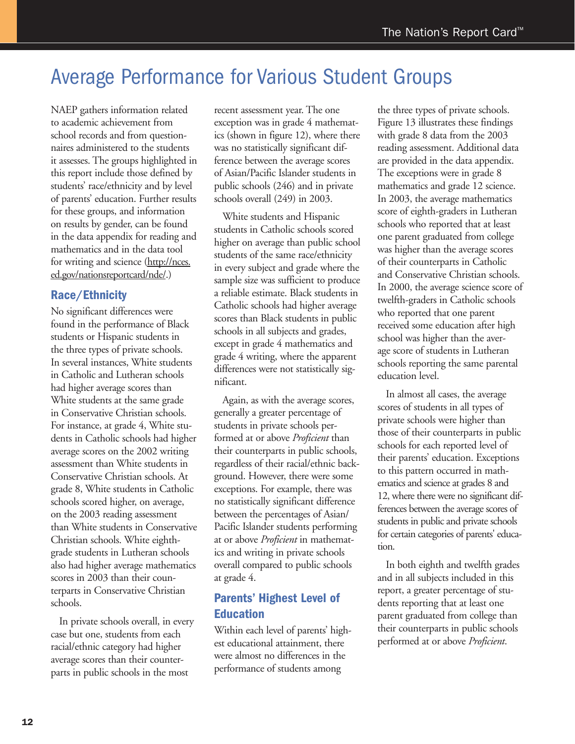# Average Performance for Various Student Groups

NAEP gathers information related to academic achievement from school records and from questionnaires administered to the students it assesses. The groups highlighted in this report include those defined by students' race/ethnicity and by level of parents' education. Further results for these groups, and information on results by gender, can be found in the data appendix for reading and mathematics and in the data tool for writing and science (http://nces.ed.gov/nationsreportcard/nde/.)

## Race/Ethnicity

No significant differences were found in the performance of Black students or Hispanic students in the three types of private schools. In several instances, White students in Catholic and Lutheran schools had higher average scores than White students at the same grade in Conservative Christian schools. For instance, at grade 4, White students in Catholic schools had higher average scores on the 2002 writing assessment than White students in Conservative Christian schools. At grade 8, White students in Catholic schools scored higher, on average, on the 2003 reading assessment than White students in Conservative Christian schools. White eighth-grade students in Lutheran schools also had higher average mathematics scores in 2003 than their counterparts in Conservative Christian schools.

In private schools overall, in every case but one, students from each racial/ethnic category had higher average scores than their counterparts in public schools in the most recent assessment year. The one exception was in grade 4 mathematics (shown in figure 12), where there was no statistically significant difference between the average scores of Asian/Pacific Islander students in public schools (246) and in private schools overall (249) in 2003.

White students and Hispanic students in Catholic schools scored higher on average than public school students of the same race/ethnicity in every subject and grade where the sample size was sufficient to produce a reliable estimate. Black students in Catholic schools had higher average scores than Black students in public schools in all subjects and grades, except in grade 4 mathematics and grade 4 writing, where the apparent differences were not statistically significant.

Again, as with the average scores, generally a greater percentage of students in private schools performed at or above *Proficient* than their counterparts in public schools, regardless of their racial/ethnic background. However, there were some exceptions. For example, there was no statistically significant difference between the percentages of Asian/Pacific Islander students performing at or above *Proficient* in mathematics and writing in private schools overall compared to public schools at grade 4.

## Parents' Highest Level of Education

Within each level of parents' highest educational attainment, there were almost no differences in the performance of students among the three types of private schools. Figure 13 illustrates these findings with grade 8 data from the 2003 reading assessment. Additional data are provided in the data appendix. The exceptions were in grade 8 mathematics and grade 12 science. In 2003, the average mathematics score of eighth-graders in Lutheran schools who reported that at least one parent graduated from college was higher than the average scores of their counterparts in Catholic and Conservative Christian schools. In 2000, the average science score of twelfth-graders in Catholic schools who reported that one parent received some education after high school was higher than the average score of students in Lutheran schools reporting the same parental education level.

In almost all cases, the average scores of students in all types of private schools were higher than those of their counterparts in public schools for each reported level of their parents' education. Exceptions to this pattern occurred in mathematics and science at grades 8 and 12, where there were no significant differences between the average scores of students in public and private schools for certain categories of parents' education.

In both eighth and twelfth grades and in all subjects included in this report, a greater percentage of students reporting that at least one parent graduated from college than their counterparts in public schools performed at or above *Proficient*.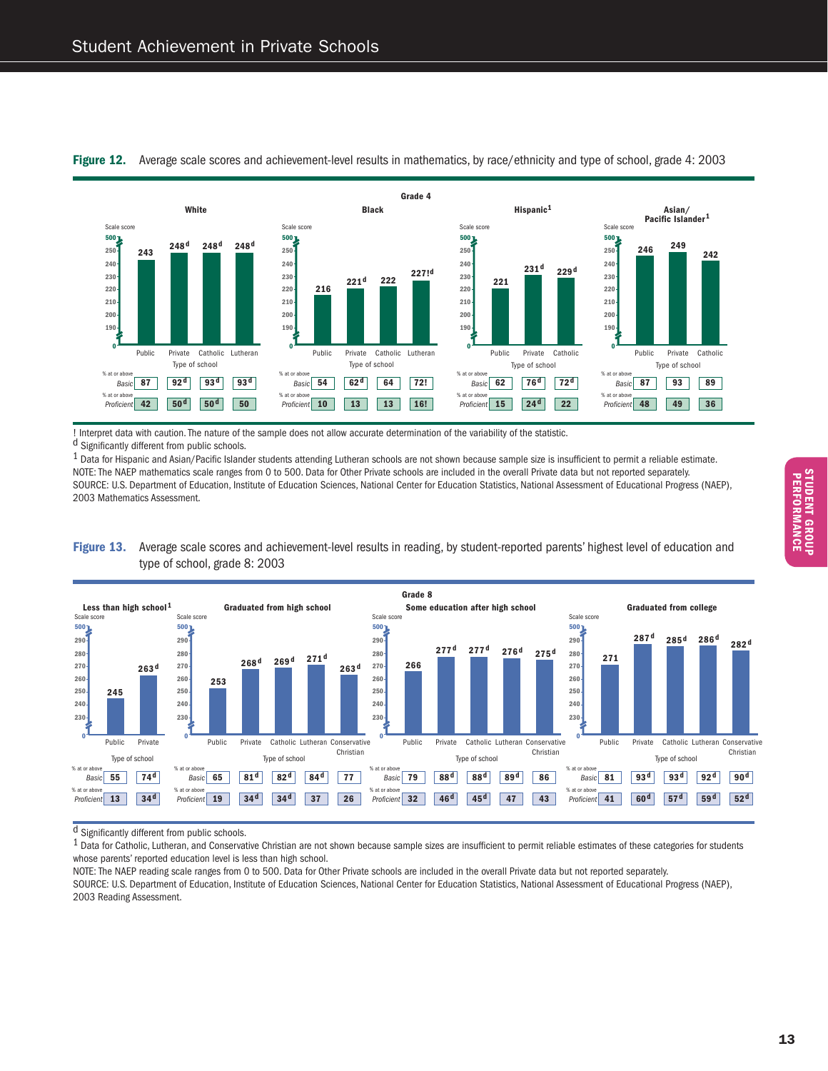**Figure 12.** Average scale scores and achievement-level results in mathematics, by race/ethnicity and type of school, grade 4: 2003

Grade 4

| Race/ethnicity | Type of school | Scale score | % at or above *Basic* | % at or above *Proficient* |
|---|---|---|---|---|
| White | Public | 243 | 87 | 42 |
| | Private | 248[d] | 92[d] | 50[d] |
| | Catholic | 248[d] | 93[d] | 50[d] |
| | Lutheran | 248[d] | 93[d] | 50 |
| Black | Public | 216 | 54 | 10 |
| | Private | 221[d] | 62[d] | 13 |
| | Catholic | 222 | 64 | 13 |
| | Lutheran | 227![d] | 72! | 16! |
| Hispanic[1] | Public | 221 | 62 | 15 |
| | Private | 231[d] | 76[d] | 24[d] |
| | Catholic | 229[d] | 72[d] | 22 |
| Asian/Pacific Islander[1] | Public | 246 | 87 | 48 |
| | Private | 249 | 93 | 49 |
| | Catholic | 242 | 89 | 36 |

! Interpret data with caution. The nature of the sample does not allow accurate determination of the variability of the statistic.

[d] Significantly different from public schools.

[1] Data for Hispanic and Asian/Pacific Islander students attending Lutheran schools are not shown because sample size is insufficient to permit a reliable estimate.

NOTE: The NAEP mathematics scale ranges from 0 to 500. Data for Other Private schools are included in the overall Private data but not reported separately.

SOURCE: U.S. Department of Education, Institute of Education Sciences, National Center for Education Statistics, National Assessment of Educational Progress (NAEP), 2003 Mathematics Assessment.

**Figure 13.** Average scale scores and achievement-level results in reading, by student-reported parents' highest level of education and type of school, grade 8: 2003

Grade 8

| Parents' highest level of education | Type of school | Scale score | % at or above *Basic* | % at or above *Proficient* |
|---|---|---|---|---|
| Less than high school[1] | Public | 245 | 55 | 13 |
| | Private | 263[d] | 74[d] | 34[d] |
| Graduated from high school | Public | 253 | 65 | 19 |
| | Private | 268[d] | 81[d] | 34[d] |
| | Catholic | 269[d] | 82[d] | 34[d] |
| | Lutheran | 271[d] | 84[d] | 37 |
| | Conservative Christian | 263[d] | 77 | 26 |
| Some education after high school | Public | 266 | 79 | 32 |
| | Private | 277[d] | 88[d] | 46[d] |
| | Catholic | 277[d] | 88[d] | 45[d] |
| | Lutheran | 276[d] | 89[d] | 47 |
| | Conservative Christian | 275[d] | 86 | 43 |
| Graduated from college | Public | 271 | 81 | 41 |
| | Private | 287[d] | 93[d] | 60[d] |
| | Catholic | 285[d] | 93[d] | 57[d] |
| | Lutheran | 286[d] | 92[d] | 59[d] |
| | Conservative Christian | 282[d] | 90[d] | 52[d] |

[d] Significantly different from public schools.

[1] Data for Catholic, Lutheran, and Conservative Christian are not shown because sample sizes are insufficient to permit reliable estimates of these categories for students whose parents' reported education level is less than high school.

NOTE: The NAEP reading scale ranges from 0 to 500. Data for Other Private schools are included in the overall Private data but not reported separately.

SOURCE: U.S. Department of Education, Institute of Education Sciences, National Center for Education Statistics, National Assessment of Educational Progress (NAEP), 2003 Reading Assessment.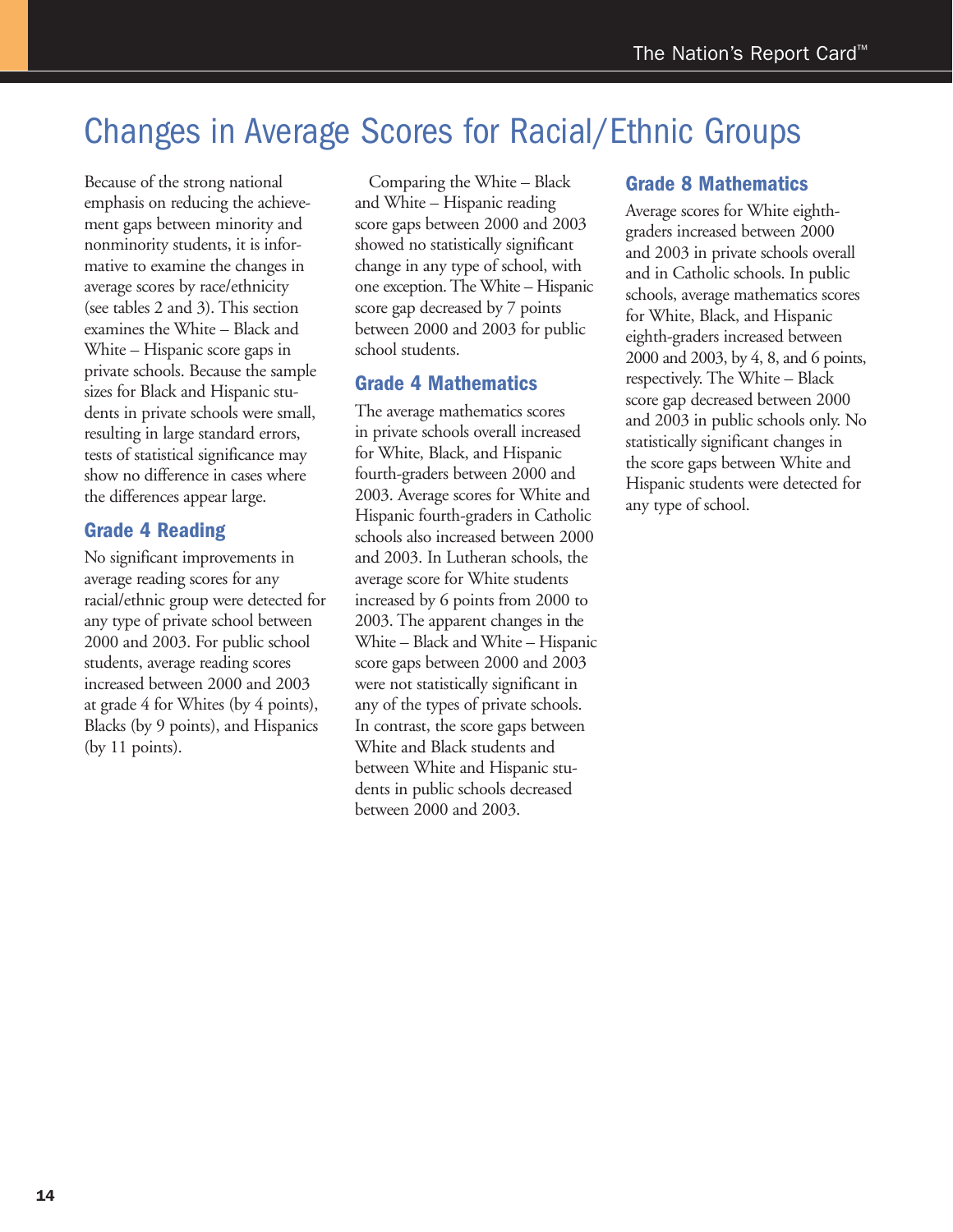# Changes in Average Scores for Racial/Ethnic Groups

Because of the strong national emphasis on reducing the achievement gaps between minority and nonminority students, it is informative to examine the changes in average scores by race/ethnicity (see tables 2 and 3). This section examines the White – Black and White – Hispanic score gaps in private schools. Because the sample sizes for Black and Hispanic students in private schools were small, resulting in large standard errors, tests of statistical significance may show no difference in cases where the differences appear large.

## Grade 4 Reading

No significant improvements in average reading scores for any racial/ethnic group were detected for any type of private school between 2000 and 2003. For public school students, average reading scores increased between 2000 and 2003 at grade 4 for Whites (by 4 points), Blacks (by 9 points), and Hispanics (by 11 points).

Comparing the White – Black and White – Hispanic reading score gaps between 2000 and 2003 showed no statistically significant change in any type of school, with one exception. The White – Hispanic score gap decreased by 7 points between 2000 and 2003 for public school students.

## Grade 4 Mathematics

The average mathematics scores in private schools overall increased for White, Black, and Hispanic fourth-graders between 2000 and 2003. Average scores for White and Hispanic fourth-graders in Catholic schools also increased between 2000 and 2003. In Lutheran schools, the average score for White students increased by 6 points from 2000 to 2003. The apparent changes in the White – Black and White – Hispanic score gaps between 2000 and 2003 were not statistically significant in any of the types of private schools. In contrast, the score gaps between White and Black students and between White and Hispanic students in public schools decreased between 2000 and 2003.

## Grade 8 Mathematics

Average scores for White eighth-graders increased between 2000 and 2003 in private schools overall and in Catholic schools. In public schools, average mathematics scores for White, Black, and Hispanic eighth-graders increased between 2000 and 2003, by 4, 8, and 6 points, respectively. The White – Black score gap decreased between 2000 and 2003 in public schools only. No statistically significant changes in the score gaps between White and Hispanic students were detected for any type of school.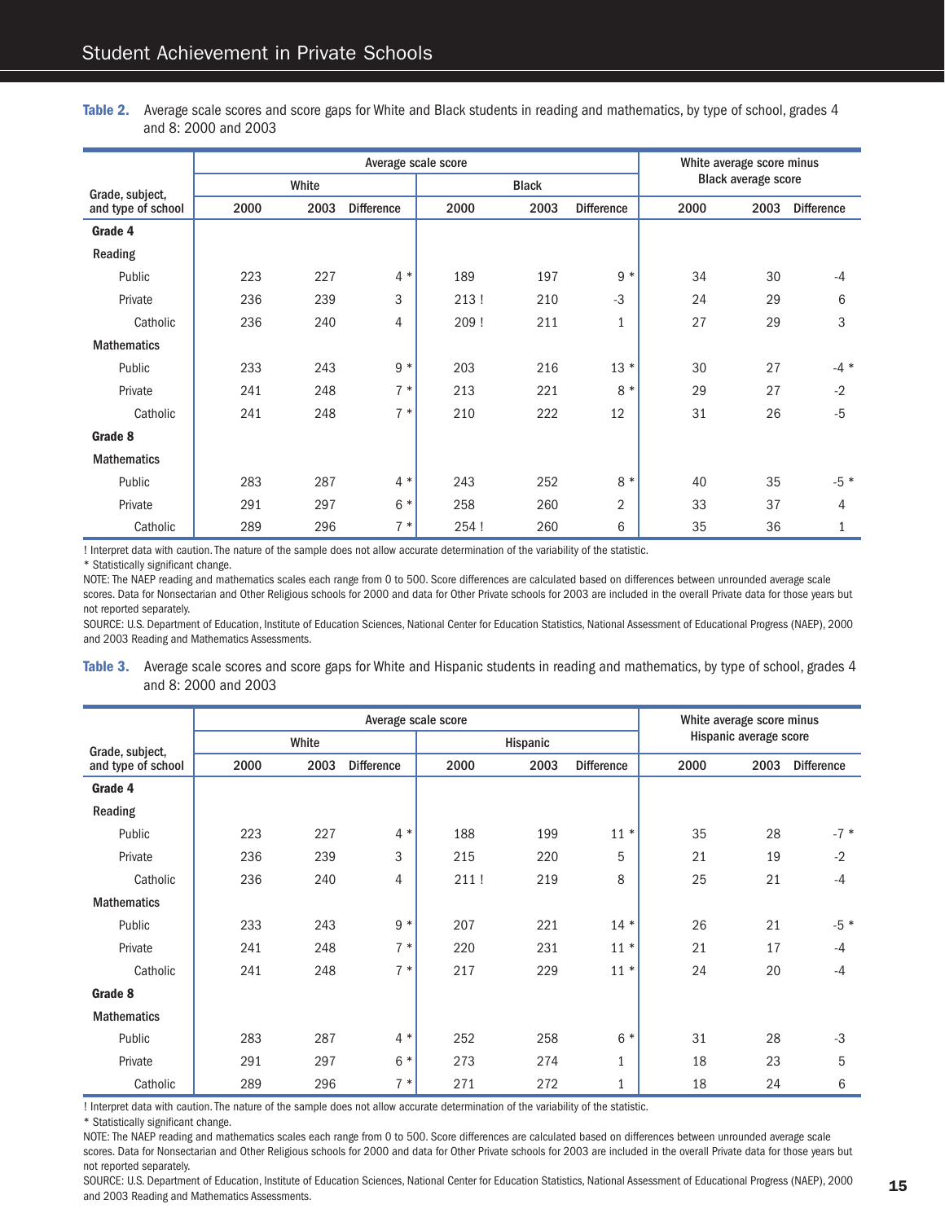**Table 2.** Average scale scores and score gaps for White and Black students in reading and mathematics, by type of school, grades 4 and 8: 2000 and 2003

| Grade, subject, and type of school | Average scale score | | | | | | White average score minus Black average score | | |
|---|---|---|---|---|---|---|---|---|---|
| | White | | | Black | | | | | |
| | 2000 | 2003 | Difference | 2000 | 2003 | Difference | 2000 | 2003 | Difference |
| **Grade 4** | | | | | | | | | |
| **Reading** | | | | | | | | | |
| Public | 223 | 227 | 4 * | 189 | 197 | 9 * | 34 | 30 | -4 |
| Private | 236 | 239 | 3 | 213 ! | 210 | -3 | 24 | 29 | 6 |
| Catholic | 236 | 240 | 4 | 209 ! | 211 | 1 | 27 | 29 | 3 |
| **Mathematics** | | | | | | | | | |
| Public | 233 | 243 | 9 * | 203 | 216 | 13 * | 30 | 27 | -4 * |
| Private | 241 | 248 | 7 * | 213 | 221 | 8 * | 29 | 27 | -2 |
| Catholic | 241 | 248 | 7 * | 210 | 222 | 12 | 31 | 26 | -5 |
| **Grade 8** | | | | | | | | | |
| **Mathematics** | | | | | | | | | |
| Public | 283 | 287 | 4 * | 243 | 252 | 8 * | 40 | 35 | -5 * |
| Private | 291 | 297 | 6 * | 258 | 260 | 2 | 33 | 37 | 4 |
| Catholic | 289 | 296 | 7 * | 254 ! | 260 | 6 | 35 | 36 | 1 |

! Interpret data with caution. The nature of the sample does not allow accurate determination of the variability of the statistic.

* Statistically significant change.

NOTE: The NAEP reading and mathematics scales each range from 0 to 500. Score differences are calculated based on differences between unrounded average scale scores. Data for Nonsectarian and Other Religious schools for 2000 and data for Other Private schools for 2003 are included in the overall Private data for those years but not reported separately.

SOURCE: U.S. Department of Education, Institute of Education Sciences, National Center for Education Statistics, National Assessment of Educational Progress (NAEP), 2000 and 2003 Reading and Mathematics Assessments.

**Table 3.** Average scale scores and score gaps for White and Hispanic students in reading and mathematics, by type of school, grades 4 and 8: 2000 and 2003

| Grade, subject, and type of school | Average scale score | | | | | | White average score minus Hispanic average score | | |
|---|---|---|---|---|---|---|---|---|---|
| | White | | | Hispanic | | | | | |
| | 2000 | 2003 | Difference | 2000 | 2003 | Difference | 2000 | 2003 | Difference |
| **Grade 4** | | | | | | | | | |
| **Reading** | | | | | | | | | |
| Public | 223 | 227 | 4 * | 188 | 199 | 11 * | 35 | 28 | -7 * |
| Private | 236 | 239 | 3 | 215 | 220 | 5 | 21 | 19 | -2 |
| Catholic | 236 | 240 | 4 | 211 ! | 219 | 8 | 25 | 21 | -4 |
| **Mathematics** | | | | | | | | | |
| Public | 233 | 243 | 9 * | 207 | 221 | 14 * | 26 | 21 | -5 * |
| Private | 241 | 248 | 7 * | 220 | 231 | 11 * | 21 | 17 | -4 |
| Catholic | 241 | 248 | 7 * | 217 | 229 | 11 * | 24 | 20 | -4 |
| **Grade 8** | | | | | | | | | |
| **Mathematics** | | | | | | | | | |
| Public | 283 | 287 | 4 * | 252 | 258 | 6 * | 31 | 28 | -3 |
| Private | 291 | 297 | 6 * | 273 | 274 | 1 | 18 | 23 | 5 |
| Catholic | 289 | 296 | 7 * | 271 | 272 | 1 | 18 | 24 | 6 |

! Interpret data with caution. The nature of the sample does not allow accurate determination of the variability of the statistic.

* Statistically significant change.

NOTE: The NAEP reading and mathematics scales each range from 0 to 500. Score differences are calculated based on differences between unrounded average scale scores. Data for Nonsectarian and Other Religious schools for 2000 and data for Other Private schools for 2003 are included in the overall Private data for those years but not reported separately.

SOURCE: U.S. Department of Education, Institute of Education Sciences, National Center for Education Statistics, National Assessment of Educational Progress (NAEP), 2000 and 2003 Reading and Mathematics Assessments.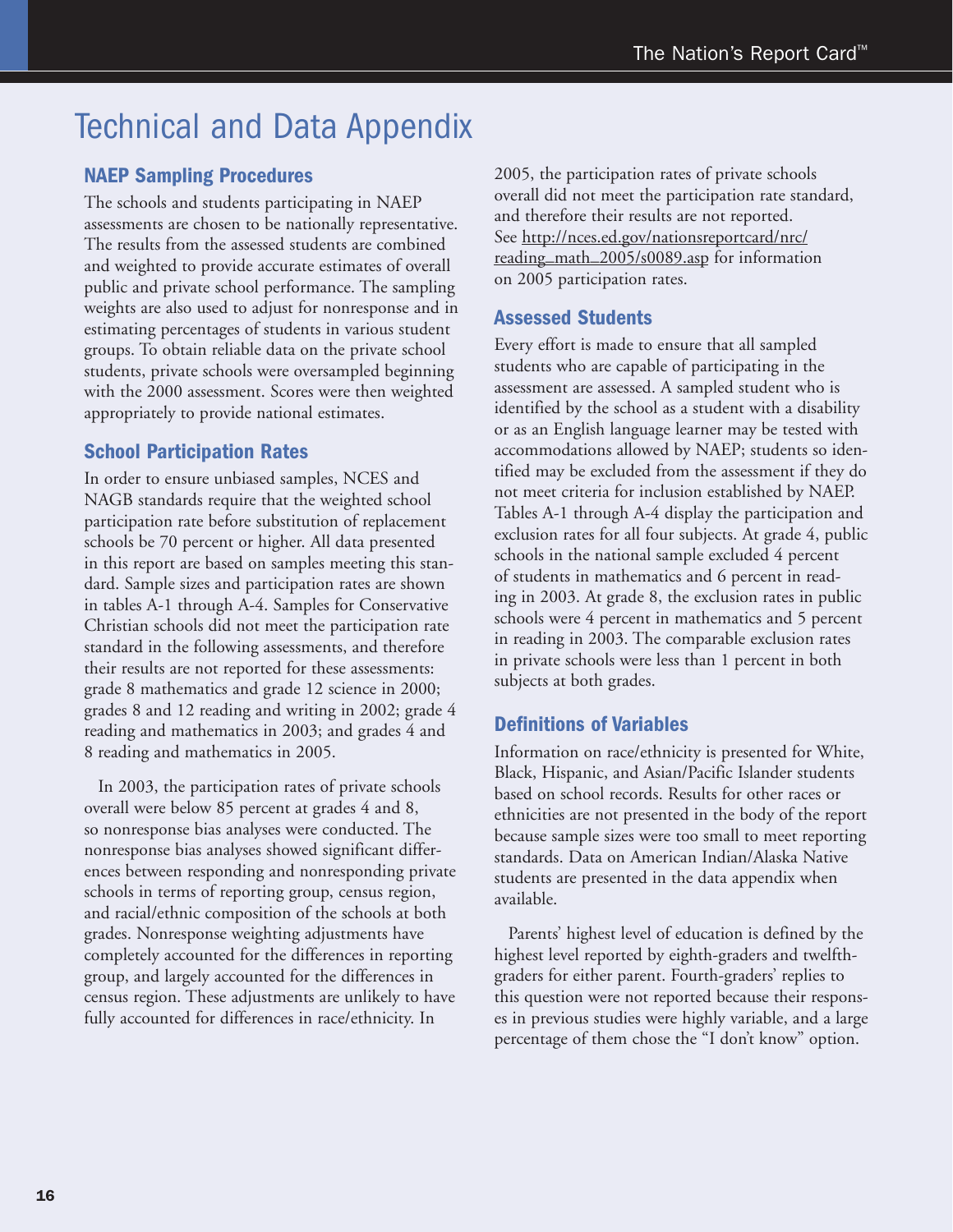# Technical and Data Appendix

### NAEP Sampling Procedures

The schools and students participating in NAEP assessments are chosen to be nationally representative. The results from the assessed students are combined and weighted to provide accurate estimates of overall public and private school performance. The sampling weights are also used to adjust for nonresponse and in estimating percentages of students in various student groups. To obtain reliable data on the private school students, private schools were oversampled beginning with the 2000 assessment. Scores were then weighted appropriately to provide national estimates.

### School Participation Rates

In order to ensure unbiased samples, NCES and NAGB standards require that the weighted school participation rate before substitution of replacement schools be 70 percent or higher. All data presented in this report are based on samples meeting this standard. Sample sizes and participation rates are shown in tables A-1 through A-4. Samples for Conservative Christian schools did not meet the participation rate standard in the following assessments, and therefore their results are not reported for these assessments: grade 8 mathematics and grade 12 science in 2000; grades 8 and 12 reading and writing in 2002; grade 4 reading and mathematics in 2003; and grades 4 and 8 reading and mathematics in 2005.

In 2003, the participation rates of private schools overall were below 85 percent at grades 4 and 8, so nonresponse bias analyses were conducted. The nonresponse bias analyses showed significant differences between responding and nonresponding private schools in terms of reporting group, census region, and racial/ethnic composition of the schools at both grades. Nonresponse weighting adjustments have completely accounted for the differences in reporting group, and largely accounted for the differences in census region. These adjustments are unlikely to have fully accounted for differences in race/ethnicity. In 2005, the participation rates of private schools overall did not meet the participation rate standard, and therefore their results are not reported. See http://nces.ed.gov/nationsreportcard/nrc/reading_math_2005/s0089.asp for information on 2005 participation rates.

### Assessed Students

Every effort is made to ensure that all sampled students who are capable of participating in the assessment are assessed. A sampled student who is identified by the school as a student with a disability or as an English language learner may be tested with accommodations allowed by NAEP; students so identified may be excluded from the assessment if they do not meet criteria for inclusion established by NAEP. Tables A-1 through A-4 display the participation and exclusion rates for all four subjects. At grade 4, public schools in the national sample excluded 4 percent of students in mathematics and 6 percent in reading in 2003. At grade 8, the exclusion rates in public schools were 4 percent in mathematics and 5 percent in reading in 2003. The comparable exclusion rates in private schools were less than 1 percent in both subjects at both grades.

### Definitions of Variables

Information on race/ethnicity is presented for White, Black, Hispanic, and Asian/Pacific Islander students based on school records. Results for other races or ethnicities are not presented in the body of the report because sample sizes were too small to meet reporting standards. Data on American Indian/Alaska Native students are presented in the data appendix when available.

Parents' highest level of education is defined by the highest level reported by eighth-graders and twelfth-graders for either parent. Fourth-graders' replies to this question were not reported because their responses in previous studies were highly variable, and a large percentage of them chose the "I don't know" option.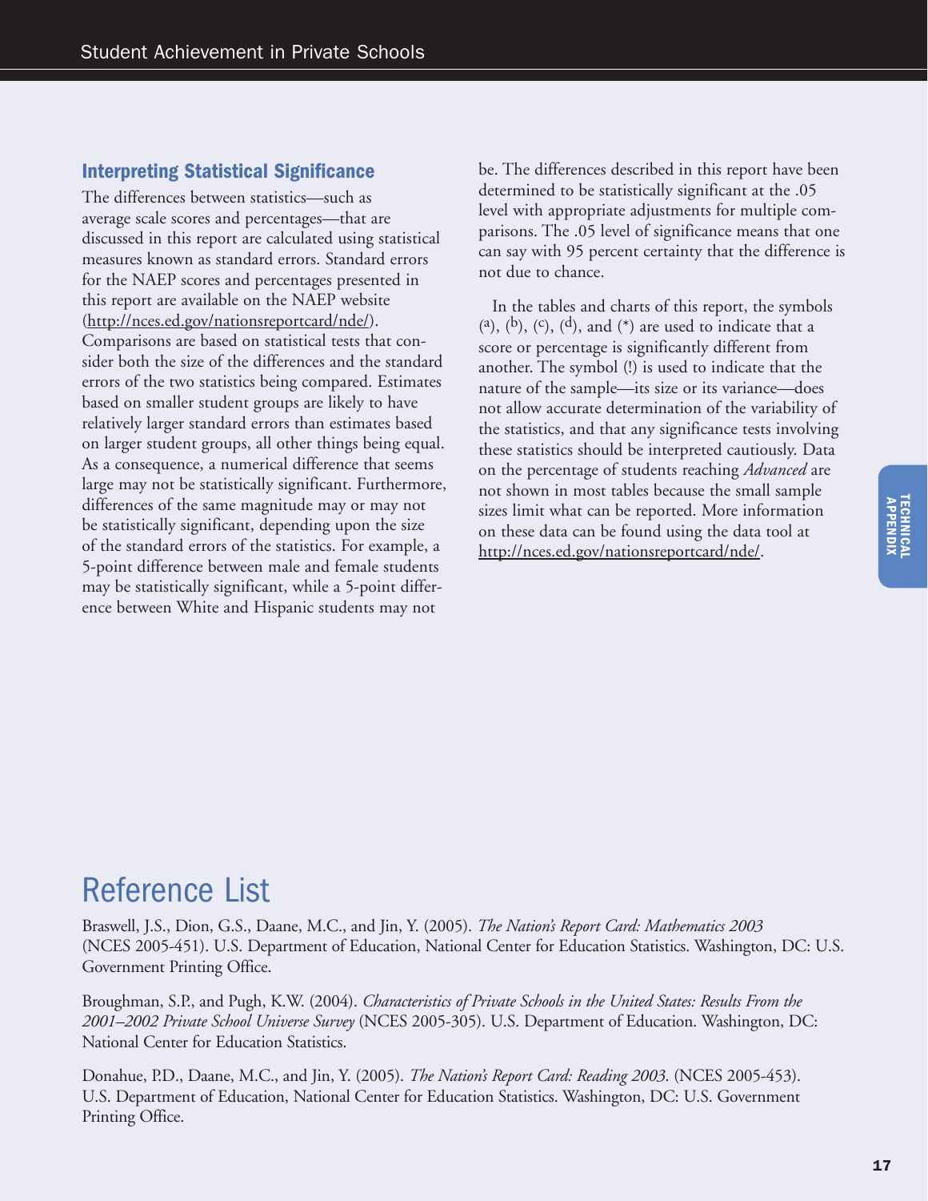### Interpreting Statistical Significance

The differences between statistics—such as average scale scores and percentages—that are discussed in this report are calculated using statistical measures known as standard errors. Standard errors for the NAEP scores and percentages presented in this report are available on the NAEP website (http://nces.ed.gov/nationsreportcard/nde/). Comparisons are based on statistical tests that consider both the size of the differences and the standard errors of the two statistics being compared. Estimates based on smaller student groups are likely to have relatively larger standard errors than estimates based on larger student groups, all other things being equal. As a consequence, a numerical difference that seems large may not be statistically significant. Furthermore, differences of the same magnitude may or may not be statistically significant, depending upon the size of the standard errors of the statistics. For example, a 5-point difference between male and female students may be statistically significant, while a 5-point difference between White and Hispanic students may not be. The differences described in this report have been determined to be statistically significant at the .05 level with appropriate adjustments for multiple comparisons. The .05 level of significance means that one can say with 95 percent certainty that the difference is not due to chance.

In the tables and charts of this report, the symbols ([a]), ([b]), ([c]), ([d]), and (*) are used to indicate that a score or percentage is significantly different from another. The symbol (!) is used to indicate that the nature of the sample—its size or its variance—does not allow accurate determination of the variability of the statistics, and that any significance tests involving these statistics should be interpreted cautiously. Data on the percentage of students reaching *Advanced* are not shown in most tables because the small sample sizes limit what can be reported. More information on these data can be found using the data tool at http://nces.ed.gov/nationsreportcard/nde/.

# Reference List

Braswell, J.S., Dion, G.S., Daane, M.C., and Jin, Y. (2005). *The Nation's Report Card: Mathematics 2003* (NCES 2005-451). U.S. Department of Education, National Center for Education Statistics. Washington, DC: U.S. Government Printing Office.

Broughman, S.P., and Pugh, K.W. (2004). *Characteristics of Private Schools in the United States: Results From the 2001–2002 Private School Universe Survey* (NCES 2005-305). U.S. Department of Education. Washington, DC: National Center for Education Statistics.

Donahue, P.D., Daane, M.C., and Jin, Y. (2005). *The Nation's Report Card: Reading 2003.* (NCES 2005-453). U.S. Department of Education, National Center for Education Statistics. Washington, DC: U.S. Government Printing Office.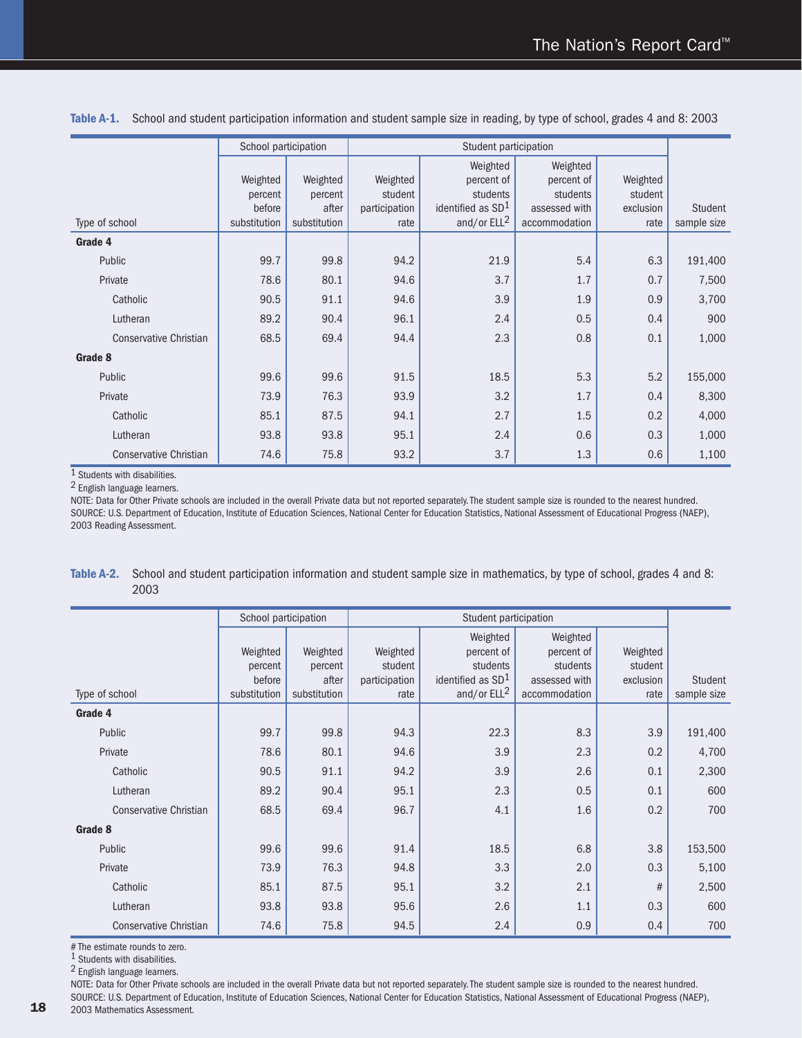**Table A-1.** School and student participation information and student sample size in reading, by type of school, grades 4 and 8: 2003

| | School participation | | Student participation | | | | |
|---|---|---|---|---|---|---|---|
| Type of school | Weighted percent before substitution | Weighted percent after substitution | Weighted student participation rate | Weighted percent of students identified as SD[1] and/or ELL[2] | Weighted percent of students assessed with accommodation | Weighted student exclusion rate | Student sample size |
| **Grade 4** | | | | | | | |
| Public | 99.7 | 99.8 | 94.2 | 21.9 | 5.4 | 6.3 | 191,400 |
| Private | 78.6 | 80.1 | 94.6 | 3.7 | 1.7 | 0.7 | 7,500 |
| Catholic | 90.5 | 91.1 | 94.6 | 3.9 | 1.9 | 0.9 | 3,700 |
| Lutheran | 89.2 | 90.4 | 96.1 | 2.4 | 0.5 | 0.4 | 900 |
| Conservative Christian | 68.5 | 69.4 | 94.4 | 2.3 | 0.8 | 0.1 | 1,000 |
| **Grade 8** | | | | | | | |
| Public | 99.6 | 99.6 | 91.5 | 18.5 | 5.3 | 5.2 | 155,000 |
| Private | 73.9 | 76.3 | 93.9 | 3.2 | 1.7 | 0.4 | 8,300 |
| Catholic | 85.1 | 87.5 | 94.1 | 2.7 | 1.5 | 0.2 | 4,000 |
| Lutheran | 93.8 | 93.8 | 95.1 | 2.4 | 0.6 | 0.3 | 1,000 |
| Conservative Christian | 74.6 | 75.8 | 93.2 | 3.7 | 1.3 | 0.6 | 1,100 |

[1] Students with disabilities.
[2] English language learners.
NOTE: Data for Other Private schools are included in the overall Private data but not reported separately. The student sample size is rounded to the nearest hundred.
SOURCE: U.S. Department of Education, Institute of Education Sciences, National Center for Education Statistics, National Assessment of Educational Progress (NAEP), 2003 Reading Assessment.

**Table A-2.** School and student participation information and student sample size in mathematics, by type of school, grades 4 and 8: 2003

| | School participation | | Student participation | | | | |
|---|---|---|---|---|---|---|---|
| Type of school | Weighted percent before substitution | Weighted percent after substitution | Weighted student participation rate | Weighted percent of students identified as SD[1] and/or ELL[2] | Weighted percent of students assessed with accommodation | Weighted student exclusion rate | Student sample size |
| **Grade 4** | | | | | | | |
| Public | 99.7 | 99.8 | 94.3 | 22.3 | 8.3 | 3.9 | 191,400 |
| Private | 78.6 | 80.1 | 94.6 | 3.9 | 2.3 | 0.2 | 4,700 |
| Catholic | 90.5 | 91.1 | 94.2 | 3.9 | 2.6 | 0.1 | 2,300 |
| Lutheran | 89.2 | 90.4 | 95.1 | 2.3 | 0.5 | 0.1 | 600 |
| Conservative Christian | 68.5 | 69.4 | 96.7 | 4.1 | 1.6 | 0.2 | 700 |
| **Grade 8** | | | | | | | |
| Public | 99.6 | 99.6 | 91.4 | 18.5 | 6.8 | 3.8 | 153,500 |
| Private | 73.9 | 76.3 | 94.8 | 3.3 | 2.0 | 0.3 | 5,100 |
| Catholic | 85.1 | 87.5 | 95.1 | 3.2 | 2.1 | # | 2,500 |
| Lutheran | 93.8 | 93.8 | 95.6 | 2.6 | 1.1 | 0.3 | 600 |
| Conservative Christian | 74.6 | 75.8 | 94.5 | 2.4 | 0.9 | 0.4 | 700 |

# The estimate rounds to zero.
[1] Students with disabilities.
[2] English language learners.
NOTE: Data for Other Private schools are included in the overall Private data but not reported separately. The student sample size is rounded to the nearest hundred.
SOURCE: U.S. Department of Education, Institute of Education Sciences, National Center for Education Statistics, National Assessment of Educational Progress (NAEP), 2003 Mathematics Assessment.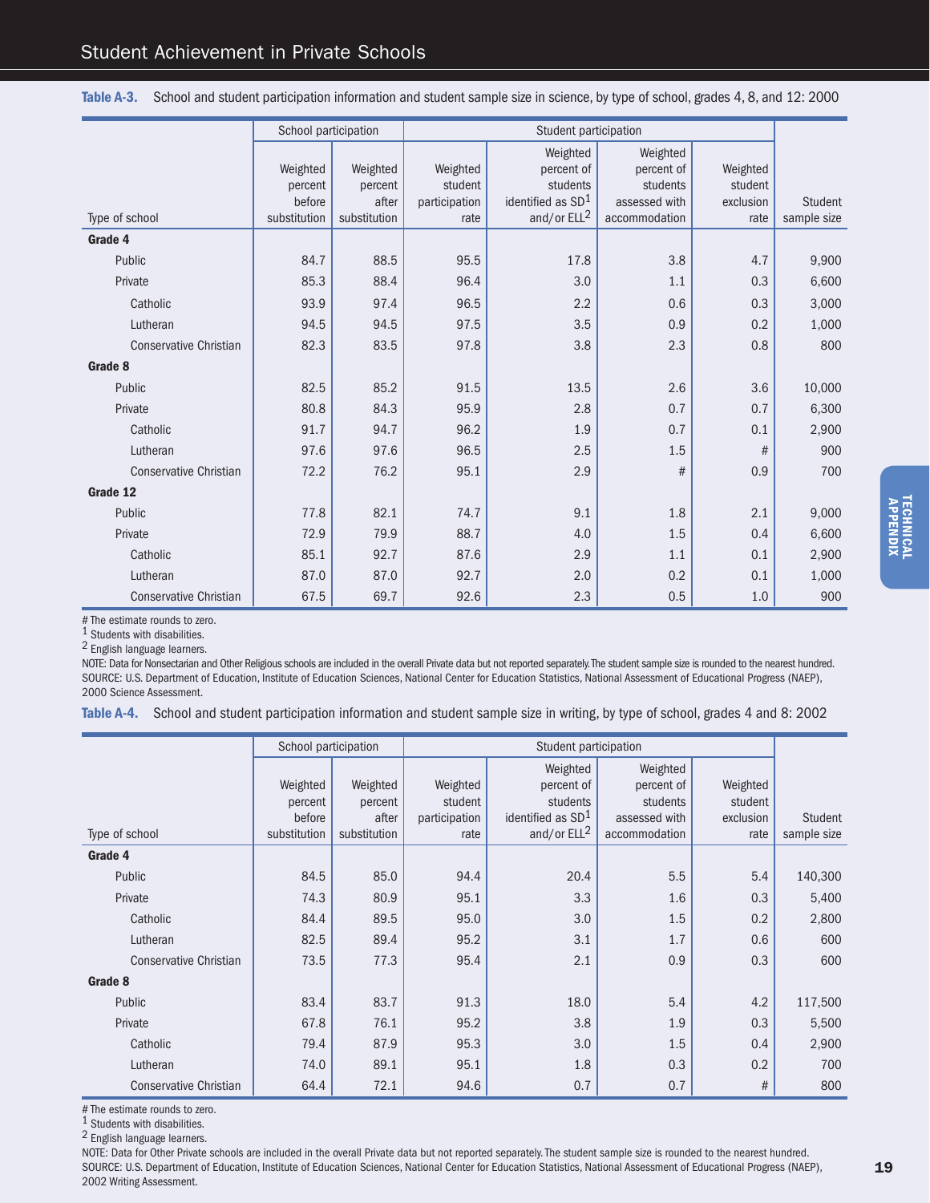**Table A-3.** School and student participation information and student sample size in science, by type of school, grades 4, 8, and 12: 2000

| Type of school | School participation | | Student participation | | | | |
|---|---|---|---|---|---|---|---|
| | Weighted percent before substitution | Weighted percent after substitution | Weighted student participation rate | Weighted percent of students identified as SD[1] and/or ELL[2] | Weighted percent of students assessed with accommodation | Weighted student exclusion rate | Student sample size |
| **Grade 4** | | | | | | | |
| Public | 84.7 | 88.5 | 95.5 | 17.8 | 3.8 | 4.7 | 9,900 |
| Private | 85.3 | 88.4 | 96.4 | 3.0 | 1.1 | 0.3 | 6,600 |
| Catholic | 93.9 | 97.4 | 96.5 | 2.2 | 0.6 | 0.3 | 3,000 |
| Lutheran | 94.5 | 94.5 | 97.5 | 3.5 | 0.9 | 0.2 | 1,000 |
| Conservative Christian | 82.3 | 83.5 | 97.8 | 3.8 | 2.3 | 0.8 | 800 |
| **Grade 8** | | | | | | | |
| Public | 82.5 | 85.2 | 91.5 | 13.5 | 2.6 | 3.6 | 10,000 |
| Private | 80.8 | 84.3 | 95.9 | 2.8 | 0.7 | 0.7 | 6,300 |
| Catholic | 91.7 | 94.7 | 96.2 | 1.9 | 0.7 | 0.1 | 2,900 |
| Lutheran | 97.6 | 97.6 | 96.5 | 2.5 | 1.5 | # | 900 |
| Conservative Christian | 72.2 | 76.2 | 95.1 | 2.9 | # | 0.9 | 700 |
| **Grade 12** | | | | | | | |
| Public | 77.8 | 82.1 | 74.7 | 9.1 | 1.8 | 2.1 | 9,000 |
| Private | 72.9 | 79.9 | 88.7 | 4.0 | 1.5 | 0.4 | 6,600 |
| Catholic | 85.1 | 92.7 | 87.6 | 2.9 | 1.1 | 0.1 | 2,900 |
| Lutheran | 87.0 | 87.0 | 92.7 | 2.0 | 0.2 | 0.1 | 1,000 |
| Conservative Christian | 67.5 | 69.7 | 92.6 | 2.3 | 0.5 | 1.0 | 900 |

# The estimate rounds to zero.
[1] Students with disabilities.
[2] English language learners.
NOTE: Data for Nonsectarian and Other Religious schools are included in the overall Private data but not reported separately. The student sample size is rounded to the nearest hundred.
SOURCE: U.S. Department of Education, Institute of Education Sciences, National Center for Education Statistics, National Assessment of Educational Progress (NAEP), 2000 Science Assessment.

**Table A-4.** School and student participation information and student sample size in writing, by type of school, grades 4 and 8: 2002

| Type of school | School participation | | Student participation | | | | |
|---|---|---|---|---|---|---|---|
| | Weighted percent before substitution | Weighted percent after substitution | Weighted student participation rate | Weighted percent of students identified as SD[1] and/or ELL[2] | Weighted percent of students assessed with accommodation | Weighted student exclusion rate | Student sample size |
| **Grade 4** | | | | | | | |
| Public | 84.5 | 85.0 | 94.4 | 20.4 | 5.5 | 5.4 | 140,300 |
| Private | 74.3 | 80.9 | 95.1 | 3.3 | 1.6 | 0.3 | 5,400 |
| Catholic | 84.4 | 89.5 | 95.0 | 3.0 | 1.5 | 0.2 | 2,800 |
| Lutheran | 82.5 | 89.4 | 95.2 | 3.1 | 1.7 | 0.6 | 600 |
| Conservative Christian | 73.5 | 77.3 | 95.4 | 2.1 | 0.9 | 0.3 | 600 |
| **Grade 8** | | | | | | | |
| Public | 83.4 | 83.7 | 91.3 | 18.0 | 5.4 | 4.2 | 117,500 |
| Private | 67.8 | 76.1 | 95.2 | 3.8 | 1.9 | 0.3 | 5,500 |
| Catholic | 79.4 | 87.9 | 95.3 | 3.0 | 1.5 | 0.4 | 2,900 |
| Lutheran | 74.0 | 89.1 | 95.1 | 1.8 | 0.3 | 0.2 | 700 |
| Conservative Christian | 64.4 | 72.1 | 94.6 | 0.7 | 0.7 | # | 800 |

# The estimate rounds to zero.
[1] Students with disabilities.
[2] English language learners.
NOTE: Data for Other Private schools are included in the overall Private data but not reported separately. The student sample size is rounded to the nearest hundred.
SOURCE: U.S. Department of Education, Institute of Education Sciences, National Center for Education Statistics, National Assessment of Educational Progress (NAEP), 2002 Writing Assessment.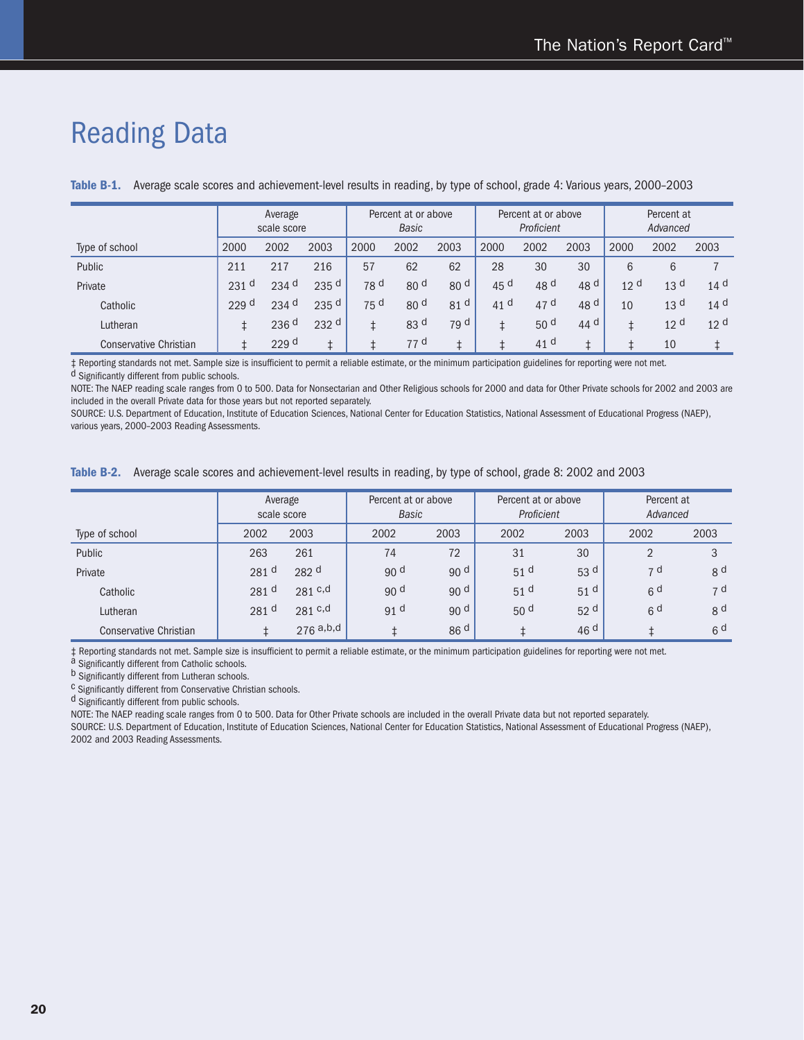# Reading Data

**Table B-1.** Average scale scores and achievement-level results in reading, by type of school, grade 4: Various years, 2000–2003

| | Average scale score | | | Percent at or above *Basic* | | | Percent at or above *Proficient* | | | Percent at *Advanced* | | |
|---|---|---|---|---|---|---|---|---|---|---|---|---|
| Type of school | 2000 | 2002 | 2003 | 2000 | 2002 | 2003 | 2000 | 2002 | 2003 | 2000 | 2002 | 2003 |
| Public | 211 | 217 | 216 | 57 | 62 | 62 | 28 | 30 | 30 | 6 | 6 | 7 |
| Private | 231 d | 234 d | 235 d | 78 d | 80 d | 80 d | 45 d | 48 d | 48 d | 12 d | 13 d | 14 d |
| Catholic | 229 d | 234 d | 235 d | 75 d | 80 d | 81 d | 41 d | 47 d | 48 d | 10 | 13 d | 14 d |
| Lutheran | ‡ | 236 d | 232 d | ‡ | 83 d | 79 d | ‡ | 50 d | 44 d | ‡ | 12 d | 12 d |
| Conservative Christian | ‡ | 229 d | ‡ | ‡ | 77 d | ‡ | ‡ | 41 d | ‡ | ‡ | 10 | ‡ |

‡ Reporting standards not met. Sample size is insufficient to permit a reliable estimate, or the minimum participation guidelines for reporting were not met.
d Significantly different from public schools.
NOTE: The NAEP reading scale ranges from 0 to 500. Data for Nonsectarian and Other Religious schools for 2000 and data for Other Private schools for 2002 and 2003 are included in the overall Private data for those years but not reported separately.
SOURCE: U.S. Department of Education, Institute of Education Sciences, National Center for Education Statistics, National Assessment of Educational Progress (NAEP), various years, 2000–2003 Reading Assessments.

**Table B-2.** Average scale scores and achievement-level results in reading, by type of school, grade 8: 2002 and 2003

| | Average scale score | | Percent at or above *Basic* | | Percent at or above *Proficient* | | Percent at *Advanced* | |
|---|---|---|---|---|---|---|---|---|
| Type of school | 2002 | 2003 | 2002 | 2003 | 2002 | 2003 | 2002 | 2003 |
| Public | 263 | 261 | 74 | 72 | 31 | 30 | 2 | 3 |
| Private | 281 d | 282 d | 90 d | 90 d | 51 d | 53 d | 7 d | 8 d |
| Catholic | 281 d | 281 c,d | 90 d | 90 d | 51 d | 51 d | 6 d | 7 d |
| Lutheran | 281 d | 281 c,d | 91 d | 90 d | 50 d | 52 d | 6 d | 8 d |
| Conservative Christian | ‡ | 276 a,b,d | ‡ | 86 d | ‡ | 46 d | ‡ | 6 d |

‡ Reporting standards not met. Sample size is insufficient to permit a reliable estimate, or the minimum participation guidelines for reporting were not met.
a Significantly different from Catholic schools.
b Significantly different from Lutheran schools.
c Significantly different from Conservative Christian schools.
d Significantly different from public schools.
NOTE: The NAEP reading scale ranges from 0 to 500. Data for Other Private schools are included in the overall Private data but not reported separately.
SOURCE: U.S. Department of Education, Institute of Education Sciences, National Center for Education Statistics, National Assessment of Educational Progress (NAEP), 2002 and 2003 Reading Assessments.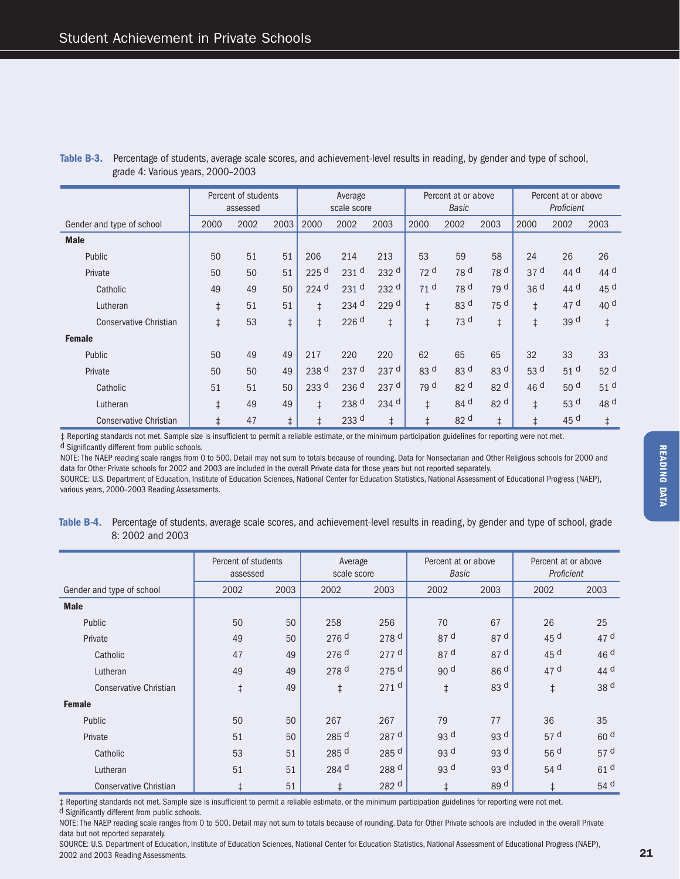**Table B-3.** Percentage of students, average scale scores, and achievement-level results in reading, by gender and type of school, grade 4: Various years, 2000–2003

| | Percent of students assessed | | | Average scale score | | | Percent at or above *Basic* | | | Percent at or above *Proficient* | | |
|---|---|---|---|---|---|---|---|---|---|---|---|---|
| Gender and type of school | 2000 | 2002 | 2003 | 2000 | 2002 | 2003 | 2000 | 2002 | 2003 | 2000 | 2002 | 2003 |
| **Male** | | | | | | | | | | | | |
| Public | 50 | 51 | 51 | 206 | 214 | 213 | 53 | 59 | 58 | 24 | 26 | 26 |
| Private | 50 | 50 | 51 | 225 d | 231 d | 232 d | 72 d | 78 d | 78 d | 37 d | 44 d | 44 d |
| Catholic | 49 | 49 | 50 | 224 d | 231 d | 232 d | 71 d | 78 d | 79 d | 36 d | 44 d | 45 d |
| Lutheran | ‡ | 51 | 51 | ‡ | 234 d | 229 d | ‡ | 83 d | 75 d | ‡ | 47 d | 40 d |
| Conservative Christian | ‡ | 53 | ‡ | ‡ | 226 d | ‡ | ‡ | 73 d | ‡ | ‡ | 39 d | ‡ |
| **Female** | | | | | | | | | | | | |
| Public | 50 | 49 | 49 | 217 | 220 | 220 | 62 | 65 | 65 | 32 | 33 | 33 |
| Private | 50 | 50 | 49 | 238 d | 237 d | 237 d | 83 d | 83 d | 83 d | 53 d | 51 d | 52 d |
| Catholic | 51 | 51 | 50 | 233 d | 236 d | 237 d | 79 d | 82 d | 82 d | 46 d | 50 d | 51 d |
| Lutheran | ‡ | 49 | 49 | ‡ | 238 d | 234 d | ‡ | 84 d | 82 d | ‡ | 53 d | 48 d |
| Conservative Christian | ‡ | 47 | ‡ | ‡ | 233 d | ‡ | ‡ | 82 d | ‡ | ‡ | 45 d | ‡ |

‡ Reporting standards not met. Sample size is insufficient to permit a reliable estimate, or the minimum participation guidelines for reporting were not met.

d Significantly different from public schools.

NOTE: The NAEP reading scale ranges from 0 to 500. Detail may not sum to totals because of rounding. Data for Nonsectarian and Other Religious schools for 2000 and data for Other Private schools for 2002 and 2003 are included in the overall Private data for those years but not reported separately.

SOURCE: U.S. Department of Education, Institute of Education Sciences, National Center for Education Statistics, National Assessment of Educational Progress (NAEP), various years, 2000–2003 Reading Assessments.

**Table B-4.** Percentage of students, average scale scores, and achievement-level results in reading, by gender and type of school, grade 8: 2002 and 2003

| | Percent of students assessed | | Average scale score | | Percent at or above *Basic* | | Percent at or above *Proficient* | |
|---|---|---|---|---|---|---|---|---|
| Gender and type of school | 2002 | 2003 | 2002 | 2003 | 2002 | 2003 | 2002 | 2003 |
| **Male** | | | | | | | | |
| Public | 50 | 50 | 258 | 256 | 70 | 67 | 26 | 25 |
| Private | 49 | 50 | 276 d | 278 d | 87 d | 87 d | 45 d | 47 d |
| Catholic | 47 | 49 | 276 d | 277 d | 87 d | 87 d | 45 d | 46 d |
| Lutheran | 49 | 49 | 278 d | 275 d | 90 d | 86 d | 47 d | 44 d |
| Conservative Christian | ‡ | 49 | ‡ | 271 d | ‡ | 83 d | ‡ | 38 d |
| **Female** | | | | | | | | |
| Public | 50 | 50 | 267 | 267 | 79 | 77 | 36 | 35 |
| Private | 51 | 50 | 285 d | 287 d | 93 d | 93 d | 57 d | 60 d |
| Catholic | 53 | 51 | 285 d | 285 d | 93 d | 93 d | 56 d | 57 d |
| Lutheran | 51 | 51 | 284 d | 288 d | 93 d | 93 d | 54 d | 61 d |
| Conservative Christian | ‡ | 51 | ‡ | 282 d | ‡ | 89 d | ‡ | 54 d |

‡ Reporting standards not met. Sample size is insufficient to permit a reliable estimate, or the minimum participation guidelines for reporting were not met.

d Significantly different from public schools.

NOTE: The NAEP reading scale ranges from 0 to 500. Detail may not sum to totals because of rounding. Data for Other Private schools are included in the overall Private data but not reported separately.

SOURCE: U.S. Department of Education, Institute of Education Sciences, National Center for Education Statistics, National Assessment of Educational Progress (NAEP), 2002 and 2003 Reading Assessments.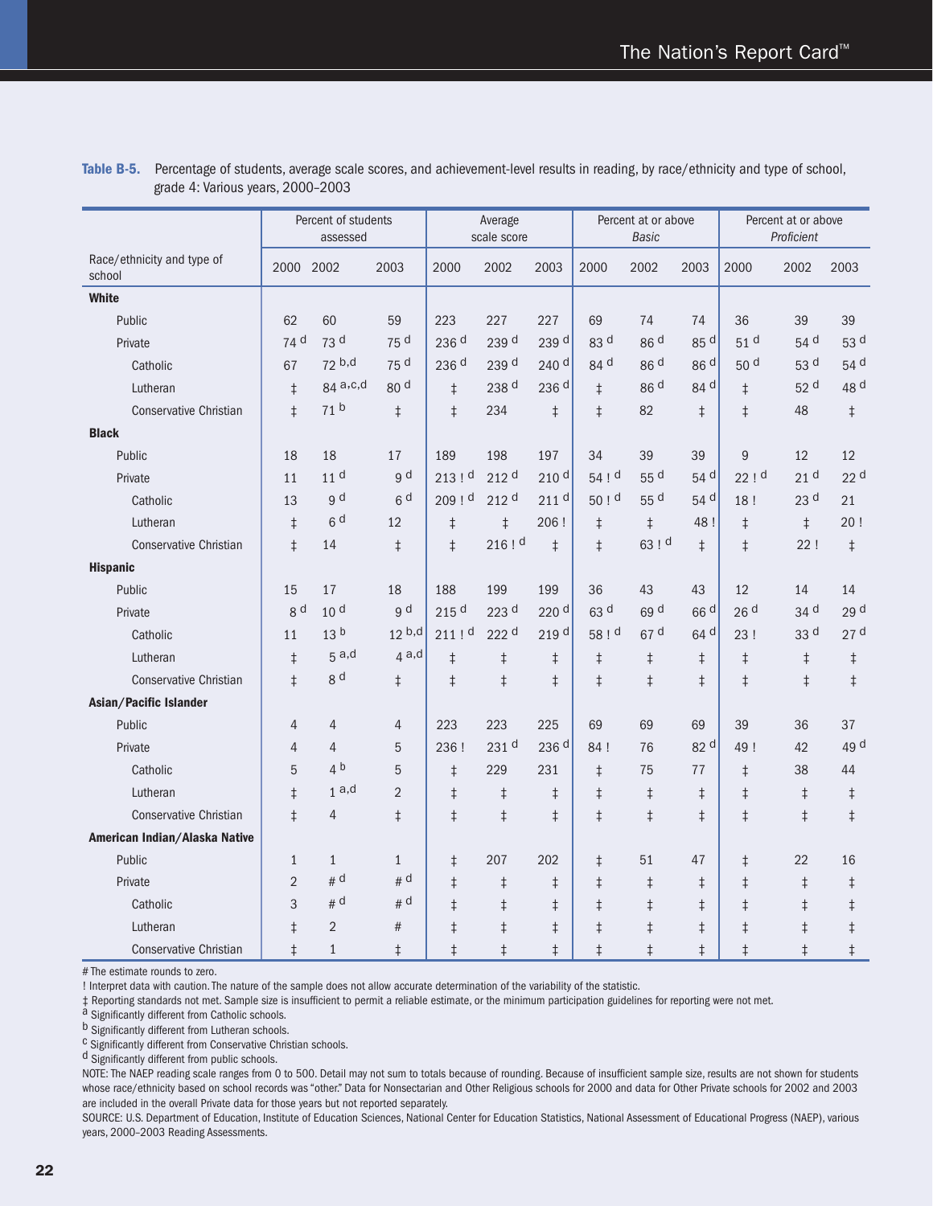**Table B-5.** Percentage of students, average scale scores, and achievement-level results in reading, by race/ethnicity and type of school, grade 4: Various years, 2000–2003

| Race/ethnicity and type of school | Percent of students assessed | | | Average scale score | | | Percent at or above *Basic* | | | Percent at or above *Proficient* | | |
|---|---|---|---|---|---|---|---|---|---|---|---|---|
| | 2000 | 2002 | 2003 | 2000 | 2002 | 2003 | 2000 | 2002 | 2003 | 2000 | 2002 | 2003 |
| **White** | | | | | | | | | | | | |
| Public | 62 | 60 | 59 | 223 | 227 | 227 | 69 | 74 | 74 | 36 | 39 | 39 |
| Private | 74 d | 73 d | 75 d | 236 d | 239 d | 239 d | 83 d | 86 d | 85 d | 51 d | 54 d | 53 d |
| Catholic | 67 | 72 b,d | 75 d | 236 d | 239 d | 240 d | 84 d | 86 d | 86 d | 50 d | 53 d | 54 d |
| Lutheran | ‡ | 84 a,c,d | 80 d | ‡ | 238 d | 236 d | ‡ | 86 d | 84 d | ‡ | 52 d | 48 d |
| Conservative Christian | ‡ | 71 b | ‡ | ‡ | 234 | ‡ | ‡ | 82 | ‡ | ‡ | 48 | ‡ |
| **Black** | | | | | | | | | | | | |
| Public | 18 | 18 | 17 | 189 | 198 | 197 | 34 | 39 | 39 | 9 | 12 | 12 |
| Private | 11 | 11 d | 9 d | 213 ! d | 212 d | 210 d | 54 ! d | 55 d | 54 d | 22 ! d | 21 d | 22 d |
| Catholic | 13 | 9 d | 6 d | 209 ! d | 212 d | 211 d | 50 ! d | 55 d | 54 d | 18 ! | 23 d | 21 |
| Lutheran | ‡ | 6 d | 12 | ‡ | ‡ | 206 ! | ‡ | ‡ | 48 ! | ‡ | ‡ | 20 ! |
| Conservative Christian | ‡ | 14 | ‡ | ‡ | 216 ! d | ‡ | ‡ | 63 ! d | ‡ | ‡ | 22 ! | ‡ |
| **Hispanic** | | | | | | | | | | | | |
| Public | 15 | 17 | 18 | 188 | 199 | 199 | 36 | 43 | 43 | 12 | 14 | 14 |
| Private | 8 d | 10 d | 9 d | 215 d | 223 d | 220 d | 63 d | 69 d | 66 d | 26 d | 34 d | 29 d |
| Catholic | 11 | 13 b | 12 b,d | 211 ! d | 222 d | 219 d | 58 ! d | 67 d | 64 d | 23 ! | 33 d | 27 d |
| Lutheran | ‡ | 5 a,d | 4 a,d | ‡ | ‡ | ‡ | ‡ | ‡ | ‡ | ‡ | ‡ | ‡ |
| Conservative Christian | ‡ | 8 d | ‡ | ‡ | ‡ | ‡ | ‡ | ‡ | ‡ | ‡ | ‡ | ‡ |
| **Asian/Pacific Islander** | | | | | | | | | | | | |
| Public | 4 | 4 | 4 | 223 | 223 | 225 | 69 | 69 | 69 | 39 | 36 | 37 |
| Private | 4 | 4 | 5 | 236 ! | 231 d | 236 d | 84 ! | 76 | 82 d | 49 ! | 42 | 49 d |
| Catholic | 5 | 4 b | 5 | ‡ | 229 | 231 | ‡ | 75 | 77 | ‡ | 38 | 44 |
| Lutheran | ‡ | 1 a,d | 2 | ‡ | ‡ | ‡ | ‡ | ‡ | ‡ | ‡ | ‡ | ‡ |
| Conservative Christian | ‡ | 4 | ‡ | ‡ | ‡ | ‡ | ‡ | ‡ | ‡ | ‡ | ‡ | ‡ |
| **American Indian/Alaska Native** | | | | | | | | | | | | |
| Public | 1 | 1 | 1 | ‡ | 207 | 202 | ‡ | 51 | 47 | ‡ | 22 | 16 |
| Private | 2 | # d | # d | ‡ | ‡ | ‡ | ‡ | ‡ | ‡ | ‡ | ‡ | ‡ |
| Catholic | 3 | # d | # d | ‡ | ‡ | ‡ | ‡ | ‡ | ‡ | ‡ | ‡ | ‡ |
| Lutheran | ‡ | 2 | # | ‡ | ‡ | ‡ | ‡ | ‡ | ‡ | ‡ | ‡ | ‡ |
| Conservative Christian | ‡ | 1 | ‡ | ‡ | ‡ | ‡ | ‡ | ‡ | ‡ | ‡ | ‡ | ‡ |

# The estimate rounds to zero.

! Interpret data with caution. The nature of the sample does not allow accurate determination of the variability of the statistic.

‡ Reporting standards not met. Sample size is insufficient to permit a reliable estimate, or the minimum participation guidelines for reporting were not met.

[a] Significantly different from Catholic schools.

[b] Significantly different from Lutheran schools.

[c] Significantly different from Conservative Christian schools.

[d] Significantly different from public schools.

NOTE: The NAEP reading scale ranges from 0 to 500. Detail may not sum to totals because of rounding. Because of insufficient sample size, results are not shown for students whose race/ethnicity based on school records was "other." Data for Nonsectarian and Other Religious schools for 2000 and data for Other Private schools for 2002 and 2003 are included in the overall Private data for those years but not reported separately.

SOURCE: U.S. Department of Education, Institute of Education Sciences, National Center for Education Statistics, National Assessment of Educational Progress (NAEP), various years, 2000–2003 Reading Assessments.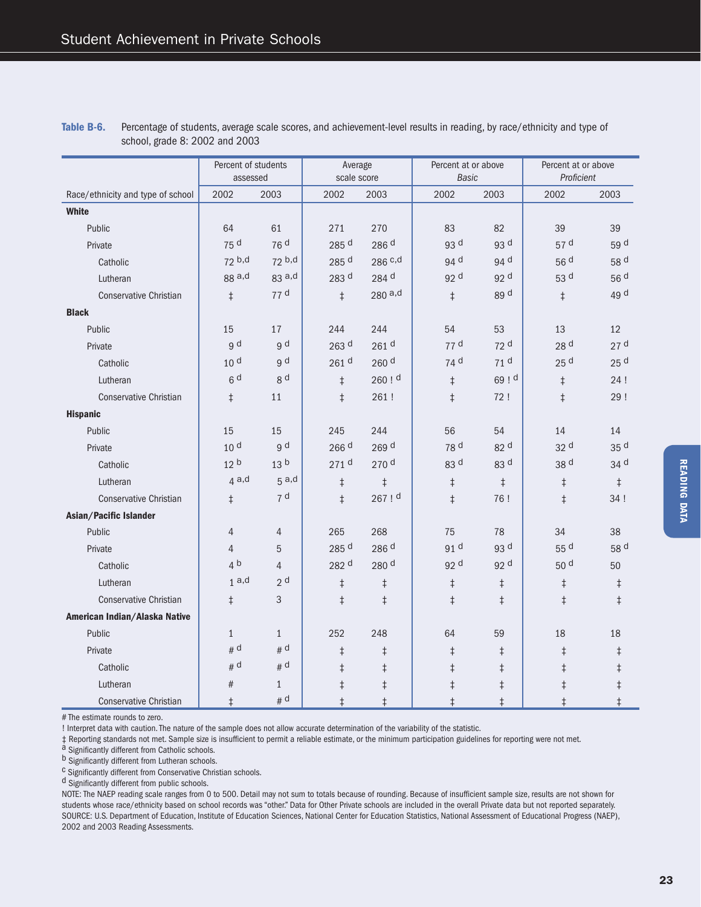**Table B-6.** Percentage of students, average scale scores, and achievement-level results in reading, by race/ethnicity and type of school, grade 8: 2002 and 2003

| Race/ethnicity and type of school | Percent of students assessed | | Average scale score | | Percent at or above *Basic* | | Percent at or above *Proficient* | |
|---|---|---|---|---|---|---|---|---|
| | 2002 | 2003 | 2002 | 2003 | 2002 | 2003 | 2002 | 2003 |
| **White** | | | | | | | | |
| Public | 64 | 61 | 271 | 270 | 83 | 82 | 39 | 39 |
| Private | 75 [d] | 76 [d] | 285 [d] | 286 [d] | 93 [d] | 93 [d] | 57 [d] | 59 [d] |
| Catholic | 72 [b,d] | 72 [b,d] | 285 [d] | 286 [c,d] | 94 [d] | 94 [d] | 56 [d] | 58 [d] |
| Lutheran | 88 [a,d] | 83 [a,d] | 283 [d] | 284 [d] | 92 [d] | 92 [d] | 53 [d] | 56 [d] |
| Conservative Christian | ‡ | 77 [d] | ‡ | 280 [a,d] | ‡ | 89 [d] | ‡ | 49 [d] |
| **Black** | | | | | | | | |
| Public | 15 | 17 | 244 | 244 | 54 | 53 | 13 | 12 |
| Private | 9 [d] | 9 [d] | 263 [d] | 261 [d] | 77 [d] | 72 [d] | 28 [d] | 27 [d] |
| Catholic | 10 [d] | 9 [d] | 261 [d] | 260 [d] | 74 [d] | 71 [d] | 25 [d] | 25 [d] |
| Lutheran | 6 [d] | 8 [d] | ‡ | 260 ! [d] | ‡ | 69 ! [d] | ‡ | 24 ! |
| Conservative Christian | ‡ | 11 | ‡ | 261 ! | ‡ | 72 ! | ‡ | 29 ! |
| **Hispanic** | | | | | | | | |
| Public | 15 | 15 | 245 | 244 | 56 | 54 | 14 | 14 |
| Private | 10 [d] | 9 [d] | 266 [d] | 269 [d] | 78 [d] | 82 [d] | 32 [d] | 35 [d] |
| Catholic | 12 [b] | 13 [b] | 271 [d] | 270 [d] | 83 [d] | 83 [d] | 38 [d] | 34 [d] |
| Lutheran | 4 [a,d] | 5 [a,d] | ‡ | ‡ | ‡ | ‡ | ‡ | ‡ |
| Conservative Christian | ‡ | 7 [d] | ‡ | 267 ! [d] | ‡ | 76 ! | ‡ | 34 ! |
| **Asian/Pacific Islander** | | | | | | | | |
| Public | 4 | 4 | 265 | 268 | 75 | 78 | 34 | 38 |
| Private | 4 | 5 | 285 [d] | 286 [d] | 91 [d] | 93 [d] | 55 [d] | 58 [d] |
| Catholic | 4 [b] | 4 | 282 [d] | 280 [d] | 92 [d] | 92 [d] | 50 [d] | 50 |
| Lutheran | 1 [a,d] | 2 [d] | ‡ | ‡ | ‡ | ‡ | ‡ | ‡ |
| Conservative Christian | ‡ | 3 | ‡ | ‡ | ‡ | ‡ | ‡ | ‡ |
| **American Indian/Alaska Native** | | | | | | | | |
| Public | 1 | 1 | 252 | 248 | 64 | 59 | 18 | 18 |
| Private | # [d] | # [d] | ‡ | ‡ | ‡ | ‡ | ‡ | ‡ |
| Catholic | # [d] | # [d] | ‡ | ‡ | ‡ | ‡ | ‡ | ‡ |
| Lutheran | # | 1 | ‡ | ‡ | ‡ | ‡ | ‡ | ‡ |
| Conservative Christian | ‡ | # [d] | ‡ | ‡ | ‡ | ‡ | ‡ | ‡ |

# The estimate rounds to zero.

! Interpret data with caution. The nature of the sample does not allow accurate determination of the variability of the statistic.

‡ Reporting standards not met. Sample size is insufficient to permit a reliable estimate, or the minimum participation guidelines for reporting were not met.

[a] Significantly different from Catholic schools.

[b] Significantly different from Lutheran schools.

[c] Significantly different from Conservative Christian schools.

[d] Significantly different from public schools.

NOTE: The NAEP reading scale ranges from 0 to 500. Detail may not sum to totals because of rounding. Because of insufficient sample size, results are not shown for students whose race/ethnicity based on school records was "other." Data for Other Private schools are included in the overall Private data but not reported separately.

SOURCE: U.S. Department of Education, Institute of Education Sciences, National Center for Education Statistics, National Assessment of Educational Progress (NAEP), 2002 and 2003 Reading Assessments.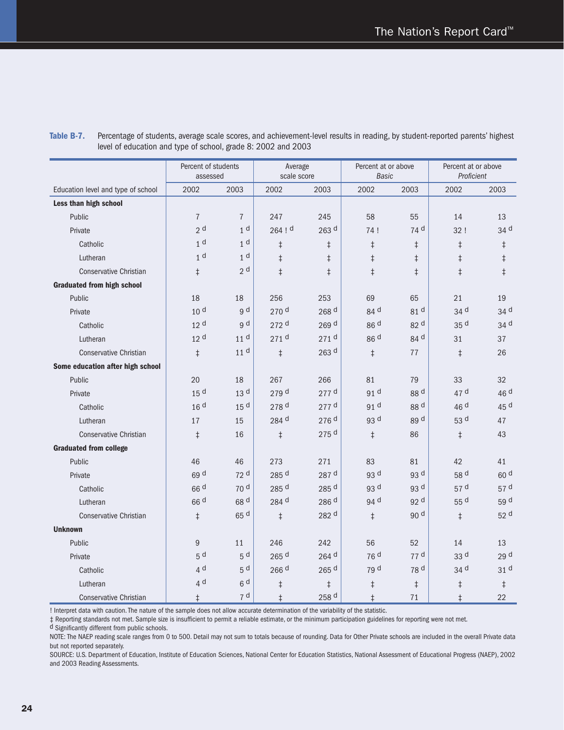**Table B-7.** Percentage of students, average scale scores, and achievement-level results in reading, by student-reported parents' highest level of education and type of school, grade 8: 2002 and 2003

| | Percent of students assessed | | Average scale score | | Percent at or above *Basic* | | Percent at or above *Proficient* | |
|---|---|---|---|---|---|---|---|---|
| Education level and type of school | 2002 | 2003 | 2002 | 2003 | 2002 | 2003 | 2002 | 2003 |
| **Less than high school** | | | | | | | | |
| Public | 7 | 7 | 247 | 245 | 58 | 55 | 14 | 13 |
| Private | 2 d | 1 d | 264 ! d | 263 d | 74 ! | 74 d | 32 ! | 34 d |
| Catholic | 1 d | 1 d | ‡ | ‡ | ‡ | ‡ | ‡ | ‡ |
| Lutheran | 1 d | 1 d | ‡ | ‡ | ‡ | ‡ | ‡ | ‡ |
| Conservative Christian | ‡ | 2 d | ‡ | ‡ | ‡ | ‡ | ‡ | ‡ |
| **Graduated from high school** | | | | | | | | |
| Public | 18 | 18 | 256 | 253 | 69 | 65 | 21 | 19 |
| Private | 10 d | 9 d | 270 d | 268 d | 84 d | 81 d | 34 d | 34 d |
| Catholic | 12 d | 9 d | 272 d | 269 d | 86 d | 82 d | 35 d | 34 d |
| Lutheran | 12 d | 11 d | 271 d | 271 d | 86 d | 84 d | 31 | 37 |
| Conservative Christian | ‡ | 11 d | ‡ | 263 d | ‡ | 77 | ‡ | 26 |
| **Some education after high school** | | | | | | | | |
| Public | 20 | 18 | 267 | 266 | 81 | 79 | 33 | 32 |
| Private | 15 d | 13 d | 279 d | 277 d | 91 d | 88 d | 47 d | 46 d |
| Catholic | 16 d | 15 d | 278 d | 277 d | 91 d | 88 d | 46 d | 45 d |
| Lutheran | 17 | 15 | 284 d | 276 d | 93 d | 89 d | 53 d | 47 |
| Conservative Christian | ‡ | 16 | ‡ | 275 d | ‡ | 86 | ‡ | 43 |
| **Graduated from college** | | | | | | | | |
| Public | 46 | 46 | 273 | 271 | 83 | 81 | 42 | 41 |
| Private | 69 d | 72 d | 285 d | 287 d | 93 d | 93 d | 58 d | 60 d |
| Catholic | 66 d | 70 d | 285 d | 285 d | 93 d | 93 d | 57 d | 57 d |
| Lutheran | 66 d | 68 d | 284 d | 286 d | 94 d | 92 d | 55 d | 59 d |
| Conservative Christian | ‡ | 65 d | ‡ | 282 d | ‡ | 90 d | ‡ | 52 d |
| **Unknown** | | | | | | | | |
| Public | 9 | 11 | 246 | 242 | 56 | 52 | 14 | 13 |
| Private | 5 d | 5 d | 265 d | 264 d | 76 d | 77 d | 33 d | 29 d |
| Catholic | 4 d | 5 d | 266 d | 265 d | 79 d | 78 d | 34 d | 31 d |
| Lutheran | 4 d | 6 d | ‡ | ‡ | ‡ | ‡ | ‡ | ‡ |
| Conservative Christian | ‡ | 7 d | ‡ | 258 d | ‡ | 71 | ‡ | 22 |

! Interpret data with caution. The nature of the sample does not allow accurate determination of the variability of the statistic.

‡ Reporting standards not met. Sample size is insufficient to permit a reliable estimate, or the minimum participation guidelines for reporting were not met.

d Significantly different from public schools.

NOTE: The NAEP reading scale ranges from 0 to 500. Detail may not sum to totals because of rounding. Data for Other Private schools are included in the overall Private data but not reported separately.

SOURCE: U.S. Department of Education, Institute of Education Sciences, National Center for Education Statistics, National Assessment of Educational Progress (NAEP), 2002 and 2003 Reading Assessments.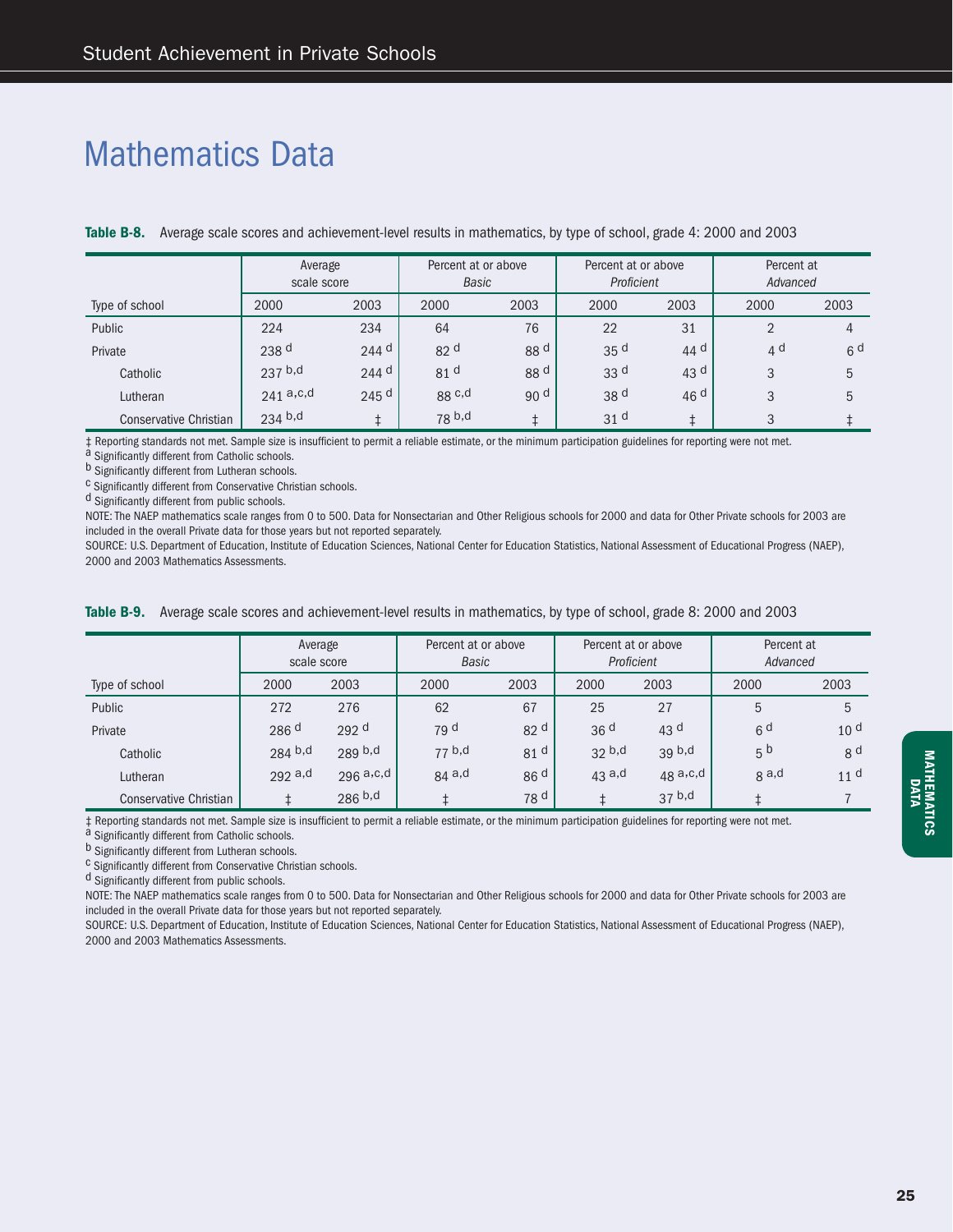# Mathematics Data

**Table B-8.** Average scale scores and achievement-level results in mathematics, by type of school, grade 4: 2000 and 2003

| | Average scale score | | Percent at or above *Basic* | | Percent at or above *Proficient* | | Percent at *Advanced* | |
|---|---|---|---|---|---|---|---|---|
| Type of school | 2000 | 2003 | 2000 | 2003 | 2000 | 2003 | 2000 | 2003 |
| Public | 224 | 234 | 64 | 76 | 22 | 31 | 2 | 4 |
| Private | 238 [d] | 244 [d] | 82 [d] | 88 [d] | 35 [d] | 44 [d] | 4 [d] | 6 [d] |
| Catholic | 237 [b,d] | 244 [d] | 81 [d] | 88 [d] | 33 [d] | 43 [d] | 3 | 5 |
| Lutheran | 241 [a,c,d] | 245 [d] | 88 [c,d] | 90 [d] | 38 [d] | 46 [d] | 3 | 5 |
| Conservative Christian | 234 [b,d] | ‡ | 78 [b,d] | ‡ | 31 [d] | ‡ | 3 | ‡ |

‡ Reporting standards not met. Sample size is insufficient to permit a reliable estimate, or the minimum participation guidelines for reporting were not met.
[a] Significantly different from Catholic schools.
[b] Significantly different from Lutheran schools.
[c] Significantly different from Conservative Christian schools.
[d] Significantly different from public schools.
NOTE: The NAEP mathematics scale ranges from 0 to 500. Data for Nonsectarian and Other Religious schools for 2000 and data for Other Private schools for 2003 are included in the overall Private data for those years but not reported separately.
SOURCE: U.S. Department of Education, Institute of Education Sciences, National Center for Education Statistics, National Assessment of Educational Progress (NAEP), 2000 and 2003 Mathematics Assessments.

**Table B-9.** Average scale scores and achievement-level results in mathematics, by type of school, grade 8: 2000 and 2003

| | Average scale score | | Percent at or above *Basic* | | Percent at or above *Proficient* | | Percent at *Advanced* | |
|---|---|---|---|---|---|---|---|---|
| Type of school | 2000 | 2003 | 2000 | 2003 | 2000 | 2003 | 2000 | 2003 |
| Public | 272 | 276 | 62 | 67 | 25 | 27 | 5 | 5 |
| Private | 286 [d] | 292 [d] | 79 [d] | 82 [d] | 36 [d] | 43 [d] | 6 [d] | 10 [d] |
| Catholic | 284 [b,d] | 289 [b,d] | 77 [b,d] | 81 [d] | 32 [b,d] | 39 [b,d] | 5 [b] | 8 [d] |
| Lutheran | 292 [a,d] | 296 [a,c,d] | 84 [a,d] | 86 [d] | 43 [a,d] | 48 [a,c,d] | 8 [a,d] | 11 [d] |
| Conservative Christian | ‡ | 286 [b,d] | ‡ | 78 [d] | ‡ | 37 [b,d] | ‡ | 7 |

‡ Reporting standards not met. Sample size is insufficient to permit a reliable estimate, or the minimum participation guidelines for reporting were not met.
[a] Significantly different from Catholic schools.
[b] Significantly different from Lutheran schools.
[c] Significantly different from Conservative Christian schools.
[d] Significantly different from public schools.
NOTE: The NAEP mathematics scale ranges from 0 to 500. Data for Nonsectarian and Other Religious schools for 2000 and data for Other Private schools for 2003 are included in the overall Private data for those years but not reported separately.
SOURCE: U.S. Department of Education, Institute of Education Sciences, National Center for Education Statistics, National Assessment of Educational Progress (NAEP), 2000 and 2003 Mathematics Assessments.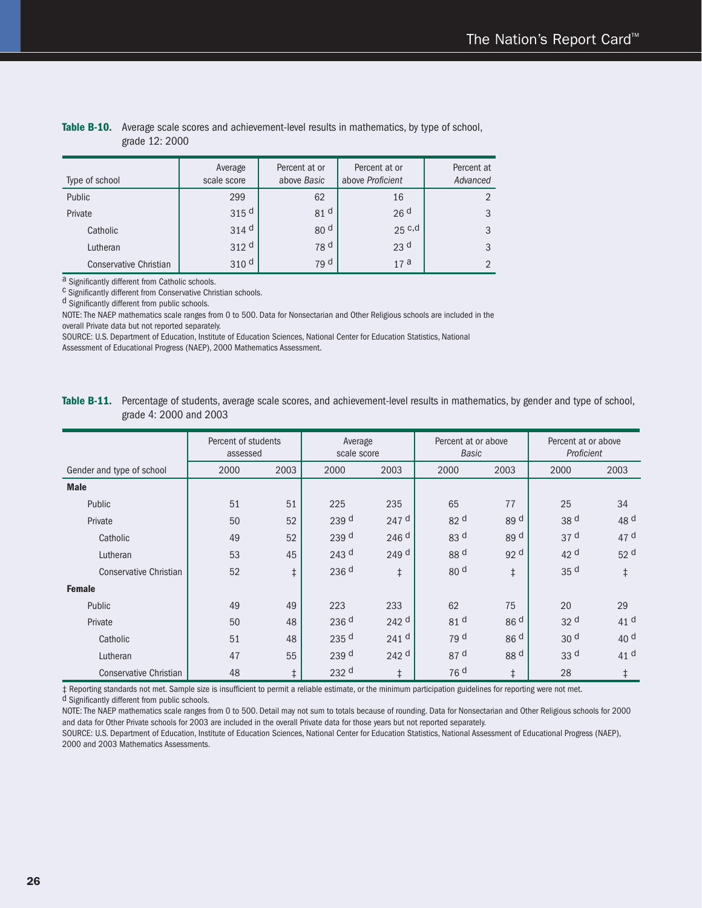**Table B-10.** Average scale scores and achievement-level results in mathematics, by type of school, grade 12: 2000

| Type of school | Average scale score | Percent at or above *Basic* | Percent at or above *Proficient* | Percent at *Advanced* |
|---|---|---|---|---|
| Public | 299 | 62 | 16 | 2 |
| Private | 315 [d] | 81 [d] | 26 [d] | 3 |
| Catholic | 314 [d] | 80 [d] | 25 [c,d] | 3 |
| Lutheran | 312 [d] | 78 [d] | 23 [d] | 3 |
| Conservative Christian | 310 [d] | 79 [d] | 17 [a] | 2 |

[a] Significantly different from Catholic schools.
[c] Significantly different from Conservative Christian schools.
[d] Significantly different from public schools.
NOTE: The NAEP mathematics scale ranges from 0 to 500. Data for Nonsectarian and Other Religious schools are included in the overall Private data but not reported separately.
SOURCE: U.S. Department of Education, Institute of Education Sciences, National Center for Education Statistics, National Assessment of Educational Progress (NAEP), 2000 Mathematics Assessment.

**Table B-11.** Percentage of students, average scale scores, and achievement-level results in mathematics, by gender and type of school, grade 4: 2000 and 2003

| | Percent of students assessed | | Average scale score | | Percent at or above *Basic* | | Percent at or above *Proficient* | |
|---|---|---|---|---|---|---|---|---|
| Gender and type of school | 2000 | 2003 | 2000 | 2003 | 2000 | 2003 | 2000 | 2003 |
| **Male** | | | | | | | | |
| Public | 51 | 51 | 225 | 235 | 65 | 77 | 25 | 34 |
| Private | 50 | 52 | 239 [d] | 247 [d] | 82 [d] | 89 [d] | 38 [d] | 48 [d] |
| Catholic | 49 | 52 | 239 [d] | 246 [d] | 83 [d] | 89 [d] | 37 [d] | 47 [d] |
| Lutheran | 53 | 45 | 243 [d] | 249 [d] | 88 [d] | 92 [d] | 42 [d] | 52 [d] |
| Conservative Christian | 52 | ‡ | 236 [d] | ‡ | 80 [d] | ‡ | 35 [d] | ‡ |
| **Female** | | | | | | | | |
| Public | 49 | 49 | 223 | 233 | 62 | 75 | 20 | 29 |
| Private | 50 | 48 | 236 [d] | 242 [d] | 81 [d] | 86 [d] | 32 [d] | 41 [d] |
| Catholic | 51 | 48 | 235 [d] | 241 [d] | 79 [d] | 86 [d] | 30 [d] | 40 [d] |
| Lutheran | 47 | 55 | 239 [d] | 242 [d] | 87 [d] | 88 [d] | 33 [d] | 41 [d] |
| Conservative Christian | 48 | ‡ | 232 [d] | ‡ | 76 [d] | ‡ | 28 | ‡ |

‡ Reporting standards not met. Sample size is insufficient to permit a reliable estimate, or the minimum participation guidelines for reporting were not met.
[d] Significantly different from public schools.
NOTE: The NAEP mathematics scale ranges from 0 to 500. Detail may not sum to totals because of rounding. Data for Nonsectarian and Other Religious schools for 2000 and data for Other Private schools for 2003 are included in the overall Private data for those years but not reported separately.
SOURCE: U.S. Department of Education, Institute of Education Sciences, National Center for Education Statistics, National Assessment of Educational Progress (NAEP), 2000 and 2003 Mathematics Assessments.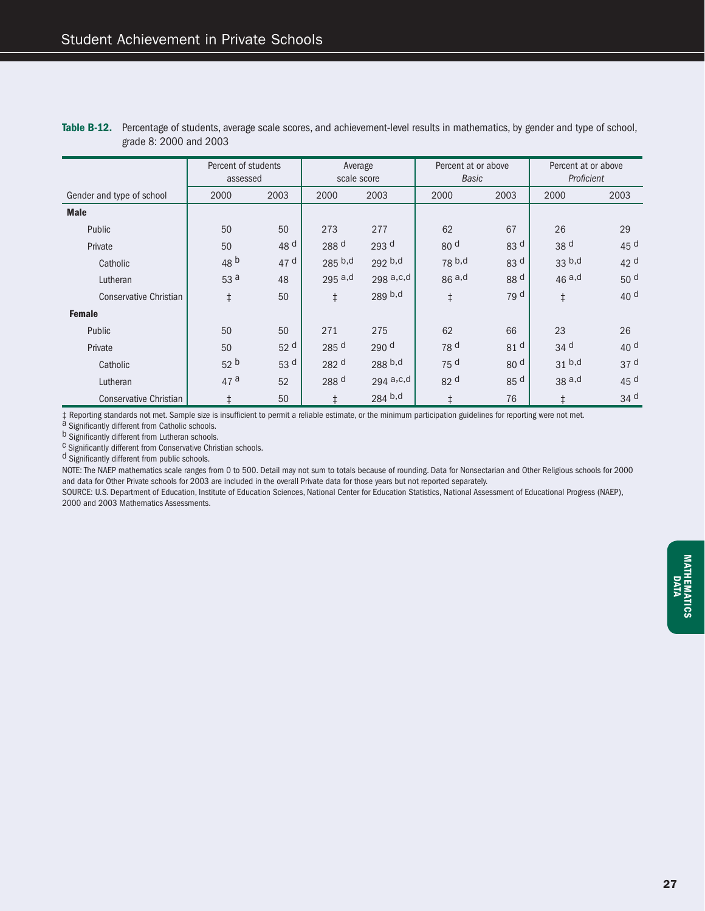**Table B-12.** Percentage of students, average scale scores, and achievement-level results in mathematics, by gender and type of school, grade 8: 2000 and 2003

| Gender and type of school | Percent of students assessed | | Average scale score | | Percent at or above *Basic* | | Percent at or above *Proficient* | |
|---|---|---|---|---|---|---|---|---|
| | 2000 | 2003 | 2000 | 2003 | 2000 | 2003 | 2000 | 2003 |
| **Male** | | | | | | | | |
| Public | 50 | 50 | 273 | 277 | 62 | 67 | 26 | 29 |
| Private | 50 | 48 [d] | 288 [d] | 293 [d] | 80 [d] | 83 [d] | 38 [d] | 45 [d] |
| Catholic | 48 [b] | 47 [d] | 285 [b,d] | 292 [b,d] | 78 [b,d] | 83 [d] | 33 [b,d] | 42 [d] |
| Lutheran | 53 [a] | 48 | 295 [a,d] | 298 [a,c,d] | 86 [a,d] | 88 [d] | 46 [a,d] | 50 [d] |
| Conservative Christian | ‡ | 50 | ‡ | 289 [b,d] | ‡ | 79 [d] | ‡ | 40 [d] |
| **Female** | | | | | | | | |
| Public | 50 | 50 | 271 | 275 | 62 | 66 | 23 | 26 |
| Private | 50 | 52 [d] | 285 [d] | 290 [d] | 78 [d] | 81 [d] | 34 [d] | 40 [d] |
| Catholic | 52 [b] | 53 [d] | 282 [d] | 288 [b,d] | 75 [d] | 80 [d] | 31 [b,d] | 37 [d] |
| Lutheran | 47 [a] | 52 | 288 [d] | 294 [a,c,d] | 82 [d] | 85 [d] | 38 [a,d] | 45 [d] |
| Conservative Christian | ‡ | 50 | ‡ | 284 [b,d] | ‡ | 76 | ‡ | 34 [d] |

‡ Reporting standards not met. Sample size is insufficient to permit a reliable estimate, or the minimum participation guidelines for reporting were not met.
[a] Significantly different from Catholic schools.
[b] Significantly different from Lutheran schools.
[c] Significantly different from Conservative Christian schools.
[d] Significantly different from public schools.

NOTE: The NAEP mathematics scale ranges from 0 to 500. Detail may not sum to totals because of rounding. Data for Nonsectarian and Other Religious schools for 2000 and data for Other Private schools for 2003 are included in the overall Private data for those years but not reported separately.

SOURCE: U.S. Department of Education, Institute of Education Sciences, National Center for Education Statistics, National Assessment of Educational Progress (NAEP), 2000 and 2003 Mathematics Assessments.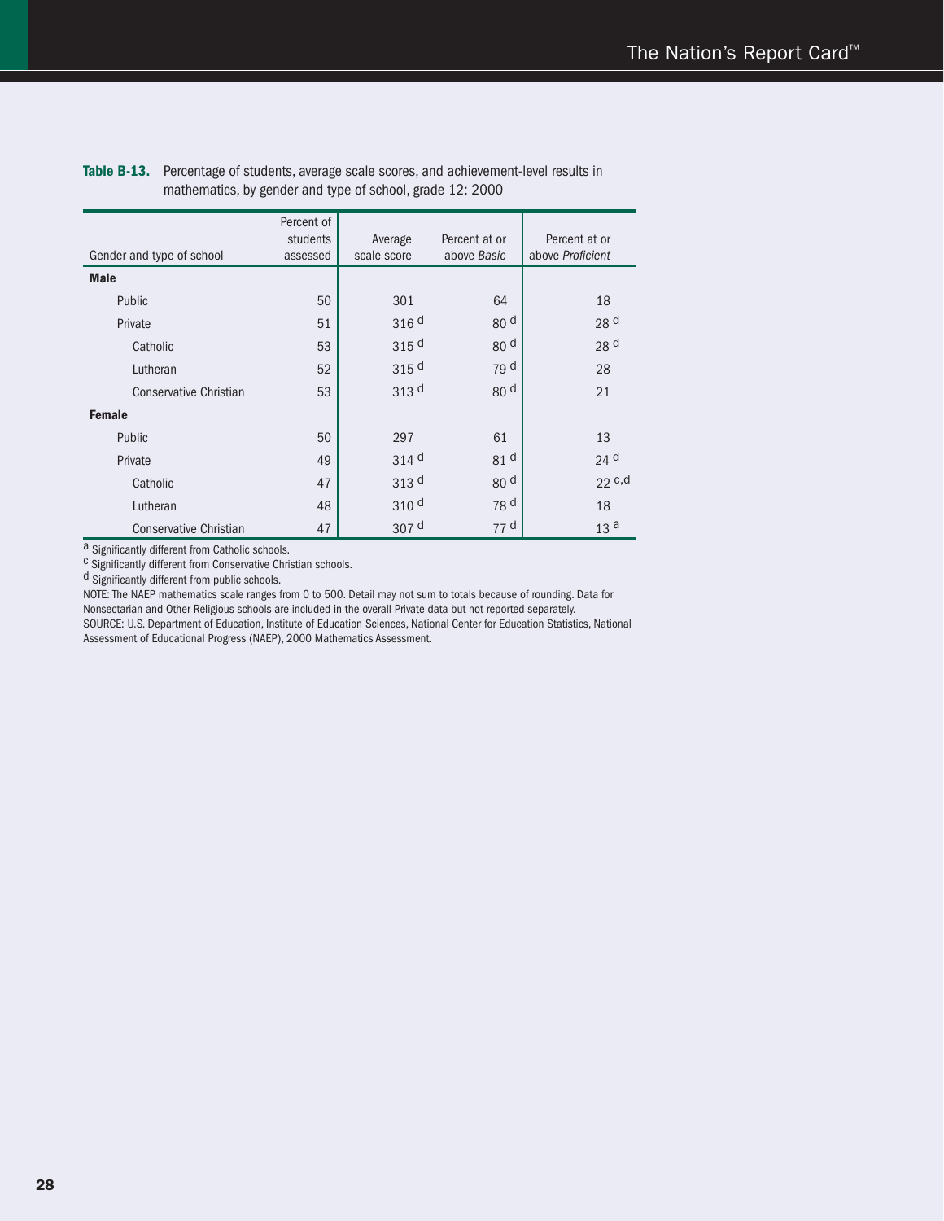**Table B-13.** Percentage of students, average scale scores, and achievement-level results in mathematics, by gender and type of school, grade 12: 2000

| Gender and type of school | Percent of students assessed | Average scale score | Percent at or above *Basic* | Percent at or above *Proficient* |
|---|---|---|---|---|
| **Male** | | | | |
| Public | 50 | 301 | 64 | 18 |
| Private | 51 | 316 [d] | 80 [d] | 28 [d] |
| Catholic | 53 | 315 [d] | 80 [d] | 28 [d] |
| Lutheran | 52 | 315 [d] | 79 [d] | 28 |
| Conservative Christian | 53 | 313 [d] | 80 [d] | 21 |
| **Female** | | | | |
| Public | 50 | 297 | 61 | 13 |
| Private | 49 | 314 [d] | 81 [d] | 24 [d] |
| Catholic | 47 | 313 [d] | 80 [d] | 22 [c,d] |
| Lutheran | 48 | 310 [d] | 78 [d] | 18 |
| Conservative Christian | 47 | 307 [d] | 77 [d] | 13 [a] |

[a] Significantly different from Catholic schools.

[c] Significantly different from Conservative Christian schools.

[d] Significantly different from public schools.

NOTE: The NAEP mathematics scale ranges from 0 to 500. Detail may not sum to totals because of rounding. Data for Nonsectarian and Other Religious schools are included in the overall Private data but not reported separately.

SOURCE: U.S. Department of Education, Institute of Education Sciences, National Center for Education Statistics, National Assessment of Educational Progress (NAEP), 2000 Mathematics Assessment.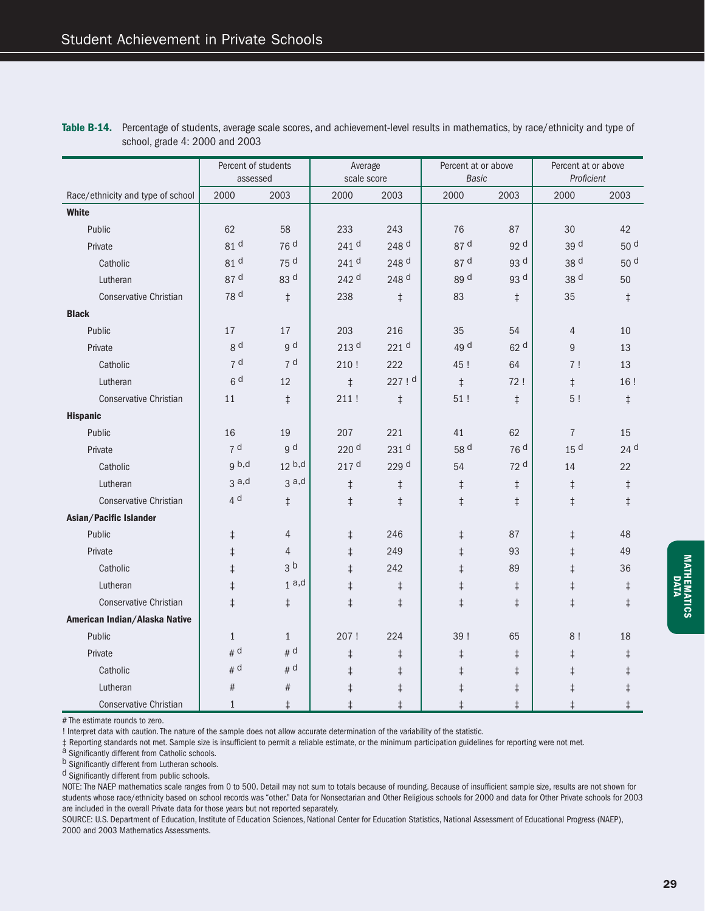**Table B-14.** Percentage of students, average scale scores, and achievement-level results in mathematics, by race/ethnicity and type of school, grade 4: 2000 and 2003

| | Percent of students assessed | | Average scale score | | Percent at or above *Basic* | | Percent at or above *Proficient* | |
|---|---|---|---|---|---|---|---|---|
| Race/ethnicity and type of school | 2000 | 2003 | 2000 | 2003 | 2000 | 2003 | 2000 | 2003 |
| **White** | | | | | | | | |
| Public | 62 | 58 | 233 | 243 | 76 | 87 | 30 | 42 |
| Private | 81 [d] | 76 [d] | 241 [d] | 248 [d] | 87 [d] | 92 [d] | 39 [d] | 50 [d] |
| Catholic | 81 [d] | 75 [d] | 241 [d] | 248 [d] | 87 [d] | 93 [d] | 38 [d] | 50 [d] |
| Lutheran | 87 [d] | 83 [d] | 242 [d] | 248 [d] | 89 [d] | 93 [d] | 38 [d] | 50 |
| Conservative Christian | 78 [d] | ‡ | 238 | ‡ | 83 | ‡ | 35 | ‡ |
| **Black** | | | | | | | | |
| Public | 17 | 17 | 203 | 216 | 35 | 54 | 4 | 10 |
| Private | 8 [d] | 9 [d] | 213 [d] | 221 [d] | 49 [d] | 62 [d] | 9 | 13 |
| Catholic | 7 [d] | 7 [d] | 210 ! | 222 | 45 ! | 64 | 7 ! | 13 |
| Lutheran | 6 [d] | 12 | ‡ | 227 ! [d] | ‡ | 72 ! | ‡ | 16 ! |
| Conservative Christian | 11 | ‡ | 211 ! | ‡ | 51 ! | ‡ | 5 ! | ‡ |
| **Hispanic** | | | | | | | | |
| Public | 16 | 19 | 207 | 221 | 41 | 62 | 7 | 15 |
| Private | 7 [d] | 9 [d] | 220 [d] | 231 [d] | 58 [d] | 76 [d] | 15 [d] | 24 [d] |
| Catholic | 9 [b,d] | 12 [b,d] | 217 [d] | 229 [d] | 54 | 72 [d] | 14 | 22 |
| Lutheran | 3 [a,d] | 3 [a,d] | ‡ | ‡ | ‡ | ‡ | ‡ | ‡ |
| Conservative Christian | 4 [d] | ‡ | ‡ | ‡ | ‡ | ‡ | ‡ | ‡ |
| **Asian/Pacific Islander** | | | | | | | | |
| Public | ‡ | 4 | ‡ | 246 | ‡ | 87 | ‡ | 48 |
| Private | ‡ | 4 | ‡ | 249 | ‡ | 93 | ‡ | 49 |
| Catholic | ‡ | 3 [b] | ‡ | 242 | ‡ | 89 | ‡ | 36 |
| Lutheran | ‡ | 1 [a,d] | ‡ | ‡ | ‡ | ‡ | ‡ | ‡ |
| Conservative Christian | ‡ | ‡ | ‡ | ‡ | ‡ | ‡ | ‡ | ‡ |
| **American Indian/Alaska Native** | | | | | | | | |
| Public | 1 | 1 | 207 ! | 224 | 39 ! | 65 | 8 ! | 18 |
| Private | # [d] | # [d] | ‡ | ‡ | ‡ | ‡ | ‡ | ‡ |
| Catholic | # [d] | # [d] | ‡ | ‡ | ‡ | ‡ | ‡ | ‡ |
| Lutheran | # | # | ‡ | ‡ | ‡ | ‡ | ‡ | ‡ |
| Conservative Christian | 1 | ‡ | ‡ | ‡ | ‡ | ‡ | ‡ | ‡ |

# The estimate rounds to zero.

! Interpret data with caution. The nature of the sample does not allow accurate determination of the variability of the statistic.

‡ Reporting standards not met. Sample size is insufficient to permit a reliable estimate, or the minimum participation guidelines for reporting were not met.

[a] Significantly different from Catholic schools.

[b] Significantly different from Lutheran schools.

[d] Significantly different from public schools.

NOTE: The NAEP mathematics scale ranges from 0 to 500. Detail may not sum to totals because of rounding. Because of insufficient sample size, results are not shown for students whose race/ethnicity based on school records was "other." Data for Nonsectarian and Other Religious schools for 2000 and data for Other Private schools for 2003 are included in the overall Private data for those years but not reported separately.

SOURCE: U.S. Department of Education, Institute of Education Sciences, National Center for Education Statistics, National Assessment of Educational Progress (NAEP), 2000 and 2003 Mathematics Assessments.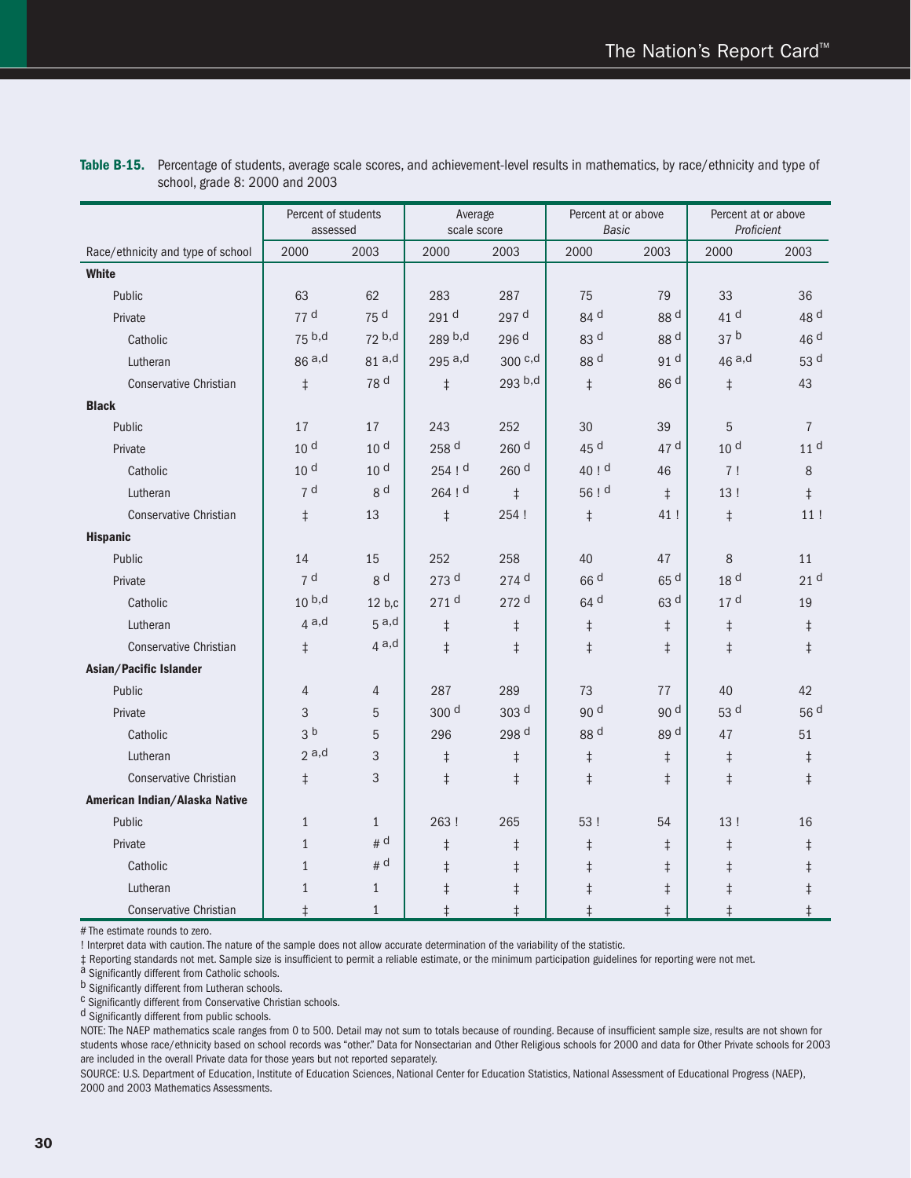**Table B-15.** Percentage of students, average scale scores, and achievement-level results in mathematics, by race/ethnicity and type of school, grade 8: 2000 and 2003

| Race/ethnicity and type of school | Percent of students assessed | | Average scale score | | Percent at or above *Basic* | | Percent at or above *Proficient* | |
|---|---|---|---|---|---|---|---|---|
| | 2000 | 2003 | 2000 | 2003 | 2000 | 2003 | 2000 | 2003 |
| **White** | | | | | | | | |
| Public | 63 | 62 | 283 | 287 | 75 | 79 | 33 | 36 |
| Private | 77 d | 75 d | 291 d | 297 d | 84 d | 88 d | 41 d | 48 d |
| Catholic | 75 b,d | 72 b,d | 289 b,d | 296 d | 83 d | 88 d | 37 b | 46 d |
| Lutheran | 86 a,d | 81 a,d | 295 a,d | 300 c,d | 88 d | 91 d | 46 a,d | 53 d |
| Conservative Christian | ‡ | 78 d | ‡ | 293 b,d | ‡ | 86 d | ‡ | 43 |
| **Black** | | | | | | | | |
| Public | 17 | 17 | 243 | 252 | 30 | 39 | 5 | 7 |
| Private | 10 d | 10 d | 258 d | 260 d | 45 d | 47 d | 10 d | 11 d |
| Catholic | 10 d | 10 d | 254 ! d | 260 d | 40 ! d | 46 | 7 ! | 8 |
| Lutheran | 7 d | 8 d | 264 ! d | ‡ | 56 ! d | ‡ | 13 ! | ‡ |
| Conservative Christian | ‡ | 13 | ‡ | 254 ! | ‡ | 41 ! | ‡ | 11 ! |
| **Hispanic** | | | | | | | | |
| Public | 14 | 15 | 252 | 258 | 40 | 47 | 8 | 11 |
| Private | 7 d | 8 d | 273 d | 274 d | 66 d | 65 d | 18 d | 21 d |
| Catholic | 10 b,d | 12 b,c | 271 d | 272 d | 64 d | 63 d | 17 d | 19 |
| Lutheran | 4 a,d | 5 a,d | ‡ | ‡ | ‡ | ‡ | ‡ | ‡ |
| Conservative Christian | ‡ | 4 a,d | ‡ | ‡ | ‡ | ‡ | ‡ | ‡ |
| **Asian/Pacific Islander** | | | | | | | | |
| Public | 4 | 4 | 287 | 289 | 73 | 77 | 40 | 42 |
| Private | 3 | 5 | 300 d | 303 d | 90 d | 90 d | 53 d | 56 d |
| Catholic | 3 b | 5 | 296 | 298 d | 88 d | 89 d | 47 | 51 |
| Lutheran | 2 a,d | 3 | ‡ | ‡ | ‡ | ‡ | ‡ | ‡ |
| Conservative Christian | ‡ | 3 | ‡ | ‡ | ‡ | ‡ | ‡ | ‡ |
| **American Indian/Alaska Native** | | | | | | | | |
| Public | 1 | 1 | 263 ! | 265 | 53 ! | 54 | 13 ! | 16 |
| Private | 1 | # d | ‡ | ‡ | ‡ | ‡ | ‡ | ‡ |
| Catholic | 1 | # d | ‡ | ‡ | ‡ | ‡ | ‡ | ‡ |
| Lutheran | 1 | 1 | ‡ | ‡ | ‡ | ‡ | ‡ | ‡ |
| Conservative Christian | ‡ | 1 | ‡ | ‡ | ‡ | ‡ | ‡ | ‡ |

# The estimate rounds to zero.

! Interpret data with caution. The nature of the sample does not allow accurate determination of the variability of the statistic.

‡ Reporting standards not met. Sample size is insufficient to permit a reliable estimate, or the minimum participation guidelines for reporting were not met.

a Significantly different from Catholic schools.

b Significantly different from Lutheran schools.

c Significantly different from Conservative Christian schools.

d Significantly different from public schools.

NOTE: The NAEP mathematics scale ranges from 0 to 500. Detail may not sum to totals because of rounding. Because of insufficient sample size, results are not shown for students whose race/ethnicity based on school records was "other." Data for Nonsectarian and Other Religious schools for 2000 and data for Other Private schools for 2003 are included in the overall Private data for those years but not reported separately.

SOURCE: U.S. Department of Education, Institute of Education Sciences, National Center for Education Statistics, National Assessment of Educational Progress (NAEP), 2000 and 2003 Mathematics Assessments.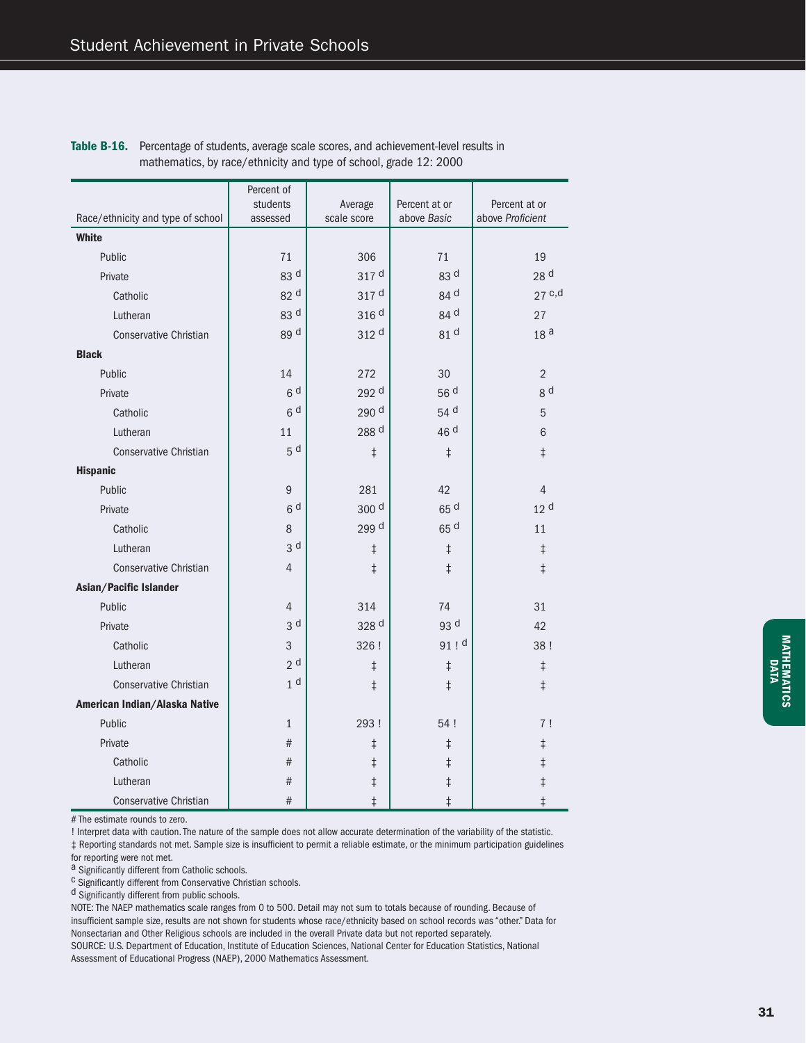**Table B-16.** Percentage of students, average scale scores, and achievement-level results in mathematics, by race/ethnicity and type of school, grade 12: 2000

| Race/ethnicity and type of school | Percent of students assessed | Average scale score | Percent at or above *Basic* | Percent at or above *Proficient* |
|---|---|---|---|---|
| **White** | | | | |
| Public | 71 | 306 | 71 | 19 |
| Private | 83 [d] | 317 [d] | 83 [d] | 28 [d] |
| Catholic | 82 [d] | 317 [d] | 84 [d] | 27 [c,d] |
| Lutheran | 83 [d] | 316 [d] | 84 [d] | 27 |
| Conservative Christian | 89 [d] | 312 [d] | 81 [d] | 18 [a] |
| **Black** | | | | |
| Public | 14 | 272 | 30 | 2 |
| Private | 6 [d] | 292 [d] | 56 [d] | 8 [d] |
| Catholic | 6 [d] | 290 [d] | 54 [d] | 5 |
| Lutheran | 11 | 288 [d] | 46 [d] | 6 |
| Conservative Christian | 5 [d] | ‡ | ‡ | ‡ |
| **Hispanic** | | | | |
| Public | 9 | 281 | 42 | 4 |
| Private | 6 [d] | 300 [d] | 65 [d] | 12 [d] |
| Catholic | 8 | 299 [d] | 65 [d] | 11 |
| Lutheran | 3 [d] | ‡ | ‡ | ‡ |
| Conservative Christian | 4 | ‡ | ‡ | ‡ |
| **Asian/Pacific Islander** | | | | |
| Public | 4 | 314 | 74 | 31 |
| Private | 3 [d] | 328 [d] | 93 [d] | 42 |
| Catholic | 3 | 326 ! | 91 ! [d] | 38 ! |
| Lutheran | 2 [d] | ‡ | ‡ | ‡ |
| Conservative Christian | 1 [d] | ‡ | ‡ | ‡ |
| **American Indian/Alaska Native** | | | | |
| Public | 1 | 293 ! | 54 ! | 7 ! |
| Private | # | ‡ | ‡ | ‡ |
| Catholic | # | ‡ | ‡ | ‡ |
| Lutheran | # | ‡ | ‡ | ‡ |
| Conservative Christian | # | ‡ | ‡ | ‡ |

# The estimate rounds to zero.

! Interpret data with caution. The nature of the sample does not allow accurate determination of the variability of the statistic.

‡ Reporting standards not met. Sample size is insufficient to permit a reliable estimate, or the minimum participation guidelines for reporting were not met.

[a] Significantly different from Catholic schools.

[c] Significantly different from Conservative Christian schools.

[d] Significantly different from public schools.

NOTE: The NAEP mathematics scale ranges from 0 to 500. Detail may not sum to totals because of rounding. Because of insufficient sample size, results are not shown for students whose race/ethnicity based on school records was "other." Data for Nonsectarian and Other Religious schools are included in the overall Private data but not reported separately.

SOURCE: U.S. Department of Education, Institute of Education Sciences, National Center for Education Statistics, National Assessment of Educational Progress (NAEP), 2000 Mathematics Assessment.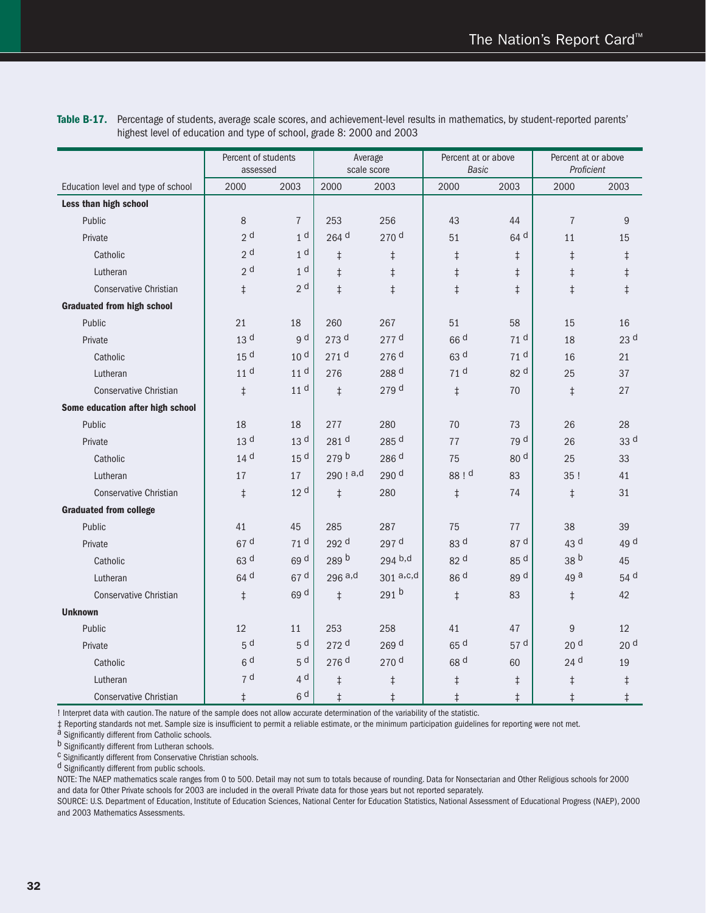**Table B-17.** Percentage of students, average scale scores, and achievement-level results in mathematics, by student-reported parents' highest level of education and type of school, grade 8: 2000 and 2003

| | Percent of students assessed | | Average scale score | | Percent at or above *Basic* | | Percent at or above *Proficient* | |
|---|---|---|---|---|---|---|---|---|
| Education level and type of school | 2000 | 2003 | 2000 | 2003 | 2000 | 2003 | 2000 | 2003 |
| **Less than high school** | | | | | | | | |
| Public | 8 | 7 | 253 | 256 | 43 | 44 | 7 | 9 |
| Private | 2 [d] | 1 [d] | 264 [d] | 270 [d] | 51 | 64 [d] | 11 | 15 |
| Catholic | 2 [d] | 1 [d] | ‡ | ‡ | ‡ | ‡ | ‡ | ‡ |
| Lutheran | 2 [d] | 1 [d] | ‡ | ‡ | ‡ | ‡ | ‡ | ‡ |
| Conservative Christian | ‡ | 2 [d] | ‡ | ‡ | ‡ | ‡ | ‡ | ‡ |
| **Graduated from high school** | | | | | | | | |
| Public | 21 | 18 | 260 | 267 | 51 | 58 | 15 | 16 |
| Private | 13 [d] | 9 [d] | 273 [d] | 277 [d] | 66 [d] | 71 [d] | 18 | 23 [d] |
| Catholic | 15 [d] | 10 [d] | 271 [d] | 276 [d] | 63 [d] | 71 [d] | 16 | 21 |
| Lutheran | 11 [d] | 11 [d] | 276 | 288 [d] | 71 [d] | 82 [d] | 25 | 37 |
| Conservative Christian | ‡ | 11 [d] | ‡ | 279 [d] | ‡ | 70 | ‡ | 27 |
| **Some education after high school** | | | | | | | | |
| Public | 18 | 18 | 277 | 280 | 70 | 73 | 26 | 28 |
| Private | 13 [d] | 13 [d] | 281 [d] | 285 [d] | 77 | 79 [d] | 26 | 33 [d] |
| Catholic | 14 [d] | 15 [d] | 279 [b] | 286 [d] | 75 | 80 [d] | 25 | 33 |
| Lutheran | 17 | 17 | 290 ! [a,d] | 290 [d] | 88 ! [d] | 83 | 35 ! | 41 |
| Conservative Christian | ‡ | 12 [d] | ‡ | 280 | ‡ | 74 | ‡ | 31 |
| **Graduated from college** | | | | | | | | |
| Public | 41 | 45 | 285 | 287 | 75 | 77 | 38 | 39 |
| Private | 67 [d] | 71 [d] | 292 [d] | 297 [d] | 83 [d] | 87 [d] | 43 [d] | 49 [d] |
| Catholic | 63 [d] | 69 [d] | 289 [b] | 294 [b,d] | 82 [d] | 85 [d] | 38 [b] | 45 |
| Lutheran | 64 [d] | 67 [d] | 296 [a,d] | 301 [a,c,d] | 86 [d] | 89 [d] | 49 [a] | 54 [d] |
| Conservative Christian | ‡ | 69 [d] | ‡ | 291 [b] | ‡ | 83 | ‡ | 42 |
| **Unknown** | | | | | | | | |
| Public | 12 | 11 | 253 | 258 | 41 | 47 | 9 | 12 |
| Private | 5 [d] | 5 [d] | 272 [d] | 269 [d] | 65 [d] | 57 [d] | 20 [d] | 20 [d] |
| Catholic | 6 [d] | 5 [d] | 276 [d] | 270 [d] | 68 [d] | 60 | 24 [d] | 19 |
| Lutheran | 7 [d] | 4 [d] | ‡ | ‡ | ‡ | ‡ | ‡ | ‡ |
| Conservative Christian | ‡ | 6 [d] | ‡ | ‡ | ‡ | ‡ | ‡ | ‡ |

! Interpret data with caution. The nature of the sample does not allow accurate determination of the variability of the statistic.

‡ Reporting standards not met. Sample size is insufficient to permit a reliable estimate, or the minimum participation guidelines for reporting were not met.

[a] Significantly different from Catholic schools.

[b] Significantly different from Lutheran schools.

[c] Significantly different from Conservative Christian schools.

[d] Significantly different from public schools.

NOTE: The NAEP mathematics scale ranges from 0 to 500. Detail may not sum to totals because of rounding. Data for Nonsectarian and Other Religious schools for 2000 and data for Other Private schools for 2003 are included in the overall Private data for those years but not reported separately.

SOURCE: U.S. Department of Education, Institute of Education Sciences, National Center for Education Statistics, National Assessment of Educational Progress (NAEP), 2000 and 2003 Mathematics Assessments.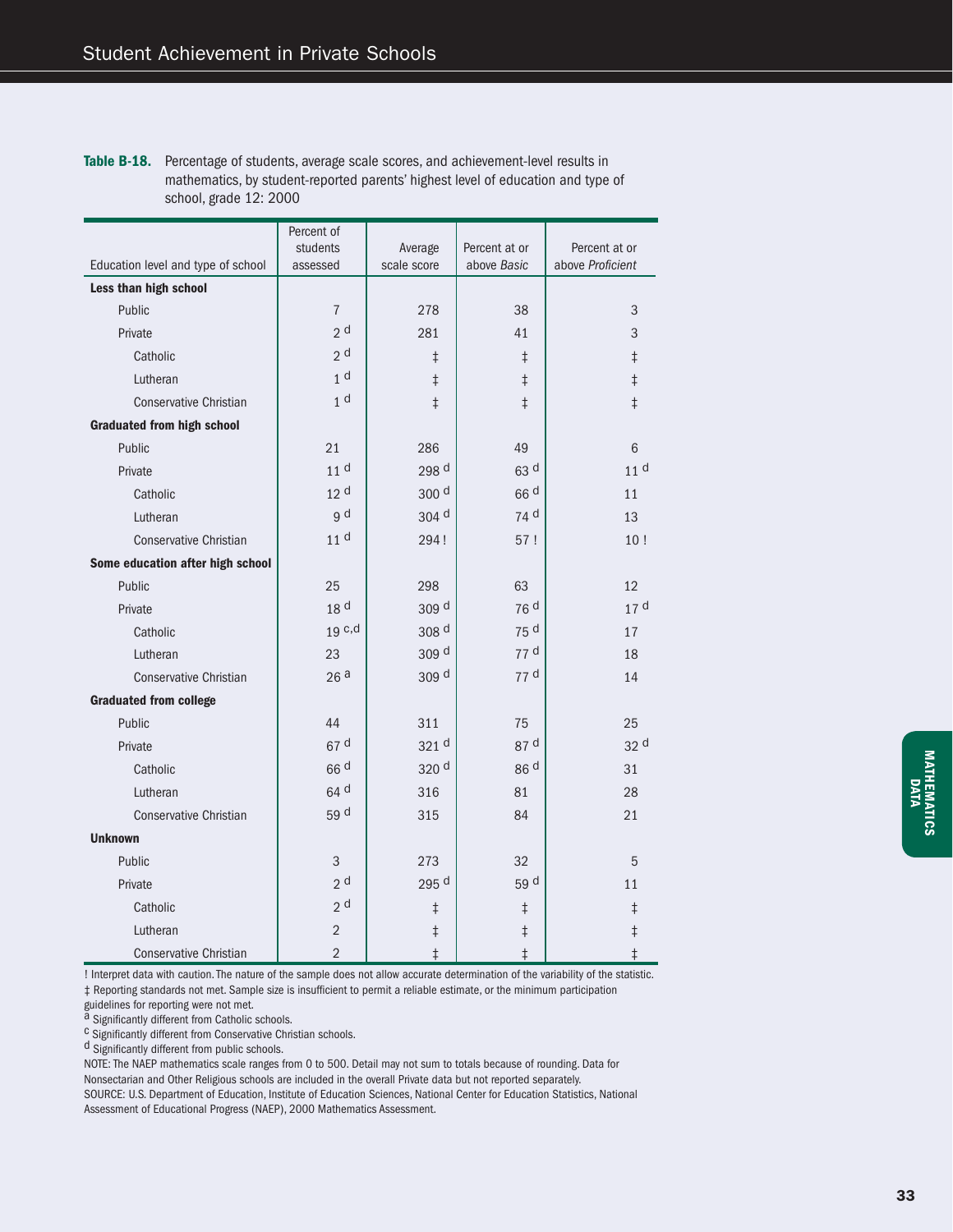**Table B-18.** Percentage of students, average scale scores, and achievement-level results in mathematics, by student-reported parents' highest level of education and type of school, grade 12: 2000

| Education level and type of school | Percent of students assessed | Average scale score | Percent at or above *Basic* | Percent at or above *Proficient* |
|---|---|---|---|---|
| **Less than high school** | | | | |
| Public | 7 | 278 | 38 | 3 |
| Private | 2 [d] | 281 | 41 | 3 |
| Catholic | 2 [d] | ‡ | ‡ | ‡ |
| Lutheran | 1 [d] | ‡ | ‡ | ‡ |
| Conservative Christian | 1 [d] | ‡ | ‡ | ‡ |
| **Graduated from high school** | | | | |
| Public | 21 | 286 | 49 | 6 |
| Private | 11 [d] | 298 [d] | 63 [d] | 11 [d] |
| Catholic | 12 [d] | 300 [d] | 66 [d] | 11 |
| Lutheran | 9 [d] | 304 [d] | 74 [d] | 13 |
| Conservative Christian | 11 [d] | 294 ! | 57 ! | 10 ! |
| **Some education after high school** | | | | |
| Public | 25 | 298 | 63 | 12 |
| Private | 18 [d] | 309 [d] | 76 [d] | 17 [d] |
| Catholic | 19 [c,d] | 308 [d] | 75 [d] | 17 |
| Lutheran | 23 | 309 [d] | 77 [d] | 18 |
| Conservative Christian | 26 [a] | 309 [d] | 77 [d] | 14 |
| **Graduated from college** | | | | |
| Public | 44 | 311 | 75 | 25 |
| Private | 67 [d] | 321 [d] | 87 [d] | 32 [d] |
| Catholic | 66 [d] | 320 [d] | 86 [d] | 31 |
| Lutheran | 64 [d] | 316 | 81 | 28 |
| Conservative Christian | 59 [d] | 315 | 84 | 21 |
| **Unknown** | | | | |
| Public | 3 | 273 | 32 | 5 |
| Private | 2 [d] | 295 [d] | 59 [d] | 11 |
| Catholic | 2 [d] | ‡ | ‡ | ‡ |
| Lutheran | 2 | ‡ | ‡ | ‡ |
| Conservative Christian | 2 | ‡ | ‡ | ‡ |

! Interpret data with caution. The nature of the sample does not allow accurate determination of the variability of the statistic.
‡ Reporting standards not met. Sample size is insufficient to permit a reliable estimate, or the minimum participation guidelines for reporting were not met.
[a] Significantly different from Catholic schools.
[c] Significantly different from Conservative Christian schools.
[d] Significantly different from public schools.
NOTE: The NAEP mathematics scale ranges from 0 to 500. Detail may not sum to totals because of rounding. Data for Nonsectarian and Other Religious schools are included in the overall Private data but not reported separately.
SOURCE: U.S. Department of Education, Institute of Education Sciences, National Center for Education Statistics, National Assessment of Educational Progress (NAEP), 2000 Mathematics Assessment.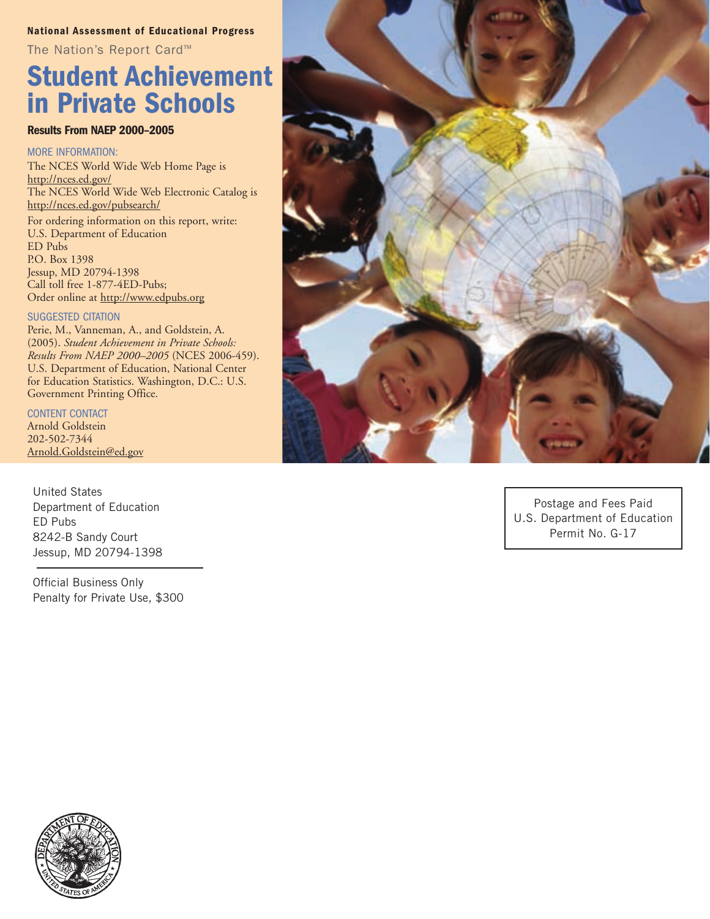**National Assessment of Educational Progress**

The Nation's Report Card™

# Student Achievement in Private Schools

**Results From NAEP 2000–2005**

MORE INFORMATION:

The NCES World Wide Web Home Page is http://nces.ed.gov/
The NCES World Wide Web Electronic Catalog is http://nces.ed.gov/pubsearch/

For ordering information on this report, write:
U.S. Department of Education
ED Pubs
P.O. Box 1398
Jessup, MD 20794-1398
Call toll free 1-877-4ED-Pubs;
Order online at http://www.edpubs.org

SUGGESTED CITATION

Perie, M., Vanneman, A., and Goldstein, A. (2005). *Student Achievement in Private Schools: Results From NAEP 2000–2005* (NCES 2006-459). U.S. Department of Education, National Center for Education Statistics. Washington, D.C.: U.S. Government Printing Office.

CONTENT CONTACT

Arnold Goldstein
202-502-7344
Arnold.Goldstein@ed.gov

United States
Department of Education
ED Pubs
8242-B Sandy Court
Jessup, MD 20794-1398

Official Business Only
Penalty for Private Use, $300

Postage and Fees Paid
U.S. Department of Education
Permit No. G-17